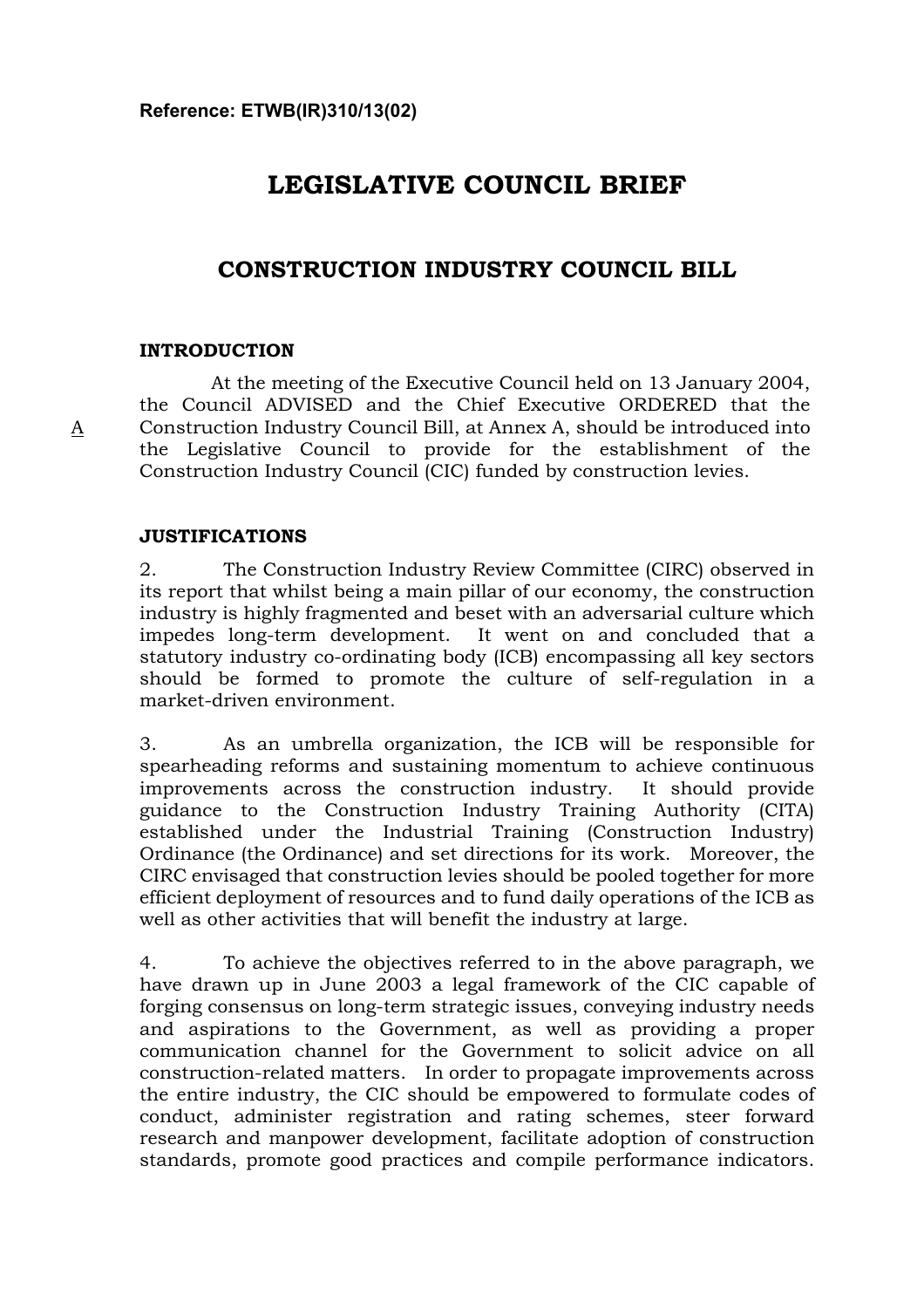**Reference: ETWB(IR)310/13(02)**

# LEGISLATIVE COUNCIL BRIEF

## CONSTRUCTION INDUSTRY COUNCIL BILL

### INTRODUCTION

A At the meeting of the Executive Council held on 13 January 2004, the Council ADVISED and the Chief Executive ORDERED that the Construction Industry Council Bill, at Annex A, should be introduced into the Legislative Council to provide for the establishment of the Construction Industry Council (CIC) funded by construction levies.

### JUSTIFICATIONS

2. The Construction Industry Review Committee (CIRC) observed in its report that whilst being a main pillar of our economy, the construction industry is highly fragmented and beset with an adversarial culture which impedes long-term development. It went on and concluded that a statutory industry co-ordinating body (ICB) encompassing all key sectors should be formed to promote the culture of self-regulation in a market-driven environment.

3. As an umbrella organization, the ICB will be responsible for spearheading reforms and sustaining momentum to achieve continuous improvements across the construction industry. It should provide guidance to the Construction Industry Training Authority (CITA) established under the Industrial Training (Construction Industry) Ordinance (the Ordinance) and set directions for its work. Moreover, the CIRC envisaged that construction levies should be pooled together for more efficient deployment of resources and to fund daily operations of the ICB as well as other activities that will benefit the industry at large.

4. To achieve the objectives referred to in the above paragraph, we have drawn up in June 2003 a legal framework of the CIC capable of forging consensus on long-term strategic issues, conveying industry needs and aspirations to the Government, as well as providing a proper communication channel for the Government to solicit advice on all construction-related matters. In order to propagate improvements across the entire industry, the CIC should be empowered to formulate codes of conduct, administer registration and rating schemes, steer forward research and manpower development, facilitate adoption of construction standards, promote good practices and compile performance indicators.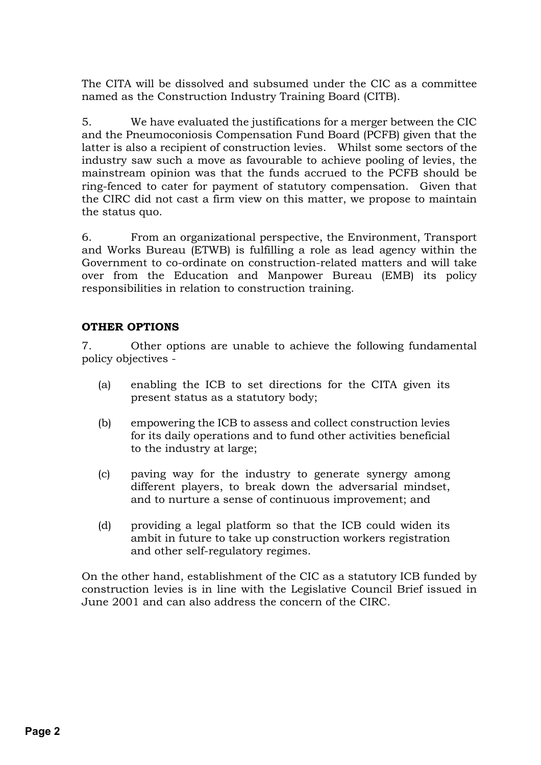The CITA will be dissolved and subsumed under the CIC as a committee named as the Construction Industry Training Board (CITB).

5. We have evaluated the justifications for a merger between the CIC and the Pneumoconiosis Compensation Fund Board (PCFB) given that the latter is also a recipient of construction levies. Whilst some sectors of the industry saw such a move as favourable to achieve pooling of levies, the mainstream opinion was that the funds accrued to the PCFB should be ring-fenced to cater for payment of statutory compensation. Given that the CIRC did not cast a firm view on this matter, we propose to maintain the status quo.

6. From an organizational perspective, the Environment, Transport and Works Bureau (ETWB) is fulfilling a role as lead agency within the Government to co-ordinate on construction-related matters and will take over from the Education and Manpower Bureau (EMB) its policy responsibilities in relation to construction training.

**OTHER OPTIONS**

7. Other options are unable to achieve the following fundamental policy objectives -

(a) enabling the ICB to set directions for the CITA given its present status as a statutory body;

(b) empowering the ICB to assess and collect construction levies for its daily operations and to fund other activities beneficial to the industry at large;

(c) paving way for the industry to generate synergy among different players, to break down the adversarial mindset, and to nurture a sense of continuous improvement; and

(d) providing a legal platform so that the ICB could widen its ambit in future to take up construction workers registration and other self-regulatory regimes.

On the other hand, establishment of the CIC as a statutory ICB funded by construction levies is in line with the Legislative Council Brief issued in June 2001 and can also address the concern of the CIRC.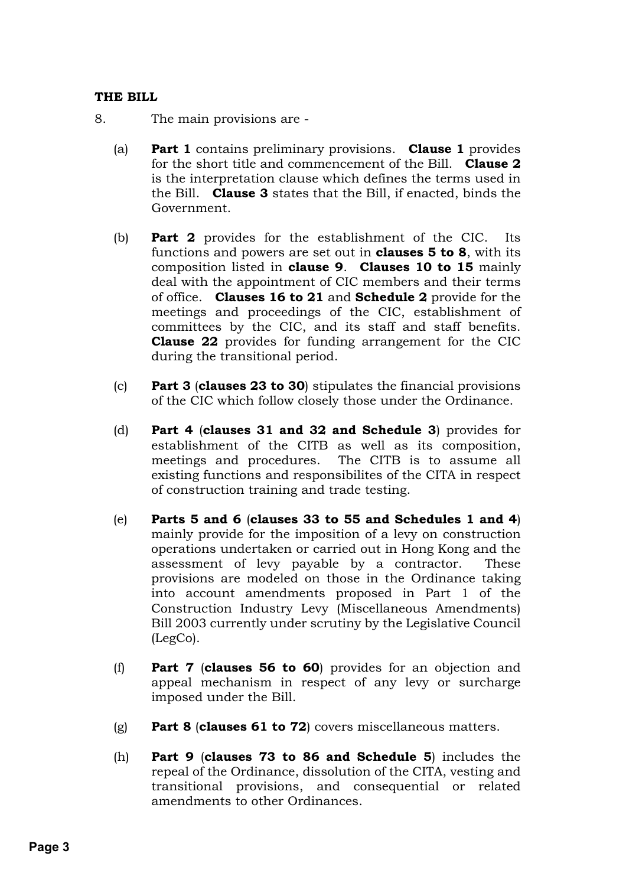**THE BILL**

8. The main provisions are -

(a) **Part 1** contains preliminary provisions. **Clause 1** provides for the short title and commencement of the Bill. **Clause 2** is the interpretation clause which defines the terms used in the Bill. **Clause 3** states that the Bill, if enacted, binds the Government.

(b) **Part 2** provides for the establishment of the CIC. Its functions and powers are set out in **clauses 5 to 8**, with its composition listed in **clause 9**. **Clauses 10 to 15** mainly deal with the appointment of CIC members and their terms of office. **Clauses 16 to 21** and **Schedule 2** provide for the meetings and proceedings of the CIC, establishment of committees by the CIC, and its staff and staff benefits. **Clause 22** provides for funding arrangement for the CIC during the transitional period.

(c) **Part 3** (**clauses 23 to 30**) stipulates the financial provisions of the CIC which follow closely those under the Ordinance.

(d) **Part 4** (**clauses 31 and 32 and Schedule 3**) provides for establishment of the CITB as well as its composition, meetings and procedures. The CITB is to assume all existing functions and responsibilites of the CITA in respect of construction training and trade testing.

(e) **Parts 5 and 6** (**clauses 33 to 55 and Schedules 1 and 4**) mainly provide for the imposition of a levy on construction operations undertaken or carried out in Hong Kong and the assessment of levy payable by a contractor. These provisions are modeled on those in the Ordinance taking into account amendments proposed in Part 1 of the Construction Industry Levy (Miscellaneous Amendments) Bill 2003 currently under scrutiny by the Legislative Council (LegCo).

(f) **Part 7** (**clauses 56 to 60**) provides for an objection and appeal mechanism in respect of any levy or surcharge imposed under the Bill.

(g) **Part 8** (**clauses 61 to 72**) covers miscellaneous matters.

(h) **Part 9** (**clauses 73 to 86 and Schedule 5**) includes the repeal of the Ordinance, dissolution of the CITA, vesting and transitional provisions, and consequential or related amendments to other Ordinances.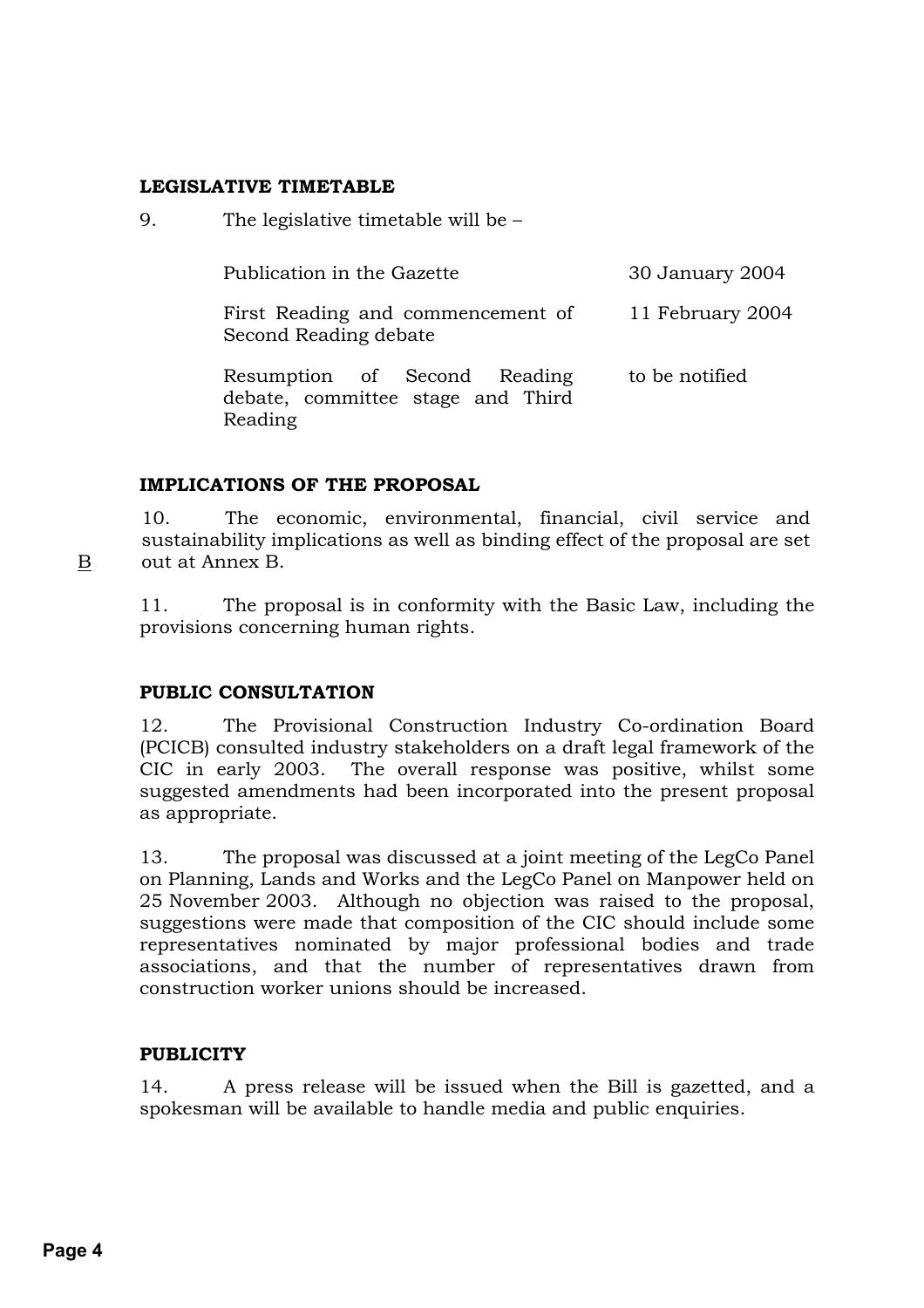**LEGISLATIVE TIMETABLE**

9. The legislative timetable will be –

| | |
|---|---|
| Publication in the Gazette | 30 January 2004 |
| First Reading and commencement of Second Reading debate | 11 February 2004 |
| Resumption of Second Reading debate, committee stage and Third Reading | to be notified |

**IMPLICATIONS OF THE PROPOSAL**

10. The economic, environmental, financial, civil service and sustainability implications as well as binding effect of the proposal are set out at Annex B.

B

11. The proposal is in conformity with the Basic Law, including the provisions concerning human rights.

**PUBLIC CONSULTATION**

12. The Provisional Construction Industry Co-ordination Board (PCICB) consulted industry stakeholders on a draft legal framework of the CIC in early 2003. The overall response was positive, whilst some suggested amendments had been incorporated into the present proposal as appropriate.

13. The proposal was discussed at a joint meeting of the LegCo Panel on Planning, Lands and Works and the LegCo Panel on Manpower held on 25 November 2003. Although no objection was raised to the proposal, suggestions were made that composition of the CIC should include some representatives nominated by major professional bodies and trade associations, and that the number of representatives drawn from construction worker unions should be increased.

**PUBLICITY**

14. A press release will be issued when the Bill is gazetted, and a spokesman will be available to handle media and public enquiries.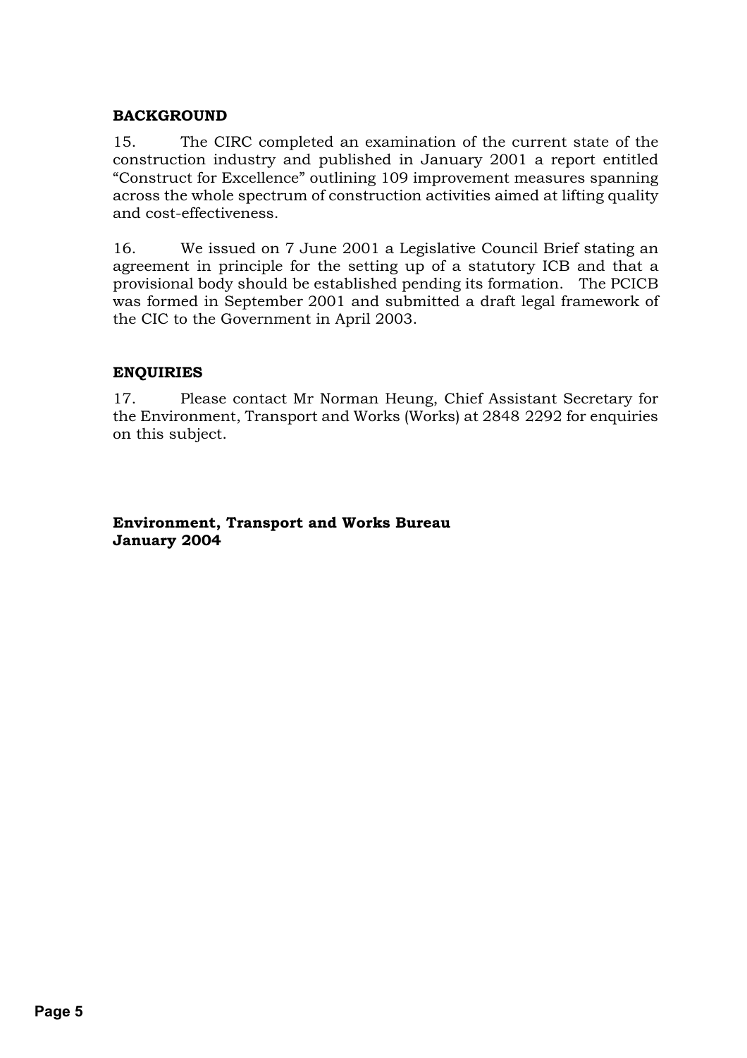## BACKGROUND

15. The CIRC completed an examination of the current state of the construction industry and published in January 2001 a report entitled "Construct for Excellence" outlining 109 improvement measures spanning across the whole spectrum of construction activities aimed at lifting quality and cost-effectiveness.

16. We issued on 7 June 2001 a Legislative Council Brief stating an agreement in principle for the setting up of a statutory ICB and that a provisional body should be established pending its formation. The PCICB was formed in September 2001 and submitted a draft legal framework of the CIC to the Government in April 2003.

## ENQUIRIES

17. Please contact Mr Norman Heung, Chief Assistant Secretary for the Environment, Transport and Works (Works) at 2848 2292 for enquiries on this subject.

**Environment, Transport and Works Bureau**
**January 2004**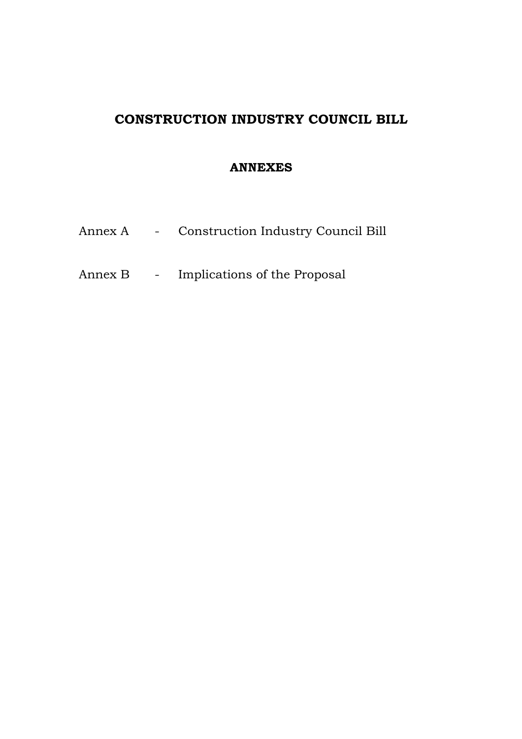# CONSTRUCTION INDUSTRY COUNCIL BILL

## ANNEXES

Annex A - Construction Industry Council Bill

Annex B - Implications of the Proposal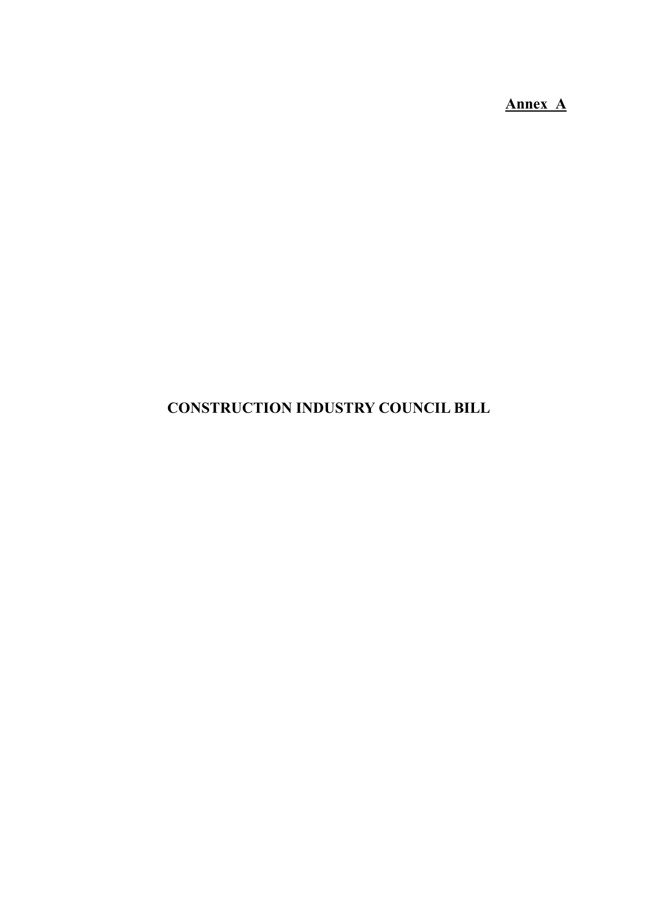**Annex A**

# CONSTRUCTION INDUSTRY COUNCIL BILL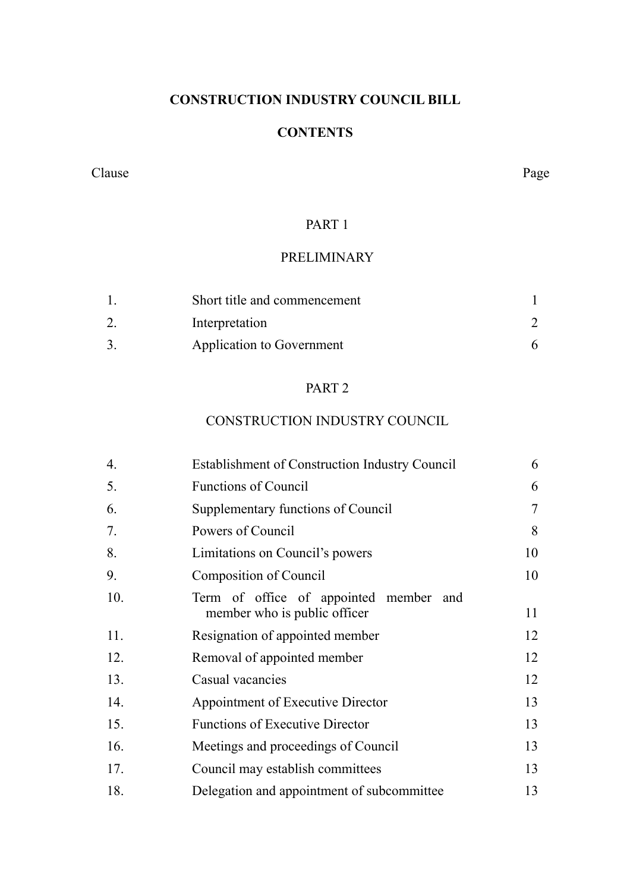# CONSTRUCTION INDUSTRY COUNCIL BILL

## CONTENTS

| Clause | | Page |
|---|---|---|
| | **PART 1** | |
| | **PRELIMINARY** | |
| 1. | Short title and commencement | 1 |
| 2. | Interpretation | 2 |
| 3. | Application to Government | 6 |
| | **PART 2** | |
| | **CONSTRUCTION INDUSTRY COUNCIL** | |
| 4. | Establishment of Construction Industry Council | 6 |
| 5. | Functions of Council | 6 |
| 6. | Supplementary functions of Council | 7 |
| 7. | Powers of Council | 8 |
| 8. | Limitations on Council's powers | 10 |
| 9. | Composition of Council | 10 |
| 10. | Term of office of appointed member and member who is public officer | 11 |
| 11. | Resignation of appointed member | 12 |
| 12. | Removal of appointed member | 12 |
| 13. | Casual vacancies | 12 |
| 14. | Appointment of Executive Director | 13 |
| 15. | Functions of Executive Director | 13 |
| 16. | Meetings and proceedings of Council | 13 |
| 17. | Council may establish committees | 13 |
| 18. | Delegation and appointment of subcommittee | 13 |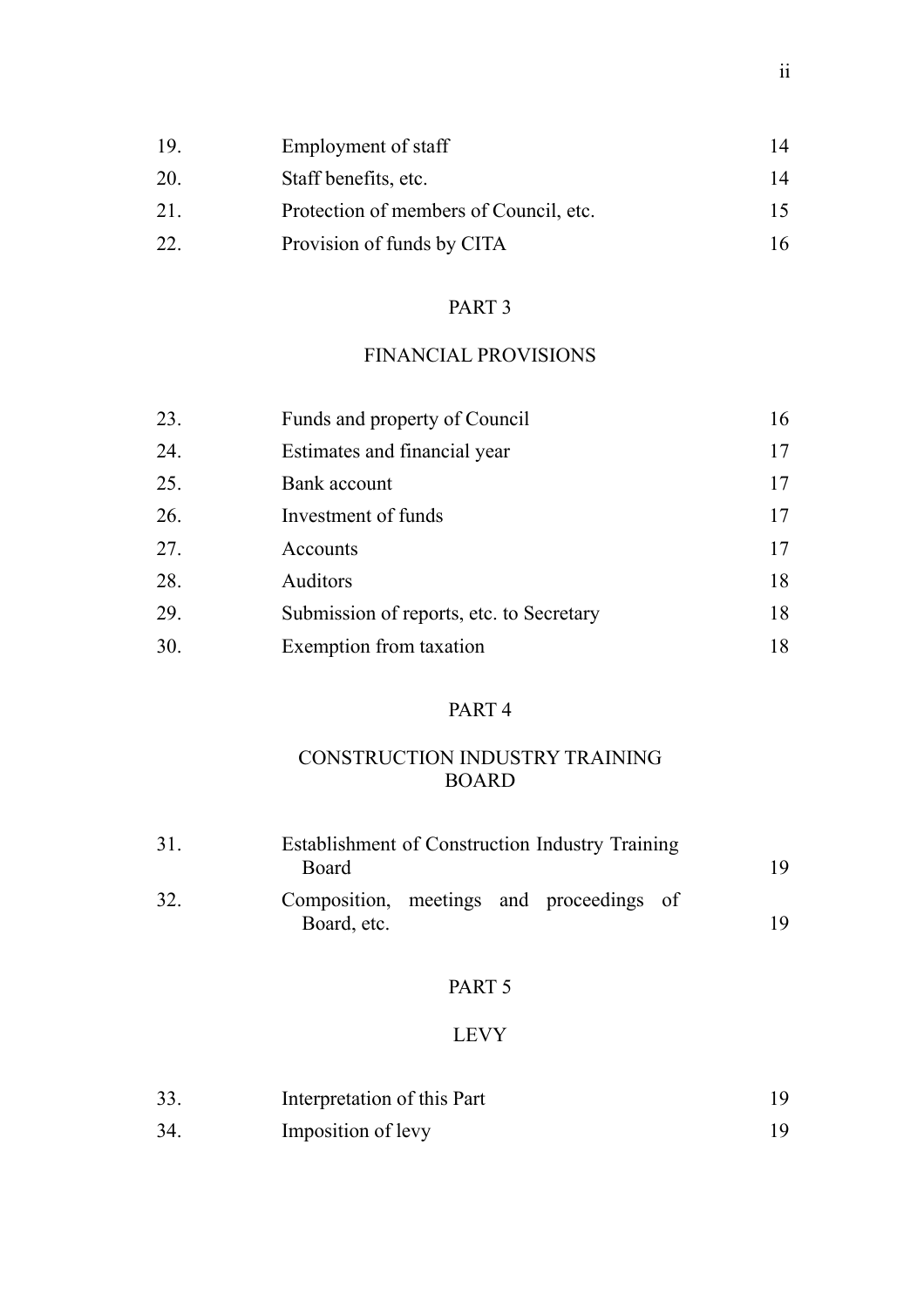| | | |
|---|---|---|
| 19. | Employment of staff | 14 |
| 20. | Staff benefits, etc. | 14 |
| 21. | Protection of members of Council, etc. | 15 |
| 22. | Provision of funds by CITA | 16 |

PART 3

FINANCIAL PROVISIONS

| | | |
|---|---|---|
| 23. | Funds and property of Council | 16 |
| 24. | Estimates and financial year | 17 |
| 25. | Bank account | 17 |
| 26. | Investment of funds | 17 |
| 27. | Accounts | 17 |
| 28. | Auditors | 18 |
| 29. | Submission of reports, etc. to Secretary | 18 |
| 30. | Exemption from taxation | 18 |

PART 4

CONSTRUCTION INDUSTRY TRAINING BOARD

| | | |
|---|---|---|
| 31. | Establishment of Construction Industry Training Board | 19 |
| 32. | Composition, meetings and proceedings of Board, etc. | 19 |

PART 5

LEVY

| | | |
|---|---|---|
| 33. | Interpretation of this Part | 19 |
| 34. | Imposition of levy | 19 |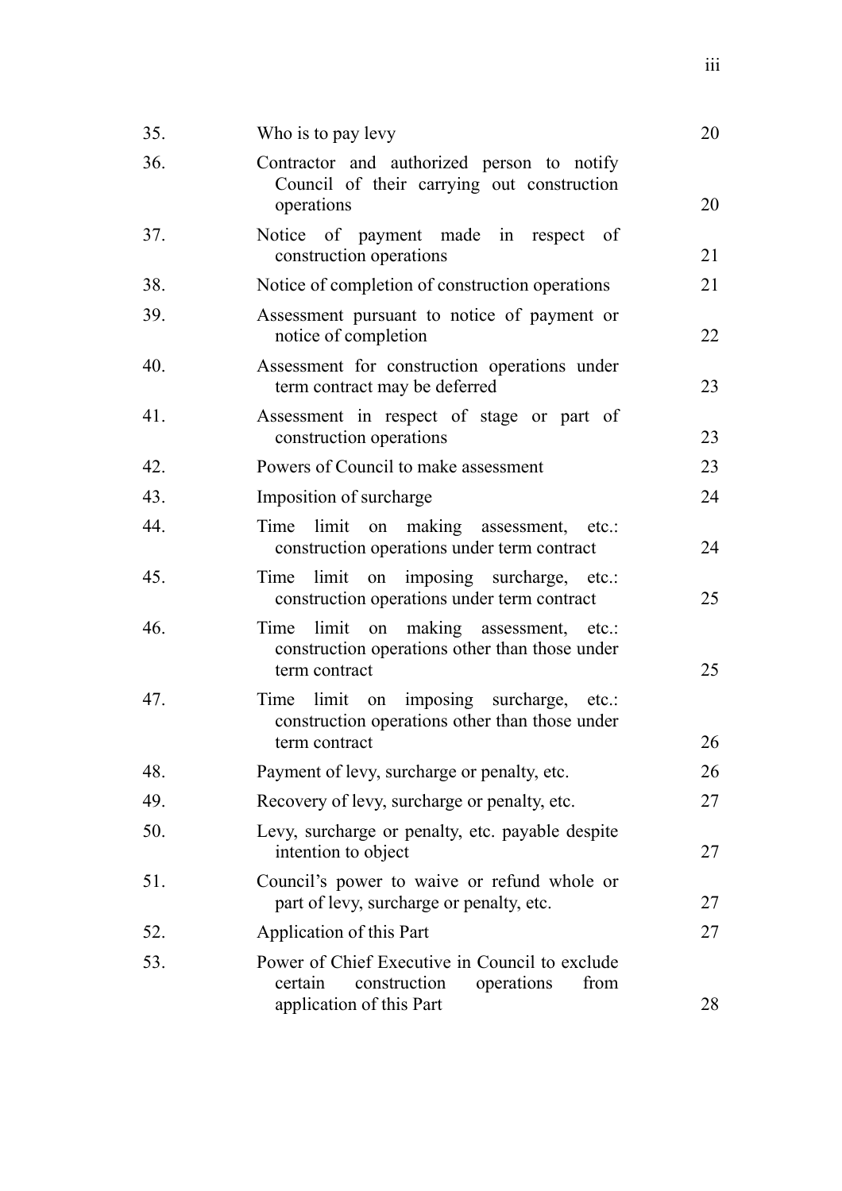| | | |
|---|---|---|
| 35. | Who is to pay levy | 20 |
| 36. | Contractor and authorized person to notify Council of their carrying out construction operations | 20 |
| 37. | Notice of payment made in respect of construction operations | 21 |
| 38. | Notice of completion of construction operations | 21 |
| 39. | Assessment pursuant to notice of payment or notice of completion | 22 |
| 40. | Assessment for construction operations under term contract may be deferred | 23 |
| 41. | Assessment in respect of stage or part of construction operations | 23 |
| 42. | Powers of Council to make assessment | 23 |
| 43. | Imposition of surcharge | 24 |
| 44. | Time limit on making assessment, etc.: construction operations under term contract | 24 |
| 45. | Time limit on imposing surcharge, etc.: construction operations under term contract | 25 |
| 46. | Time limit on making assessment, etc.: construction operations other than those under term contract | 25 |
| 47. | Time limit on imposing surcharge, etc.: construction operations other than those under term contract | 26 |
| 48. | Payment of levy, surcharge or penalty, etc. | 26 |
| 49. | Recovery of levy, surcharge or penalty, etc. | 27 |
| 50. | Levy, surcharge or penalty, etc. payable despite intention to object | 27 |
| 51. | Council's power to waive or refund whole or part of levy, surcharge or penalty, etc. | 27 |
| 52. | Application of this Part | 27 |
| 53. | Power of Chief Executive in Council to exclude certain construction operations from application of this Part | 28 |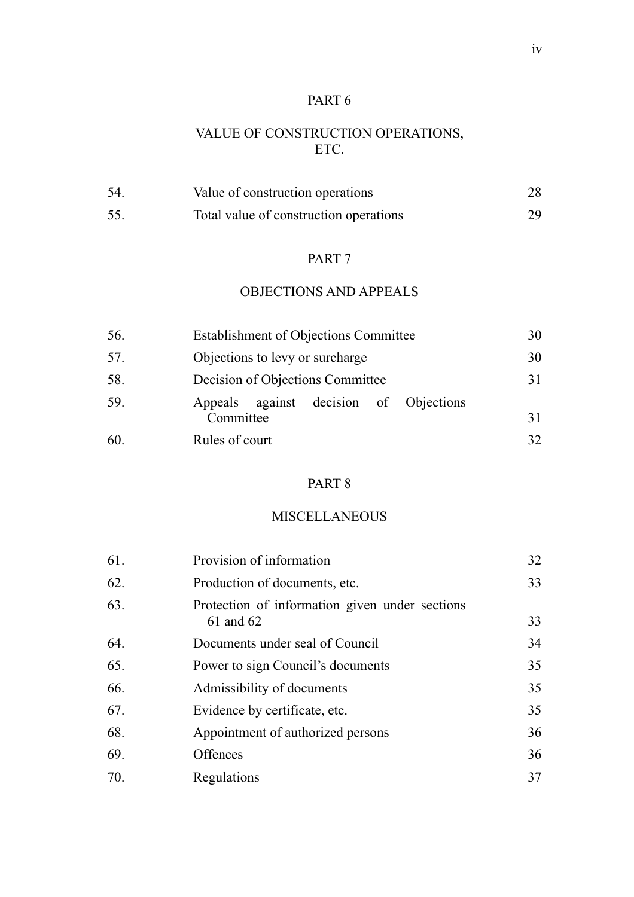## PART 6

## VALUE OF CONSTRUCTION OPERATIONS, ETC.

| | | |
|---|---|---|
| 54. | Value of construction operations | 28 |
| 55. | Total value of construction operations | 29 |

## PART 7

## OBJECTIONS AND APPEALS

| | | |
|---|---|---|
| 56. | Establishment of Objections Committee | 30 |
| 57. | Objections to levy or surcharge | 30 |
| 58. | Decision of Objections Committee | 31 |
| 59. | Appeals against decision of Objections Committee | 31 |
| 60. | Rules of court | 32 |

## PART 8

## MISCELLANEOUS

| | | |
|---|---|---|
| 61. | Provision of information | 32 |
| 62. | Production of documents, etc. | 33 |
| 63. | Protection of information given under sections 61 and 62 | 33 |
| 64. | Documents under seal of Council | 34 |
| 65. | Power to sign Council's documents | 35 |
| 66. | Admissibility of documents | 35 |
| 67. | Evidence by certificate, etc. | 35 |
| 68. | Appointment of authorized persons | 36 |
| 69. | Offences | 36 |
| 70. | Regulations | 37 |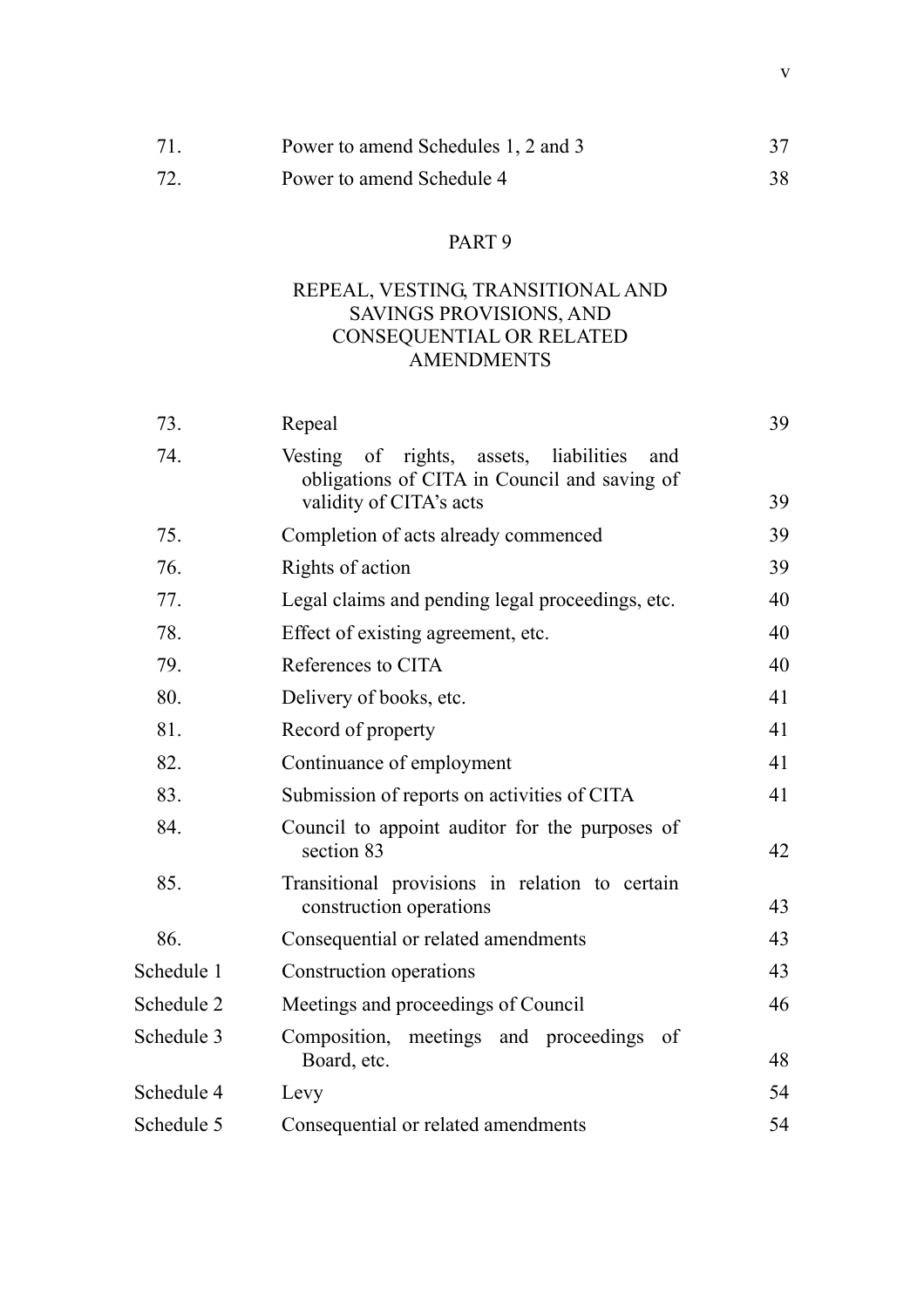| | | |
|---|---|---|
| 71. | Power to amend Schedules 1, 2 and 3 | 37 |
| 72. | Power to amend Schedule 4 | 38 |

## PART 9

## REPEAL, VESTING, TRANSITIONAL AND SAVINGS PROVISIONS, AND CONSEQUENTIAL OR RELATED AMENDMENTS

| | | |
|---|---|---|
| 73. | Repeal | 39 |
| 74. | Vesting of rights, assets, liabilities and obligations of CITA in Council and saving of validity of CITA's acts | 39 |
| 75. | Completion of acts already commenced | 39 |
| 76. | Rights of action | 39 |
| 77. | Legal claims and pending legal proceedings, etc. | 40 |
| 78. | Effect of existing agreement, etc. | 40 |
| 79. | References to CITA | 40 |
| 80. | Delivery of books, etc. | 41 |
| 81. | Record of property | 41 |
| 82. | Continuance of employment | 41 |
| 83. | Submission of reports on activities of CITA | 41 |
| 84. | Council to appoint auditor for the purposes of section 83 | 42 |
| 85. | Transitional provisions in relation to certain construction operations | 43 |
| 86. | Consequential or related amendments | 43 |
| Schedule 1 | Construction operations | 43 |
| Schedule 2 | Meetings and proceedings of Council | 46 |
| Schedule 3 | Composition, meetings and proceedings of Board, etc. | 48 |
| Schedule 4 | Levy | 54 |
| Schedule 5 | Consequential or related amendments | 54 |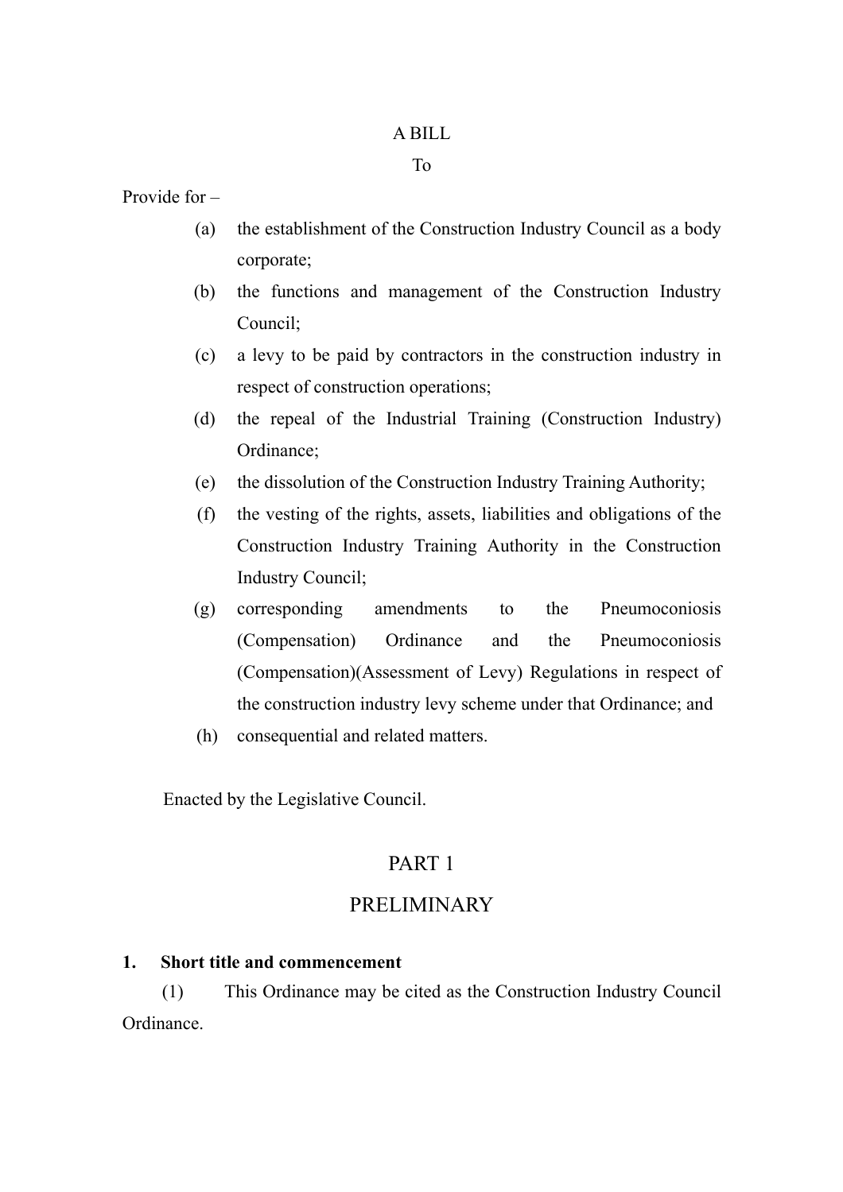A BILL

To

Provide for –

(a) the establishment of the Construction Industry Council as a body corporate;

(b) the functions and management of the Construction Industry Council;

(c) a levy to be paid by contractors in the construction industry in respect of construction operations;

(d) the repeal of the Industrial Training (Construction Industry) Ordinance;

(e) the dissolution of the Construction Industry Training Authority;

(f) the vesting of the rights, assets, liabilities and obligations of the Construction Industry Training Authority in the Construction Industry Council;

(g) corresponding amendments to the Pneumoconiosis (Compensation) Ordinance and the Pneumoconiosis (Compensation)(Assessment of Levy) Regulations in respect of the construction industry levy scheme under that Ordinance; and

(h) consequential and related matters.

Enacted by the Legislative Council.

## PART 1

## PRELIMINARY

**1. Short title and commencement**

(1) This Ordinance may be cited as the Construction Industry Council Ordinance.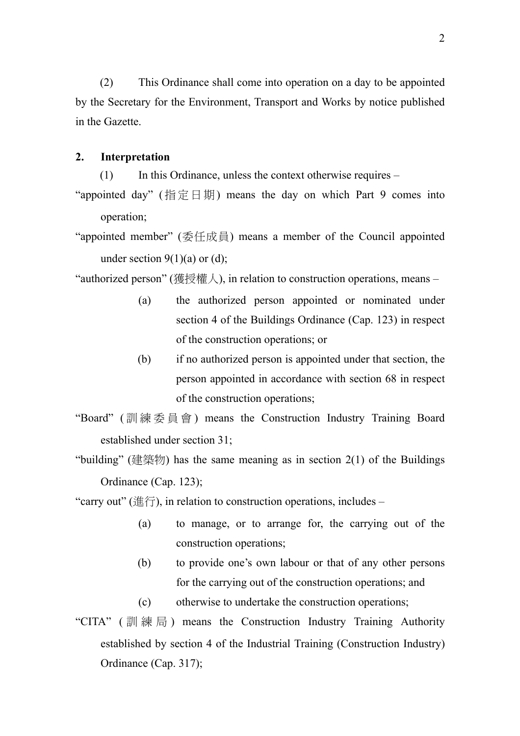(2) This Ordinance shall come into operation on a day to be appointed by the Secretary for the Environment, Transport and Works by notice published in the Gazette.

**2. Interpretation**

(1) In this Ordinance, unless the context otherwise requires –

"appointed day" (指定日期) means the day on which Part 9 comes into operation;

"appointed member" (委任成員) means a member of the Council appointed under section 9(1)(a) or (d);

"authorized person" (獲授權人), in relation to construction operations, means –

- (a) the authorized person appointed or nominated under section 4 of the Buildings Ordinance (Cap. 123) in respect of the construction operations; or
- (b) if no authorized person is appointed under that section, the person appointed in accordance with section 68 in respect of the construction operations;

"Board" (訓練委員會) means the Construction Industry Training Board established under section 31;

"building" (建築物) has the same meaning as in section 2(1) of the Buildings Ordinance (Cap. 123);

"carry out" (進行), in relation to construction operations, includes –

- (a) to manage, or to arrange for, the carrying out of the construction operations;
- (b) to provide one's own labour or that of any other persons for the carrying out of the construction operations; and
- (c) otherwise to undertake the construction operations;

"CITA" (訓練局) means the Construction Industry Training Authority established by section 4 of the Industrial Training (Construction Industry) Ordinance (Cap. 317);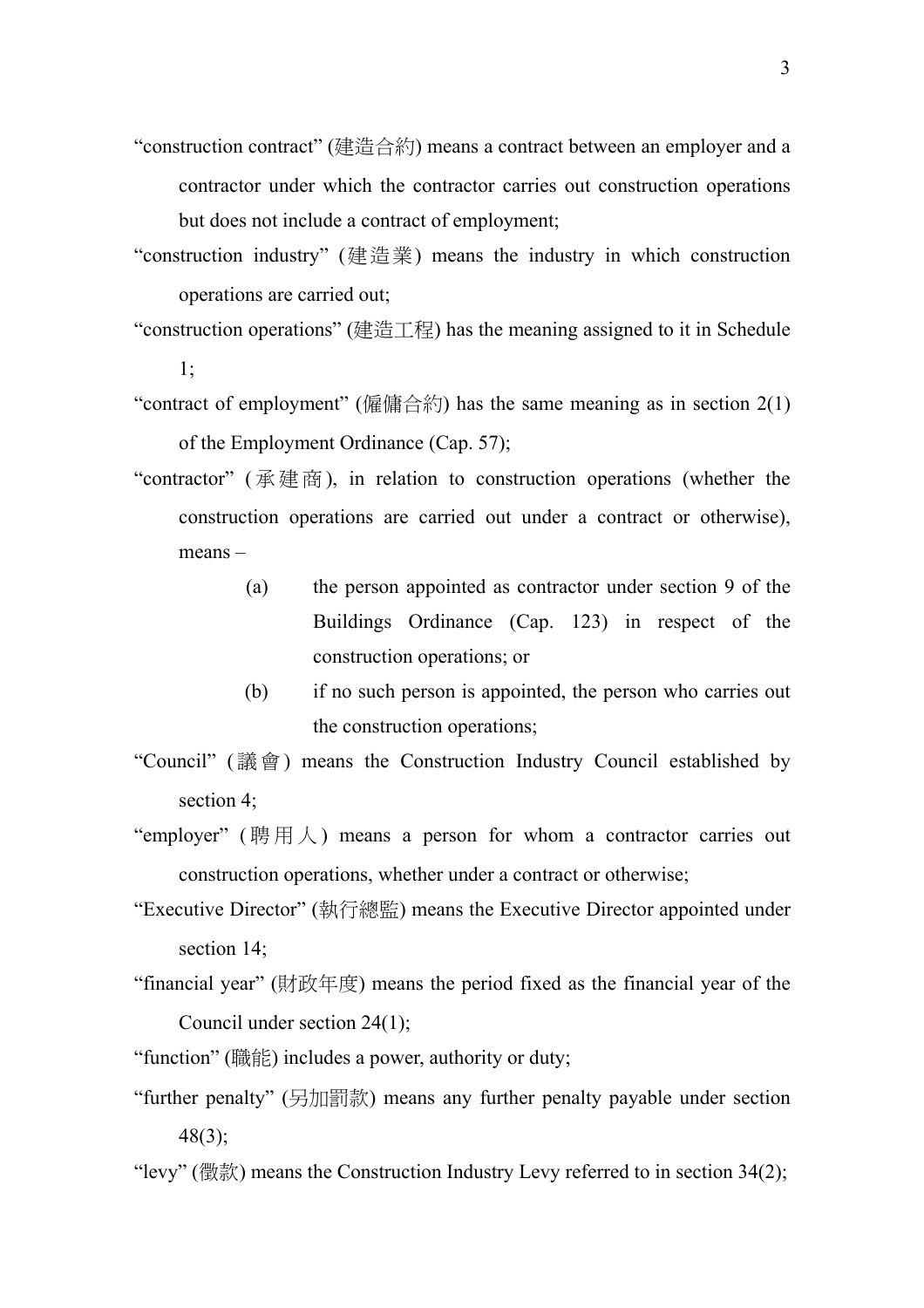"construction contract" (建造合約) means a contract between an employer and a contractor under which the contractor carries out construction operations but does not include a contract of employment;

"construction industry" (建造業) means the industry in which construction operations are carried out;

"construction operations" (建造工程) has the meaning assigned to it in Schedule 1;

"contract of employment" (僱傭合約) has the same meaning as in section 2(1) of the Employment Ordinance (Cap. 57);

"contractor" (承建商), in relation to construction operations (whether the construction operations are carried out under a contract or otherwise), means –

- (a) the person appointed as contractor under section 9 of the Buildings Ordinance (Cap. 123) in respect of the construction operations; or
- (b) if no such person is appointed, the person who carries out the construction operations;

"Council" (議會) means the Construction Industry Council established by section 4;

"employer" (聘用人) means a person for whom a contractor carries out construction operations, whether under a contract or otherwise;

"Executive Director" (執行總監) means the Executive Director appointed under section 14;

"financial year" (財政年度) means the period fixed as the financial year of the Council under section 24(1);

"function" (職能) includes a power, authority or duty;

"further penalty" (另加罰款) means any further penalty payable under section 48(3);

"levy" (徵款) means the Construction Industry Levy referred to in section 34(2);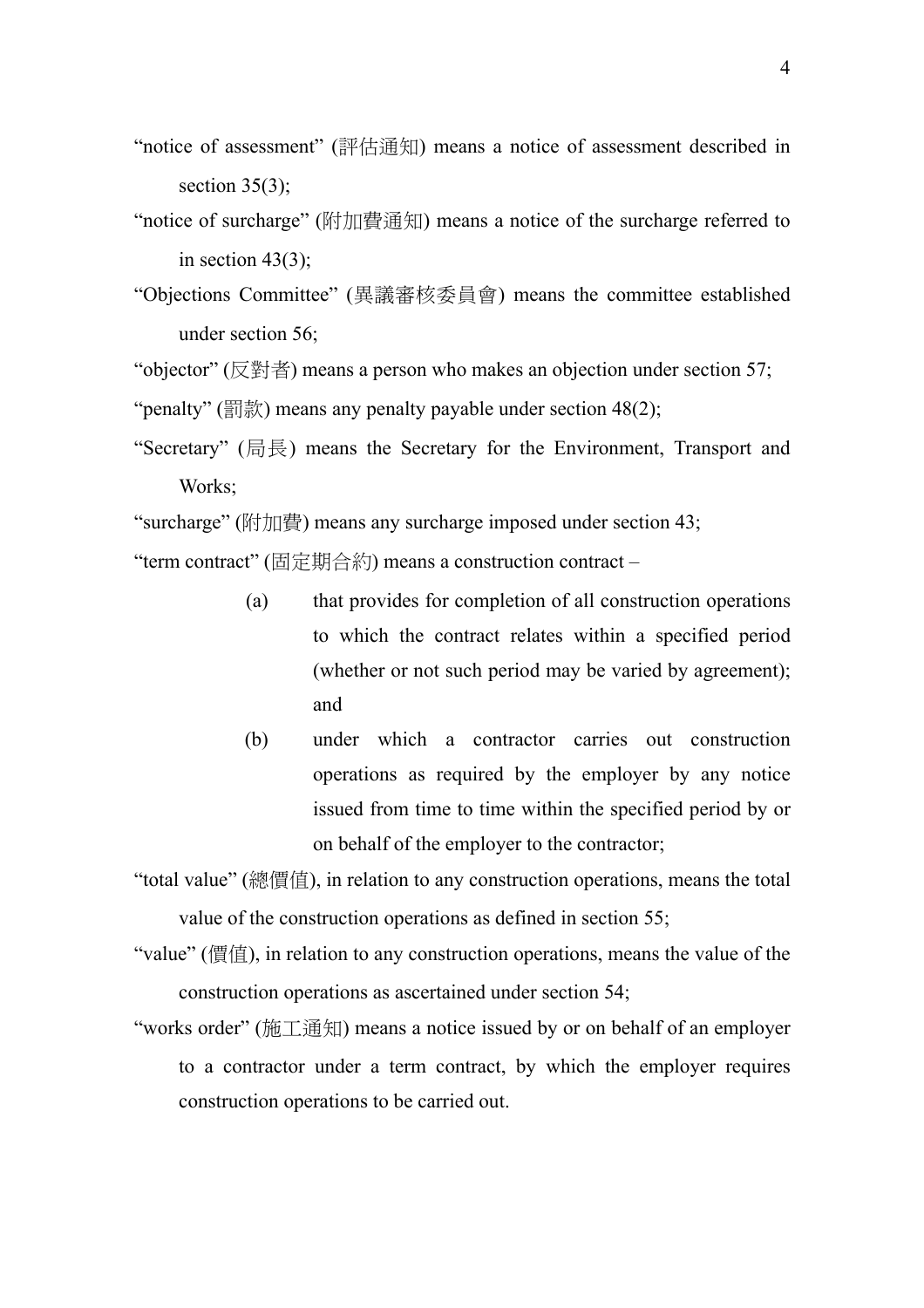"notice of assessment" (評估通知) means a notice of assessment described in section 35(3);

"notice of surcharge" (附加費通知) means a notice of the surcharge referred to in section 43(3);

"Objections Committee" (異議審核委員會) means the committee established under section 56;

"objector" (反對者) means a person who makes an objection under section 57;

"penalty" (罰款) means any penalty payable under section 48(2);

"Secretary" (局長) means the Secretary for the Environment, Transport and Works;

"surcharge" (附加費) means any surcharge imposed under section 43;

"term contract" (固定期合約) means a construction contract –

- (a) that provides for completion of all construction operations to which the contract relates within a specified period (whether or not such period may be varied by agreement); and
- (b) under which a contractor carries out construction operations as required by the employer by any notice issued from time to time within the specified period by or on behalf of the employer to the contractor;

"total value" (總價值), in relation to any construction operations, means the total value of the construction operations as defined in section 55;

"value" (價值), in relation to any construction operations, means the value of the construction operations as ascertained under section 54;

"works order" (施工通知) means a notice issued by or on behalf of an employer to a contractor under a term contract, by which the employer requires construction operations to be carried out.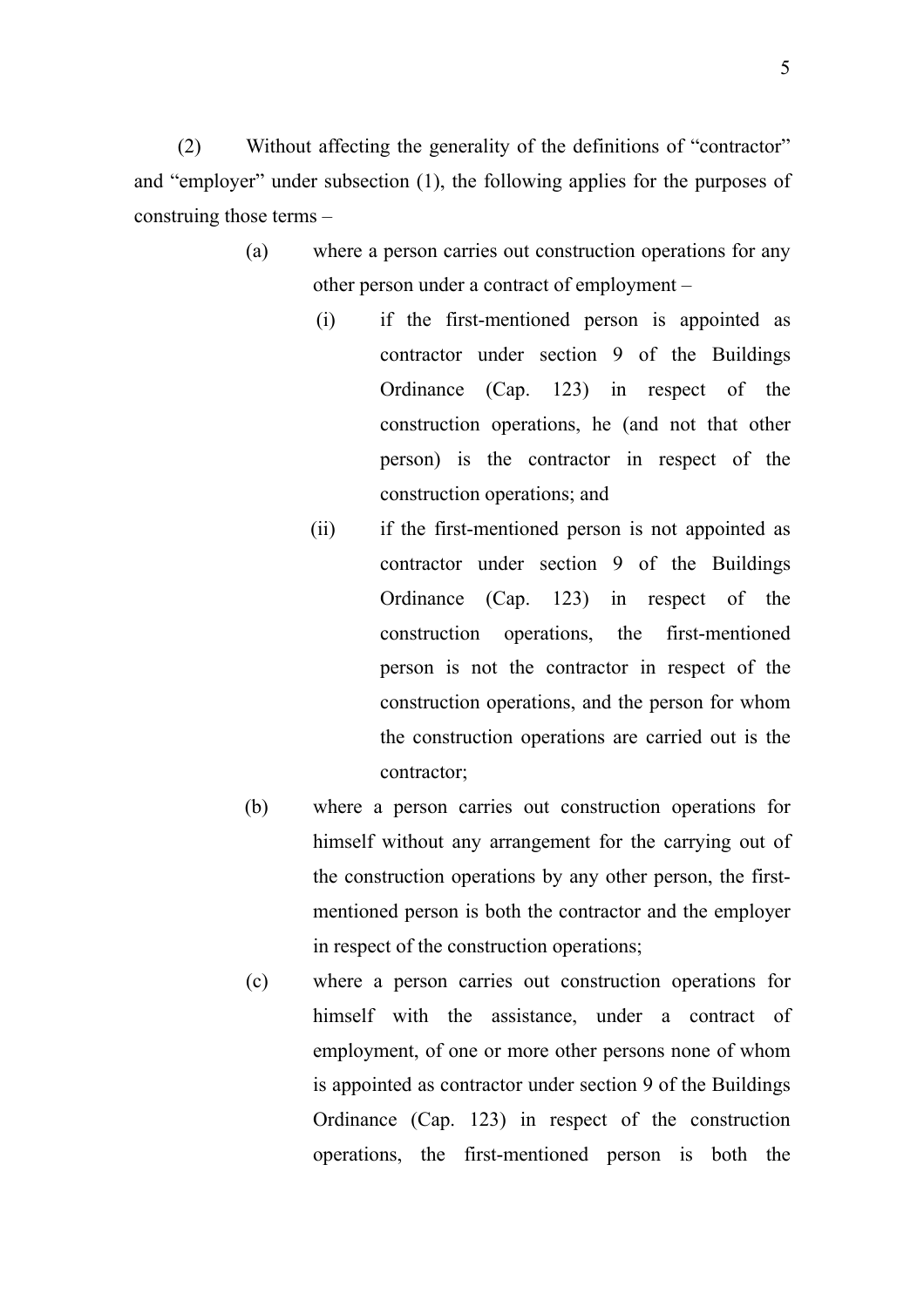(2) Without affecting the generality of the definitions of "contractor" and "employer" under subsection (1), the following applies for the purposes of construing those terms –

- (a) where a person carries out construction operations for any other person under a contract of employment –
  - (i) if the first-mentioned person is appointed as contractor under section 9 of the Buildings Ordinance (Cap. 123) in respect of the construction operations, he (and not that other person) is the contractor in respect of the construction operations; and
  - (ii) if the first-mentioned person is not appointed as contractor under section 9 of the Buildings Ordinance (Cap. 123) in respect of the construction operations, the first-mentioned person is not the contractor in respect of the construction operations, and the person for whom the construction operations are carried out is the contractor;
- (b) where a person carries out construction operations for himself without any arrangement for the carrying out of the construction operations by any other person, the first-mentioned person is both the contractor and the employer in respect of the construction operations;
- (c) where a person carries out construction operations for himself with the assistance, under a contract of employment, of one or more other persons none of whom is appointed as contractor under section 9 of the Buildings Ordinance (Cap. 123) in respect of the construction operations, the first-mentioned person is both the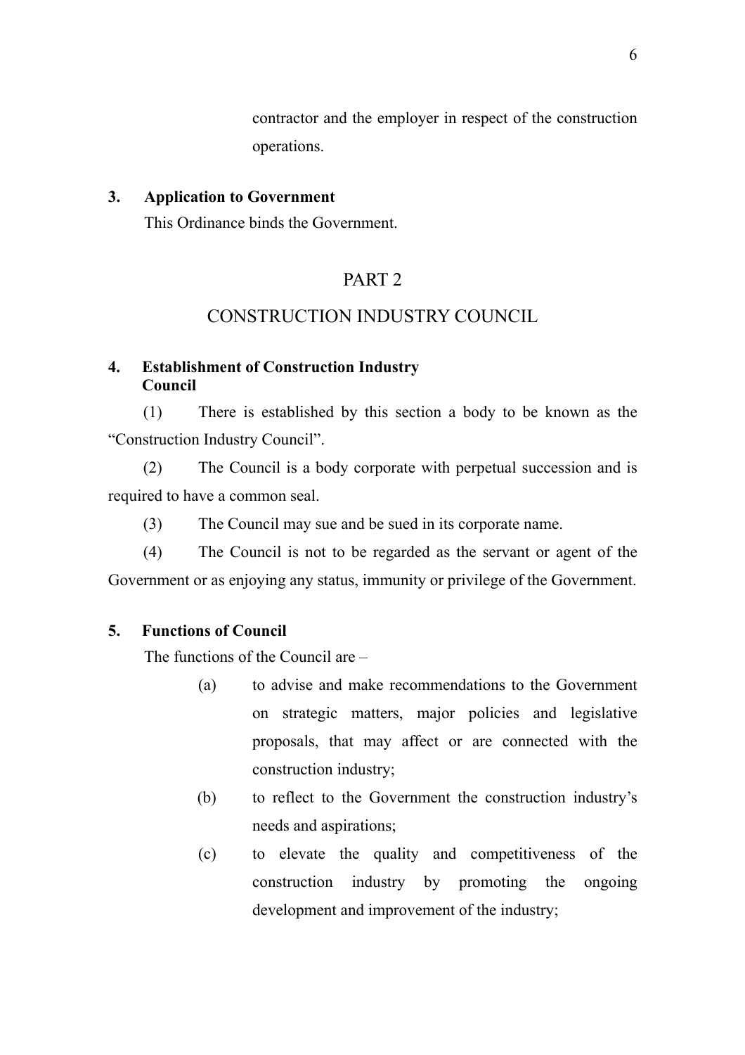contractor and the employer in respect of the construction operations.

**3. Application to Government**

This Ordinance binds the Government.

## PART 2

## CONSTRUCTION INDUSTRY COUNCIL

**4. Establishment of Construction Industry Council**

(1) There is established by this section a body to be known as the "Construction Industry Council".

(2) The Council is a body corporate with perpetual succession and is required to have a common seal.

(3) The Council may sue and be sued in its corporate name.

(4) The Council is not to be regarded as the servant or agent of the Government or as enjoying any status, immunity or privilege of the Government.

**5. Functions of Council**

The functions of the Council are –

(a) to advise and make recommendations to the Government on strategic matters, major policies and legislative proposals, that may affect or are connected with the construction industry;

(b) to reflect to the Government the construction industry's needs and aspirations;

(c) to elevate the quality and competitiveness of the construction industry by promoting the ongoing development and improvement of the industry;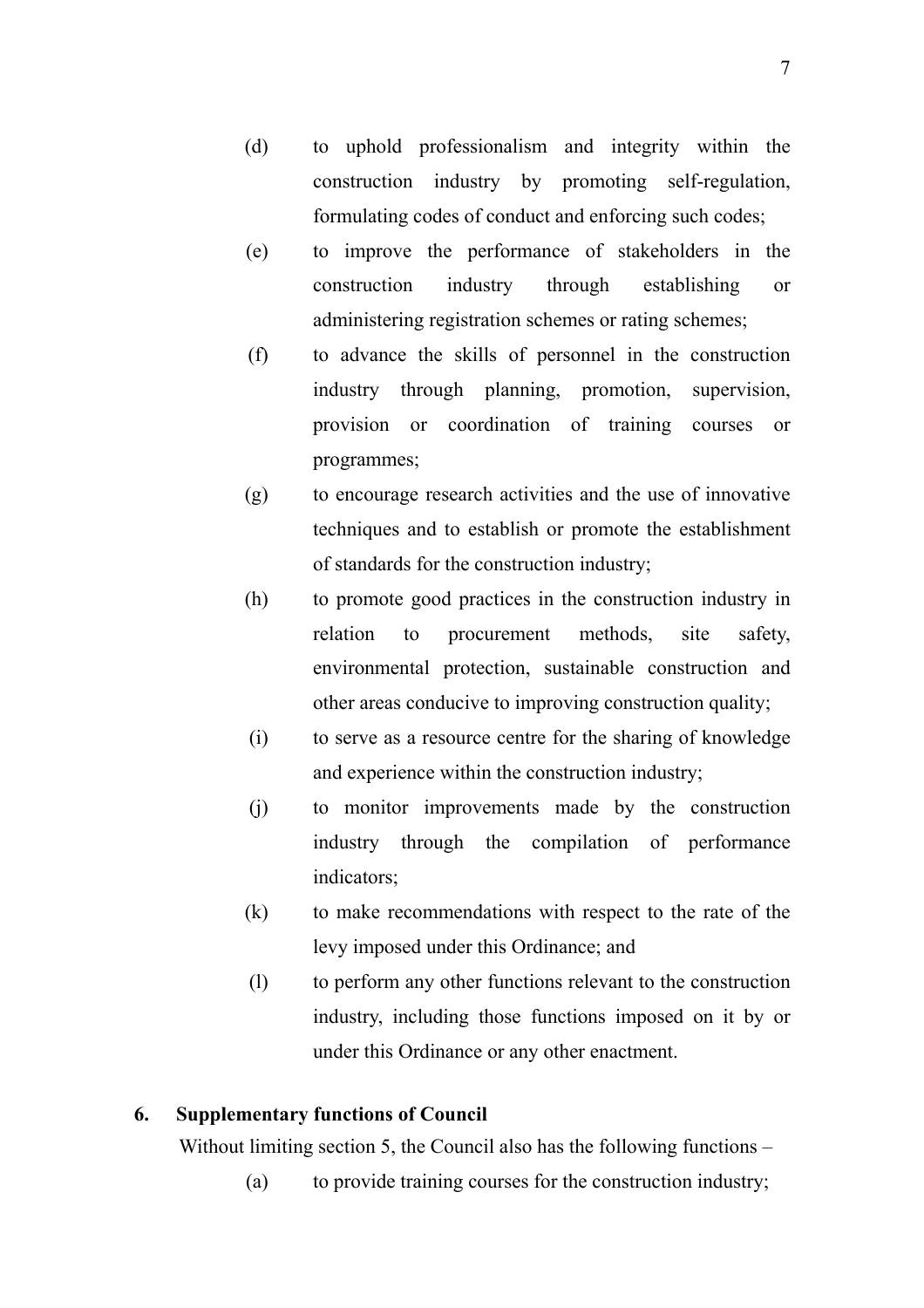(d) to uphold professionalism and integrity within the construction industry by promoting self-regulation, formulating codes of conduct and enforcing such codes;

(e) to improve the performance of stakeholders in the construction industry through establishing or administering registration schemes or rating schemes;

(f) to advance the skills of personnel in the construction industry through planning, promotion, supervision, provision or coordination of training courses or programmes;

(g) to encourage research activities and the use of innovative techniques and to establish or promote the establishment of standards for the construction industry;

(h) to promote good practices in the construction industry in relation to procurement methods, site safety, environmental protection, sustainable construction and other areas conducive to improving construction quality;

(i) to serve as a resource centre for the sharing of knowledge and experience within the construction industry;

(j) to monitor improvements made by the construction industry through the compilation of performance indicators;

(k) to make recommendations with respect to the rate of the levy imposed under this Ordinance; and

(l) to perform any other functions relevant to the construction industry, including those functions imposed on it by or under this Ordinance or any other enactment.

**6. Supplementary functions of Council**

Without limiting section 5, the Council also has the following functions –

(a) to provide training courses for the construction industry;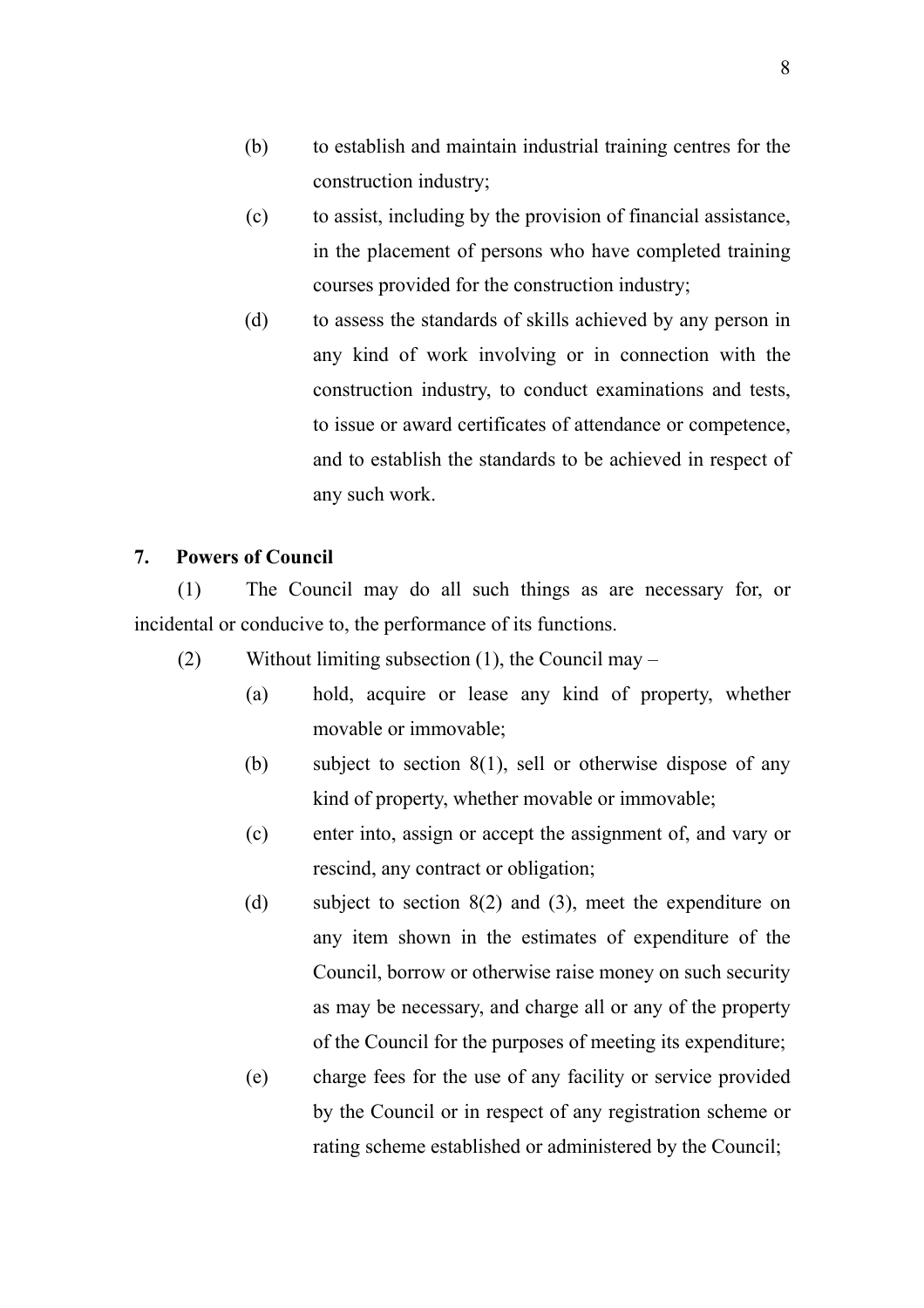(b) to establish and maintain industrial training centres for the construction industry;

(c) to assist, including by the provision of financial assistance, in the placement of persons who have completed training courses provided for the construction industry;

(d) to assess the standards of skills achieved by any person in any kind of work involving or in connection with the construction industry, to conduct examinations and tests, to issue or award certificates of attendance or competence, and to establish the standards to be achieved in respect of any such work.

**7. Powers of Council**

(1) The Council may do all such things as are necessary for, or incidental or conducive to, the performance of its functions.

(2) Without limiting subsection (1), the Council may –

(a) hold, acquire or lease any kind of property, whether movable or immovable;

(b) subject to section 8(1), sell or otherwise dispose of any kind of property, whether movable or immovable;

(c) enter into, assign or accept the assignment of, and vary or rescind, any contract or obligation;

(d) subject to section 8(2) and (3), meet the expenditure on any item shown in the estimates of expenditure of the Council, borrow or otherwise raise money on such security as may be necessary, and charge all or any of the property of the Council for the purposes of meeting its expenditure;

(e) charge fees for the use of any facility or service provided by the Council or in respect of any registration scheme or rating scheme established or administered by the Council;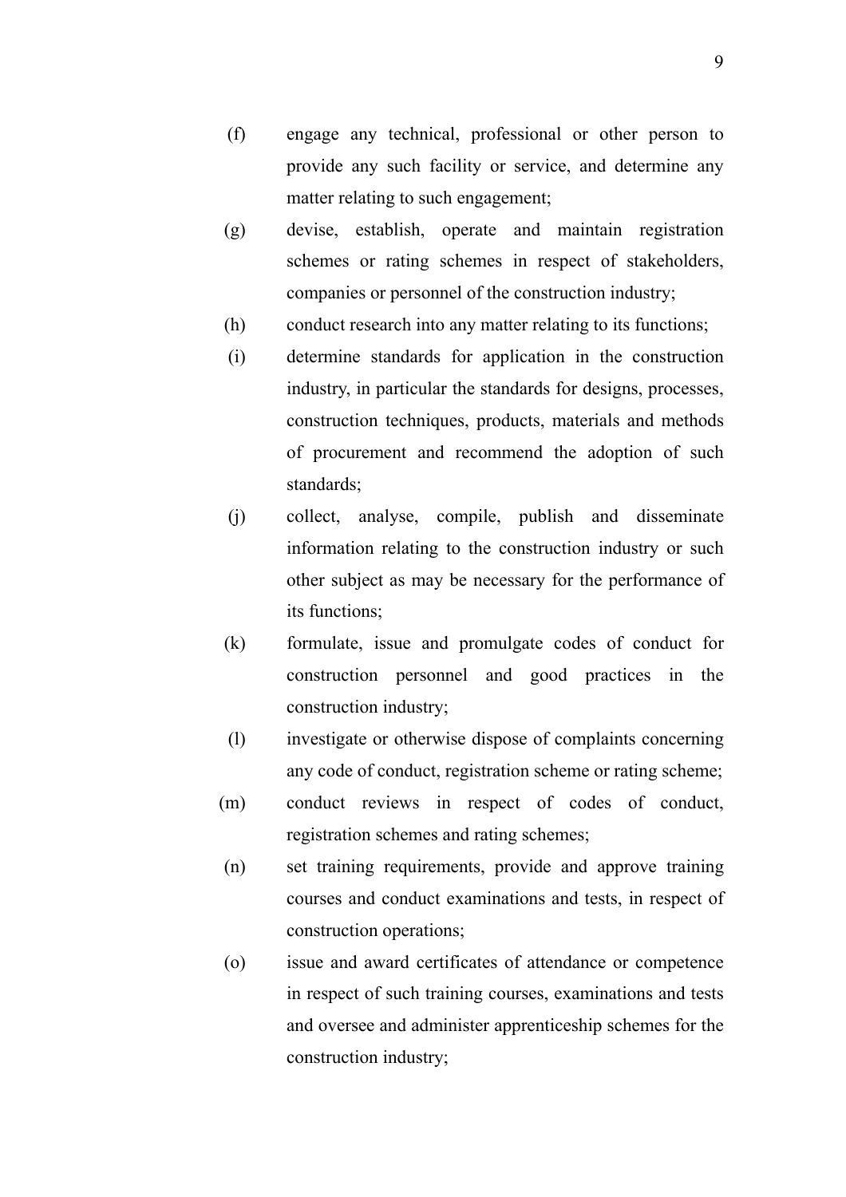(f) engage any technical, professional or other person to provide any such facility or service, and determine any matter relating to such engagement;

(g) devise, establish, operate and maintain registration schemes or rating schemes in respect of stakeholders, companies or personnel of the construction industry;

(h) conduct research into any matter relating to its functions;

(i) determine standards for application in the construction industry, in particular the standards for designs, processes, construction techniques, products, materials and methods of procurement and recommend the adoption of such standards;

(j) collect, analyse, compile, publish and disseminate information relating to the construction industry or such other subject as may be necessary for the performance of its functions;

(k) formulate, issue and promulgate codes of conduct for construction personnel and good practices in the construction industry;

(l) investigate or otherwise dispose of complaints concerning any code of conduct, registration scheme or rating scheme;

(m) conduct reviews in respect of codes of conduct, registration schemes and rating schemes;

(n) set training requirements, provide and approve training courses and conduct examinations and tests, in respect of construction operations;

(o) issue and award certificates of attendance or competence in respect of such training courses, examinations and tests and oversee and administer apprenticeship schemes for the construction industry;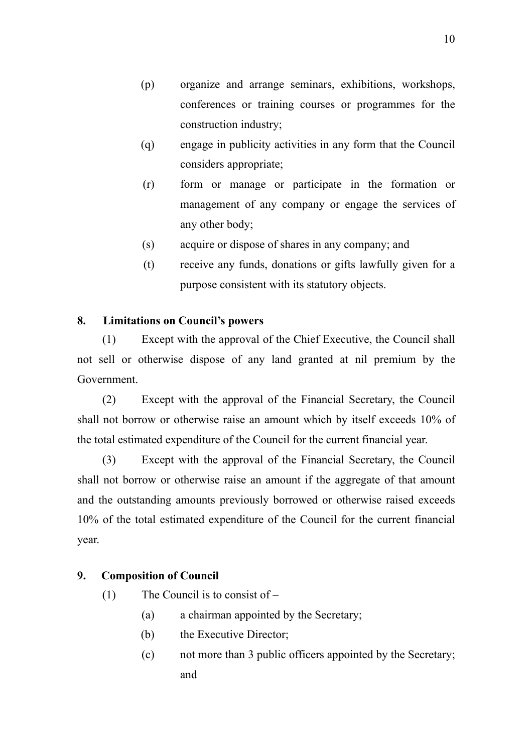(p) organize and arrange seminars, exhibitions, workshops, conferences or training courses or programmes for the construction industry;

(q) engage in publicity activities in any form that the Council considers appropriate;

(r) form or manage or participate in the formation or management of any company or engage the services of any other body;

(s) acquire or dispose of shares in any company; and

(t) receive any funds, donations or gifts lawfully given for a purpose consistent with its statutory objects.

**8. Limitations on Council's powers**

(1) Except with the approval of the Chief Executive, the Council shall not sell or otherwise dispose of any land granted at nil premium by the Government.

(2) Except with the approval of the Financial Secretary, the Council shall not borrow or otherwise raise an amount which by itself exceeds 10% of the total estimated expenditure of the Council for the current financial year.

(3) Except with the approval of the Financial Secretary, the Council shall not borrow or otherwise raise an amount if the aggregate of that amount and the outstanding amounts previously borrowed or otherwise raised exceeds 10% of the total estimated expenditure of the Council for the current financial year.

**9. Composition of Council**

(1) The Council is to consist of –

(a) a chairman appointed by the Secretary;

(b) the Executive Director;

(c) not more than 3 public officers appointed by the Secretary; and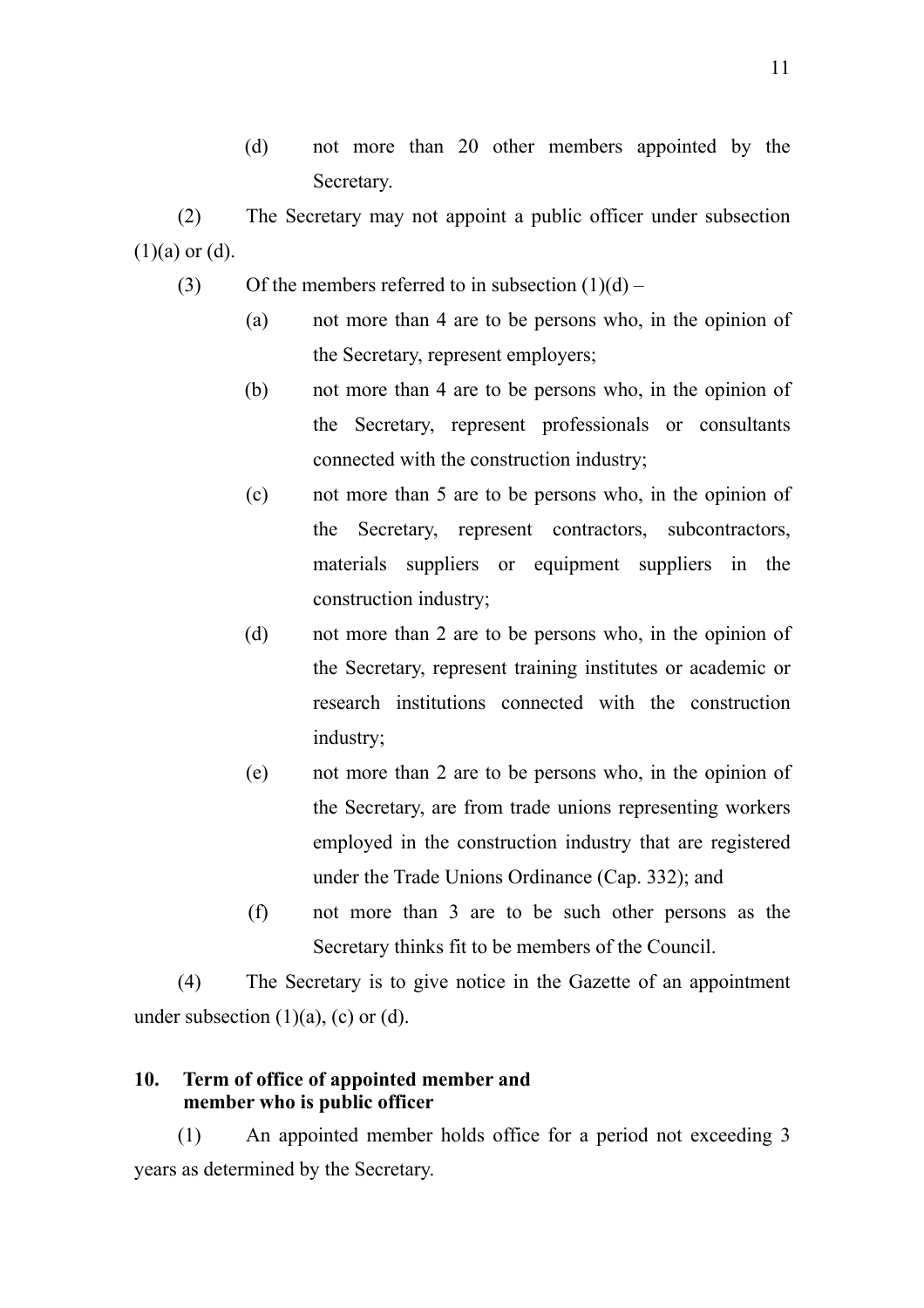(d) not more than 20 other members appointed by the Secretary.

(2) The Secretary may not appoint a public officer under subsection (1)(a) or (d).

(3) Of the members referred to in subsection (1)(d) –

(a) not more than 4 are to be persons who, in the opinion of the Secretary, represent employers;

(b) not more than 4 are to be persons who, in the opinion of the Secretary, represent professionals or consultants connected with the construction industry;

(c) not more than 5 are to be persons who, in the opinion of the Secretary, represent contractors, subcontractors, materials suppliers or equipment suppliers in the construction industry;

(d) not more than 2 are to be persons who, in the opinion of the Secretary, represent training institutes or academic or research institutions connected with the construction industry;

(e) not more than 2 are to be persons who, in the opinion of the Secretary, are from trade unions representing workers employed in the construction industry that are registered under the Trade Unions Ordinance (Cap. 332); and

(f) not more than 3 are to be such other persons as the Secretary thinks fit to be members of the Council.

(4) The Secretary is to give notice in the Gazette of an appointment under subsection (1)(a), (c) or (d).

**10. Term of office of appointed member and member who is public officer**

(1) An appointed member holds office for a period not exceeding 3 years as determined by the Secretary.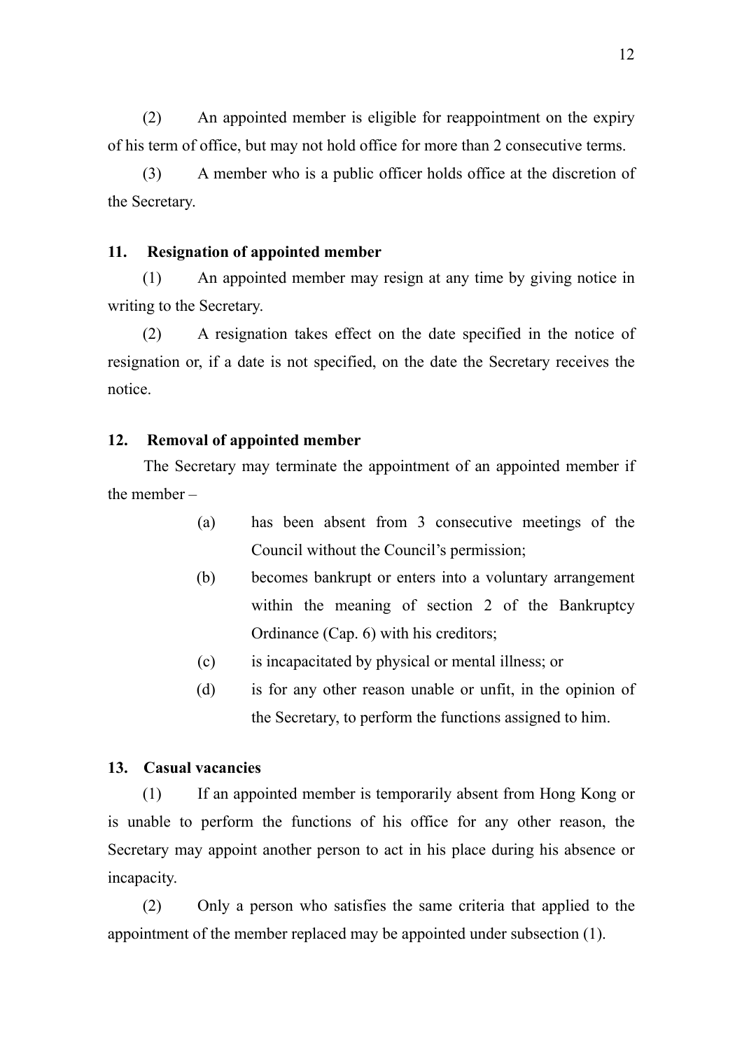(2) An appointed member is eligible for reappointment on the expiry of his term of office, but may not hold office for more than 2 consecutive terms.

(3) A member who is a public officer holds office at the discretion of the Secretary.

### 11. Resignation of appointed member

(1) An appointed member may resign at any time by giving notice in writing to the Secretary.

(2) A resignation takes effect on the date specified in the notice of resignation or, if a date is not specified, on the date the Secretary receives the notice.

### 12. Removal of appointed member

The Secretary may terminate the appointment of an appointed member if the member –

- (a) has been absent from 3 consecutive meetings of the Council without the Council's permission;
- (b) becomes bankrupt or enters into a voluntary arrangement within the meaning of section 2 of the Bankruptcy Ordinance (Cap. 6) with his creditors;
- (c) is incapacitated by physical or mental illness; or
- (d) is for any other reason unable or unfit, in the opinion of the Secretary, to perform the functions assigned to him.

### 13. Casual vacancies

(1) If an appointed member is temporarily absent from Hong Kong or is unable to perform the functions of his office for any other reason, the Secretary may appoint another person to act in his place during his absence or incapacity.

(2) Only a person who satisfies the same criteria that applied to the appointment of the member replaced may be appointed under subsection (1).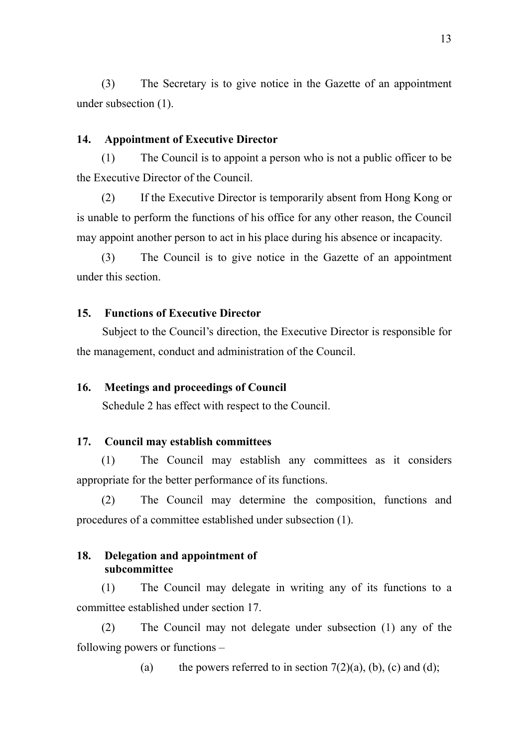(3) The Secretary is to give notice in the Gazette of an appointment under subsection (1).

### 14. Appointment of Executive Director

(1) The Council is to appoint a person who is not a public officer to be the Executive Director of the Council.

(2) If the Executive Director is temporarily absent from Hong Kong or is unable to perform the functions of his office for any other reason, the Council may appoint another person to act in his place during his absence or incapacity.

(3) The Council is to give notice in the Gazette of an appointment under this section.

### 15. Functions of Executive Director

Subject to the Council's direction, the Executive Director is responsible for the management, conduct and administration of the Council.

### 16. Meetings and proceedings of Council

Schedule 2 has effect with respect to the Council.

### 17. Council may establish committees

(1) The Council may establish any committees as it considers appropriate for the better performance of its functions.

(2) The Council may determine the composition, functions and procedures of a committee established under subsection (1).

### 18. Delegation and appointment of subcommittee

(1) The Council may delegate in writing any of its functions to a committee established under section 17.

(2) The Council may not delegate under subsection (1) any of the following powers or functions –

(a) the powers referred to in section 7(2)(a), (b), (c) and (d);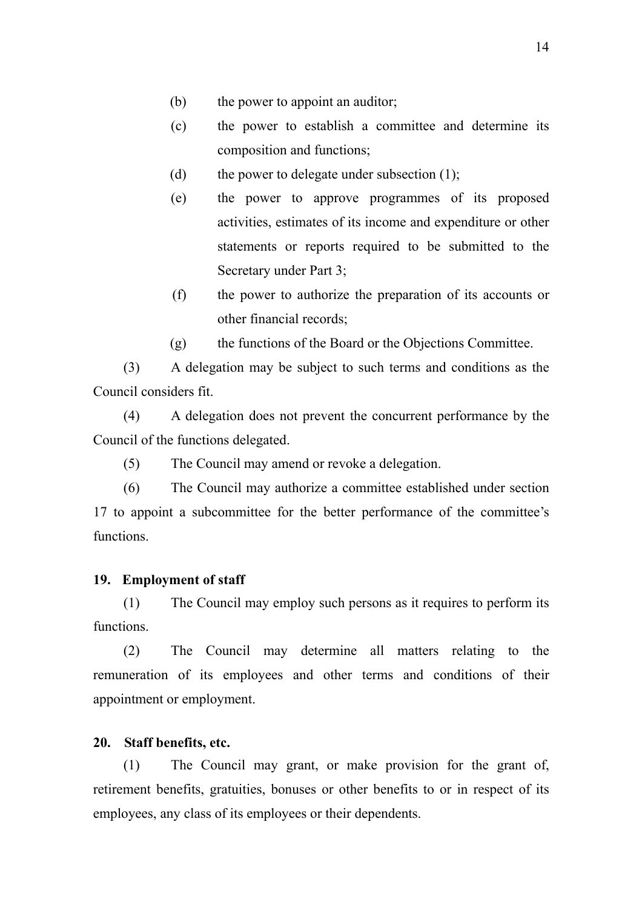(b) the power to appoint an auditor;

(c) the power to establish a committee and determine its composition and functions;

(d) the power to delegate under subsection (1);

(e) the power to approve programmes of its proposed activities, estimates of its income and expenditure or other statements or reports required to be submitted to the Secretary under Part 3;

(f) the power to authorize the preparation of its accounts or other financial records;

(g) the functions of the Board or the Objections Committee.

(3) A delegation may be subject to such terms and conditions as the Council considers fit.

(4) A delegation does not prevent the concurrent performance by the Council of the functions delegated.

(5) The Council may amend or revoke a delegation.

(6) The Council may authorize a committee established under section 17 to appoint a subcommittee for the better performance of the committee's functions.

**19. Employment of staff**

(1) The Council may employ such persons as it requires to perform its functions.

(2) The Council may determine all matters relating to the remuneration of its employees and other terms and conditions of their appointment or employment.

**20. Staff benefits, etc.**

(1) The Council may grant, or make provision for the grant of, retirement benefits, gratuities, bonuses or other benefits to or in respect of its employees, any class of its employees or their dependents.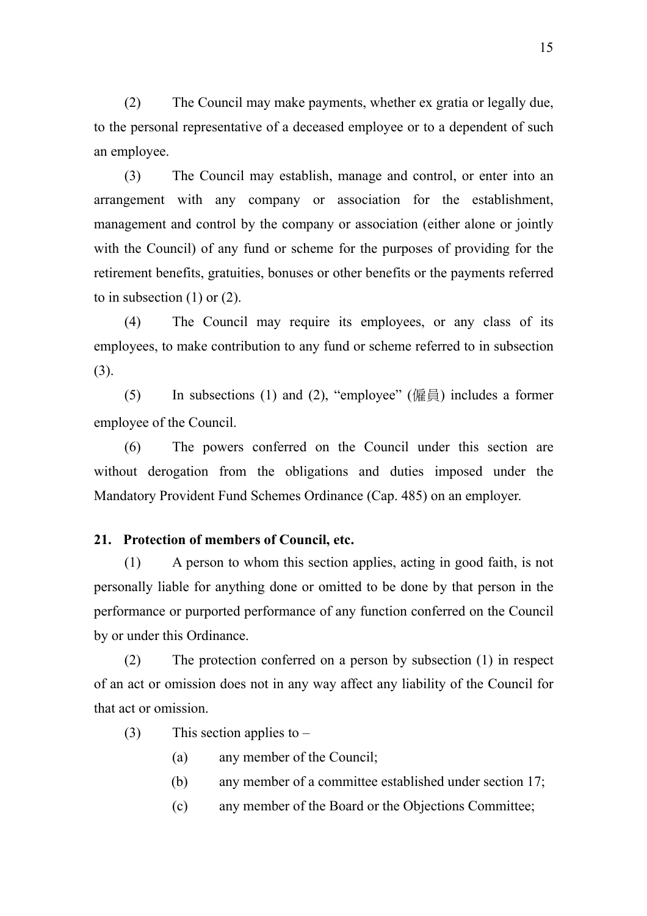(2) The Council may make payments, whether ex gratia or legally due, to the personal representative of a deceased employee or to a dependent of such an employee.

(3) The Council may establish, manage and control, or enter into an arrangement with any company or association for the establishment, management and control by the company or association (either alone or jointly with the Council) of any fund or scheme for the purposes of providing for the retirement benefits, gratuities, bonuses or other benefits or the payments referred to in subsection (1) or (2).

(4) The Council may require its employees, or any class of its employees, to make contribution to any fund or scheme referred to in subsection (3).

(5) In subsections (1) and (2), "employee" (僱員) includes a former employee of the Council.

(6) The powers conferred on the Council under this section are without derogation from the obligations and duties imposed under the Mandatory Provident Fund Schemes Ordinance (Cap. 485) on an employer.

**21. Protection of members of Council, etc.**

(1) A person to whom this section applies, acting in good faith, is not personally liable for anything done or omitted to be done by that person in the performance or purported performance of any function conferred on the Council by or under this Ordinance.

(2) The protection conferred on a person by subsection (1) in respect of an act or omission does not in any way affect any liability of the Council for that act or omission.

(3) This section applies to –

(a) any member of the Council;

(b) any member of a committee established under section 17;

(c) any member of the Board or the Objections Committee;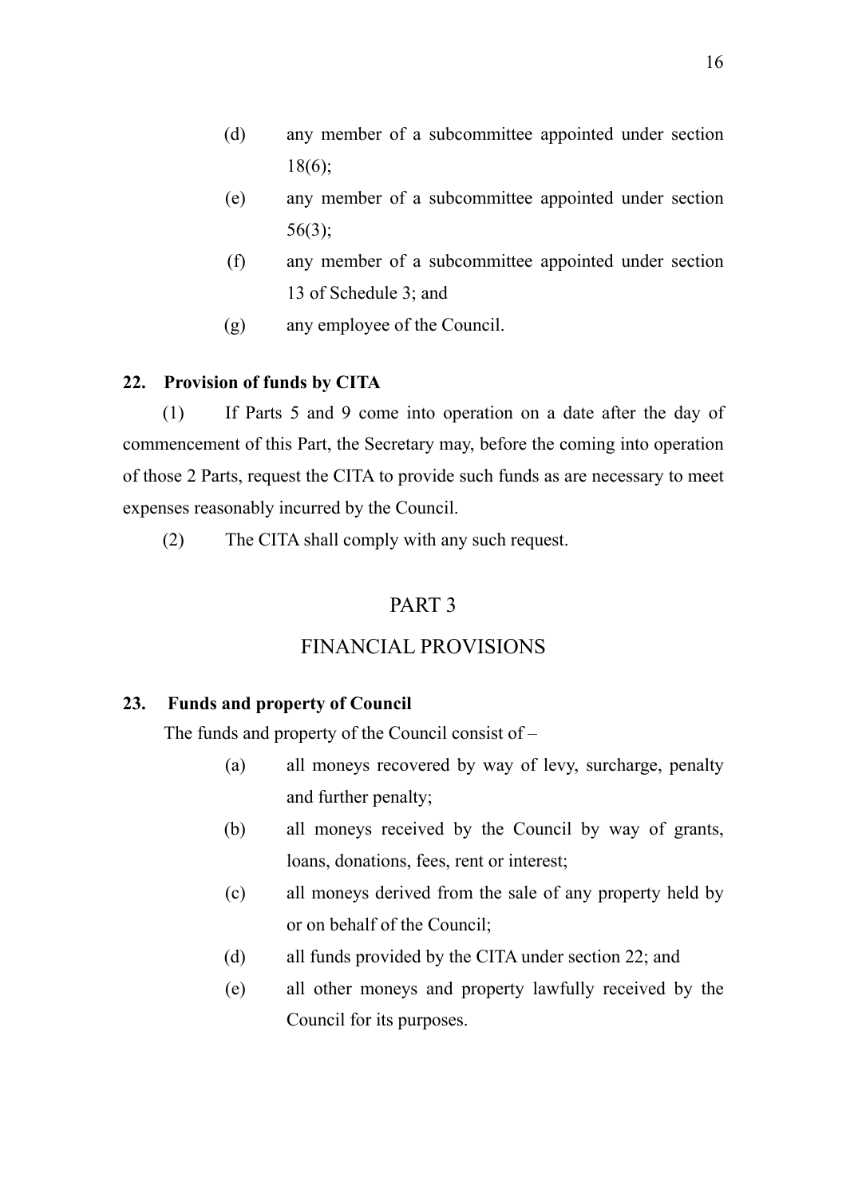(d) any member of a subcommittee appointed under section 18(6);

(e) any member of a subcommittee appointed under section 56(3);

(f) any member of a subcommittee appointed under section 13 of Schedule 3; and

(g) any employee of the Council.

**22. Provision of funds by CITA**

(1) If Parts 5 and 9 come into operation on a date after the day of commencement of this Part, the Secretary may, before the coming into operation of those 2 Parts, request the CITA to provide such funds as are necessary to meet expenses reasonably incurred by the Council.

(2) The CITA shall comply with any such request.

## PART 3

## FINANCIAL PROVISIONS

**23. Funds and property of Council**

The funds and property of the Council consist of –

(a) all moneys recovered by way of levy, surcharge, penalty and further penalty;

(b) all moneys received by the Council by way of grants, loans, donations, fees, rent or interest;

(c) all moneys derived from the sale of any property held by or on behalf of the Council;

(d) all funds provided by the CITA under section 22; and

(e) all other moneys and property lawfully received by the Council for its purposes.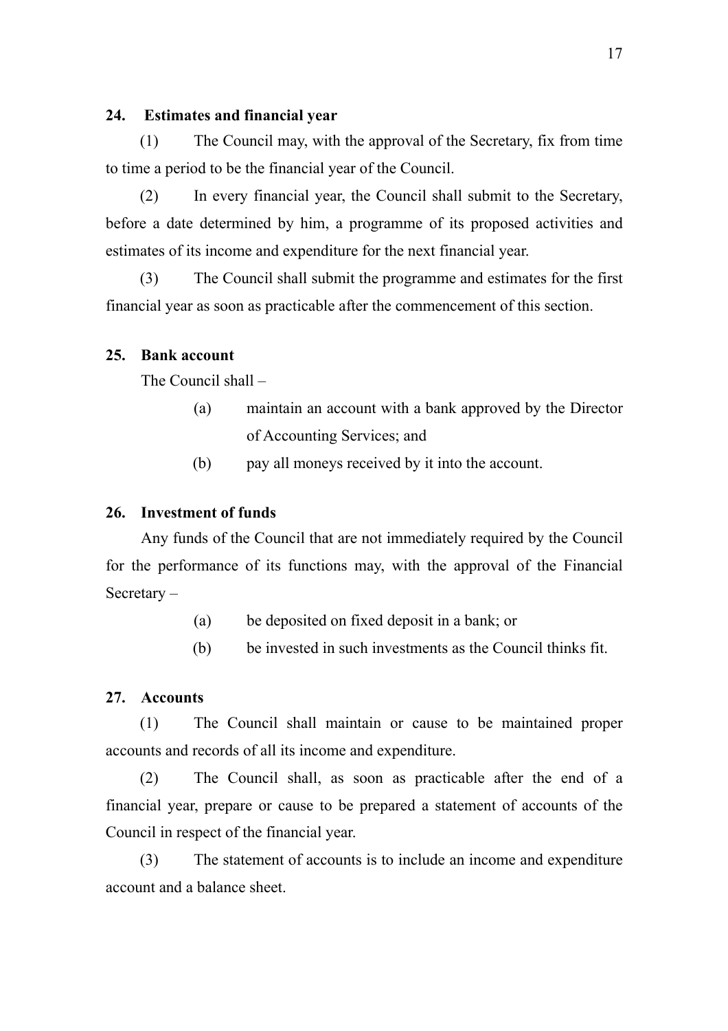**24. Estimates and financial year**

(1) The Council may, with the approval of the Secretary, fix from time to time a period to be the financial year of the Council.

(2) In every financial year, the Council shall submit to the Secretary, before a date determined by him, a programme of its proposed activities and estimates of its income and expenditure for the next financial year.

(3) The Council shall submit the programme and estimates for the first financial year as soon as practicable after the commencement of this section.

**25. Bank account**

The Council shall –

(a) maintain an account with a bank approved by the Director of Accounting Services; and

(b) pay all moneys received by it into the account.

**26. Investment of funds**

Any funds of the Council that are not immediately required by the Council for the performance of its functions may, with the approval of the Financial Secretary –

(a) be deposited on fixed deposit in a bank; or

(b) be invested in such investments as the Council thinks fit.

**27. Accounts**

(1) The Council shall maintain or cause to be maintained proper accounts and records of all its income and expenditure.

(2) The Council shall, as soon as practicable after the end of a financial year, prepare or cause to be prepared a statement of accounts of the Council in respect of the financial year.

(3) The statement of accounts is to include an income and expenditure account and a balance sheet.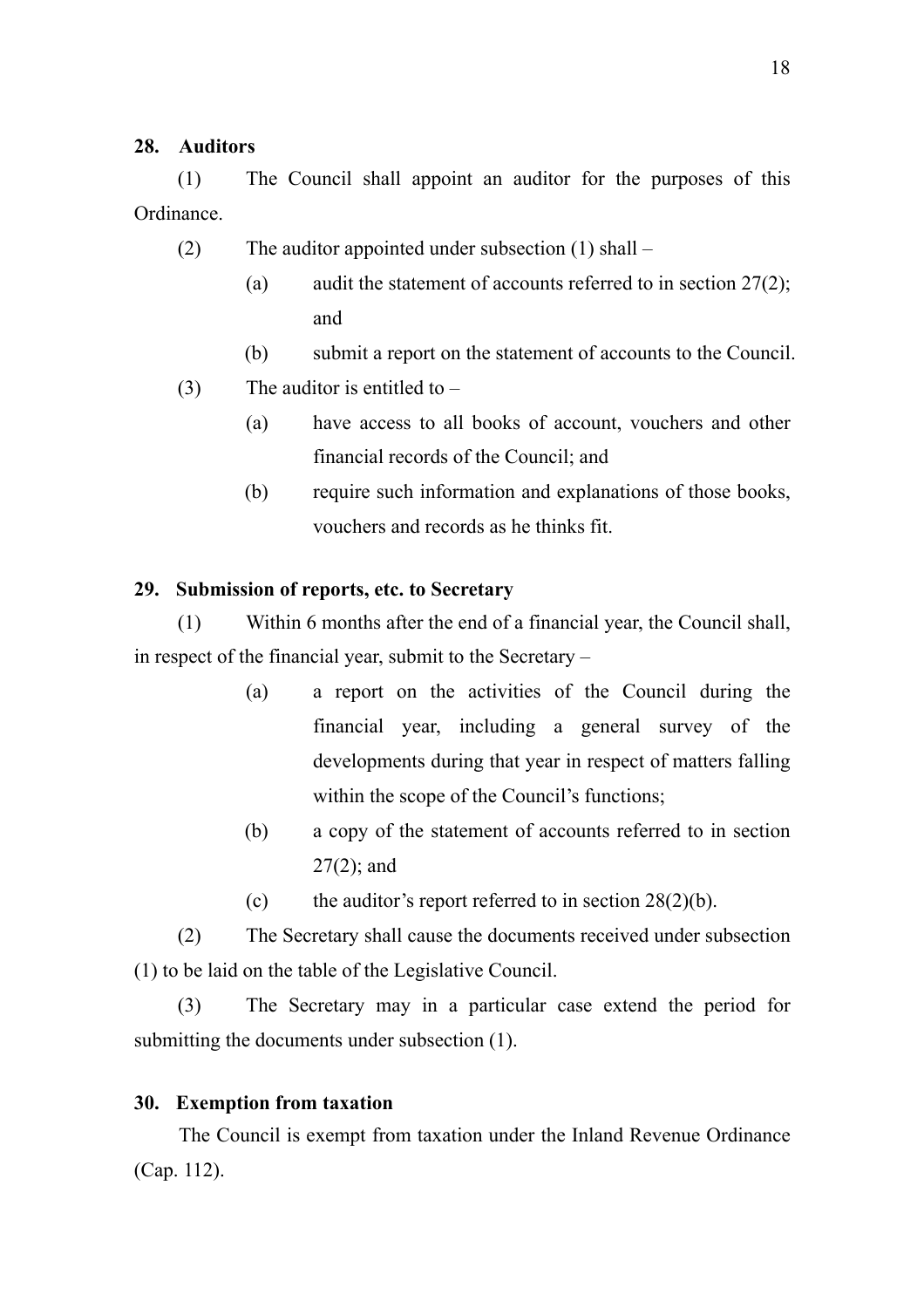**28. Auditors**

(1) The Council shall appoint an auditor for the purposes of this Ordinance.

(2) The auditor appointed under subsection (1) shall –

- (a) audit the statement of accounts referred to in section 27(2); and
- (b) submit a report on the statement of accounts to the Council.

(3) The auditor is entitled to –

- (a) have access to all books of account, vouchers and other financial records of the Council; and
- (b) require such information and explanations of those books, vouchers and records as he thinks fit.

**29. Submission of reports, etc. to Secretary**

(1) Within 6 months after the end of a financial year, the Council shall, in respect of the financial year, submit to the Secretary –

- (a) a report on the activities of the Council during the financial year, including a general survey of the developments during that year in respect of matters falling within the scope of the Council's functions;
- (b) a copy of the statement of accounts referred to in section 27(2); and
- (c) the auditor's report referred to in section 28(2)(b).

(2) The Secretary shall cause the documents received under subsection (1) to be laid on the table of the Legislative Council.

(3) The Secretary may in a particular case extend the period for submitting the documents under subsection (1).

**30. Exemption from taxation**

The Council is exempt from taxation under the Inland Revenue Ordinance (Cap. 112).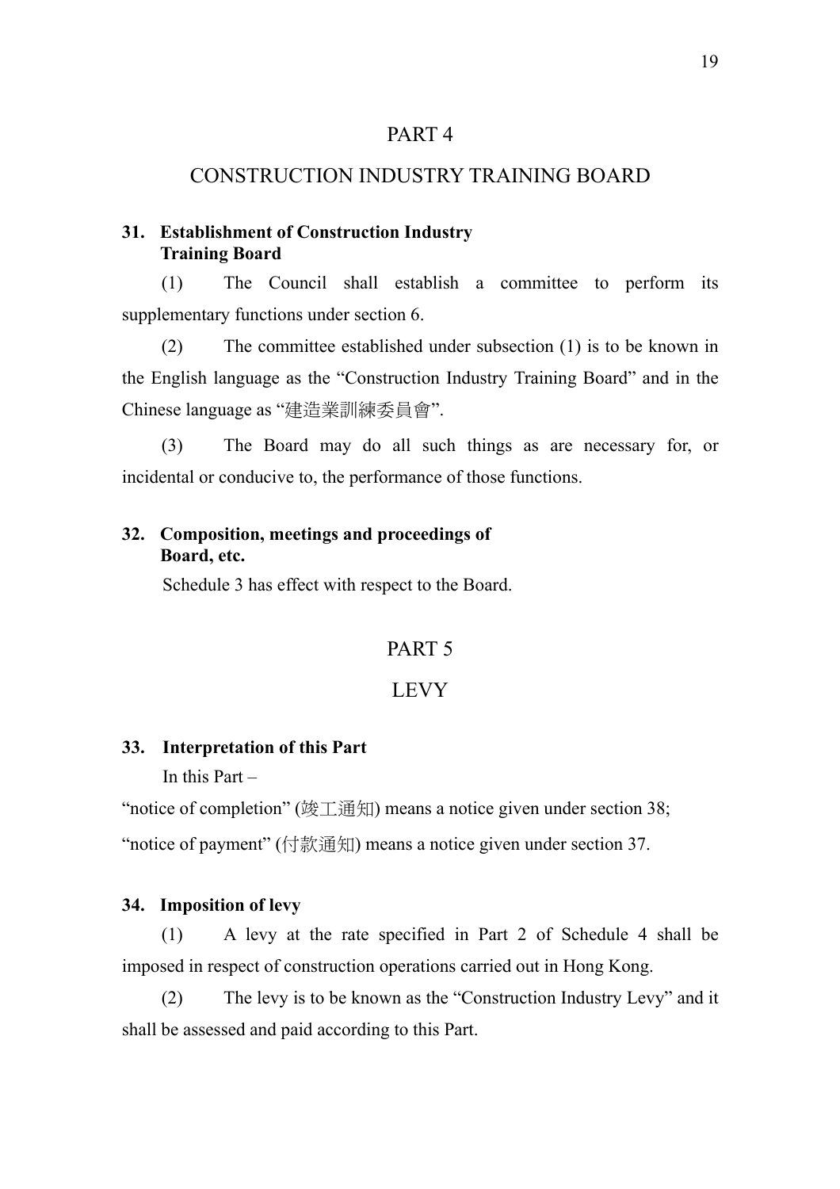## PART 4

## CONSTRUCTION INDUSTRY TRAINING BOARD

**31. Establishment of Construction Industry Training Board**

(1) The Council shall establish a committee to perform its supplementary functions under section 6.

(2) The committee established under subsection (1) is to be known in the English language as the "Construction Industry Training Board" and in the Chinese language as "建造業訓練委員會".

(3) The Board may do all such things as are necessary for, or incidental or conducive to, the performance of those functions.

**32. Composition, meetings and proceedings of Board, etc.**

Schedule 3 has effect with respect to the Board.

## PART 5

## LEVY

**33. Interpretation of this Part**

In this Part –

"notice of completion" (竣工通知) means a notice given under section 38;

"notice of payment" (付款通知) means a notice given under section 37.

**34. Imposition of levy**

(1) A levy at the rate specified in Part 2 of Schedule 4 shall be imposed in respect of construction operations carried out in Hong Kong.

(2) The levy is to be known as the "Construction Industry Levy" and it shall be assessed and paid according to this Part.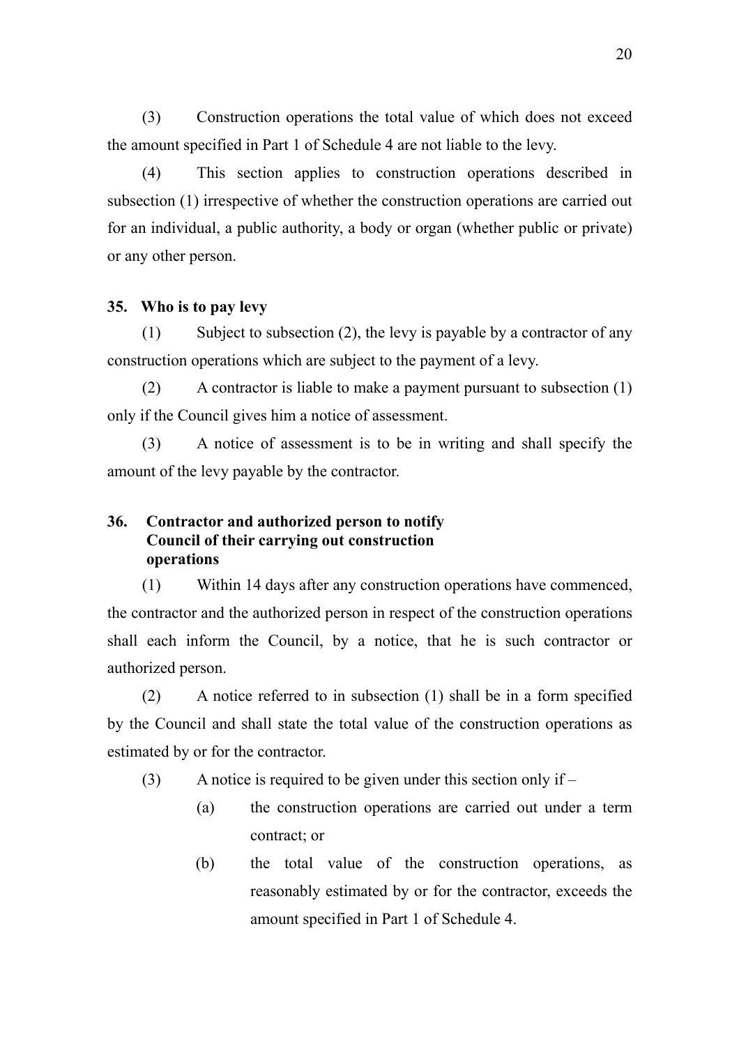(3) Construction operations the total value of which does not exceed the amount specified in Part 1 of Schedule 4 are not liable to the levy.

(4) This section applies to construction operations described in subsection (1) irrespective of whether the construction operations are carried out for an individual, a public authority, a body or organ (whether public or private) or any other person.

**35. Who is to pay levy**

(1) Subject to subsection (2), the levy is payable by a contractor of any construction operations which are subject to the payment of a levy.

(2) A contractor is liable to make a payment pursuant to subsection (1) only if the Council gives him a notice of assessment.

(3) A notice of assessment is to be in writing and shall specify the amount of the levy payable by the contractor.

**36. Contractor and authorized person to notify Council of their carrying out construction operations**

(1) Within 14 days after any construction operations have commenced, the contractor and the authorized person in respect of the construction operations shall each inform the Council, by a notice, that he is such contractor or authorized person.

(2) A notice referred to in subsection (1) shall be in a form specified by the Council and shall state the total value of the construction operations as estimated by or for the contractor.

(3) A notice is required to be given under this section only if –

(a) the construction operations are carried out under a term contract; or

(b) the total value of the construction operations, as reasonably estimated by or for the contractor, exceeds the amount specified in Part 1 of Schedule 4.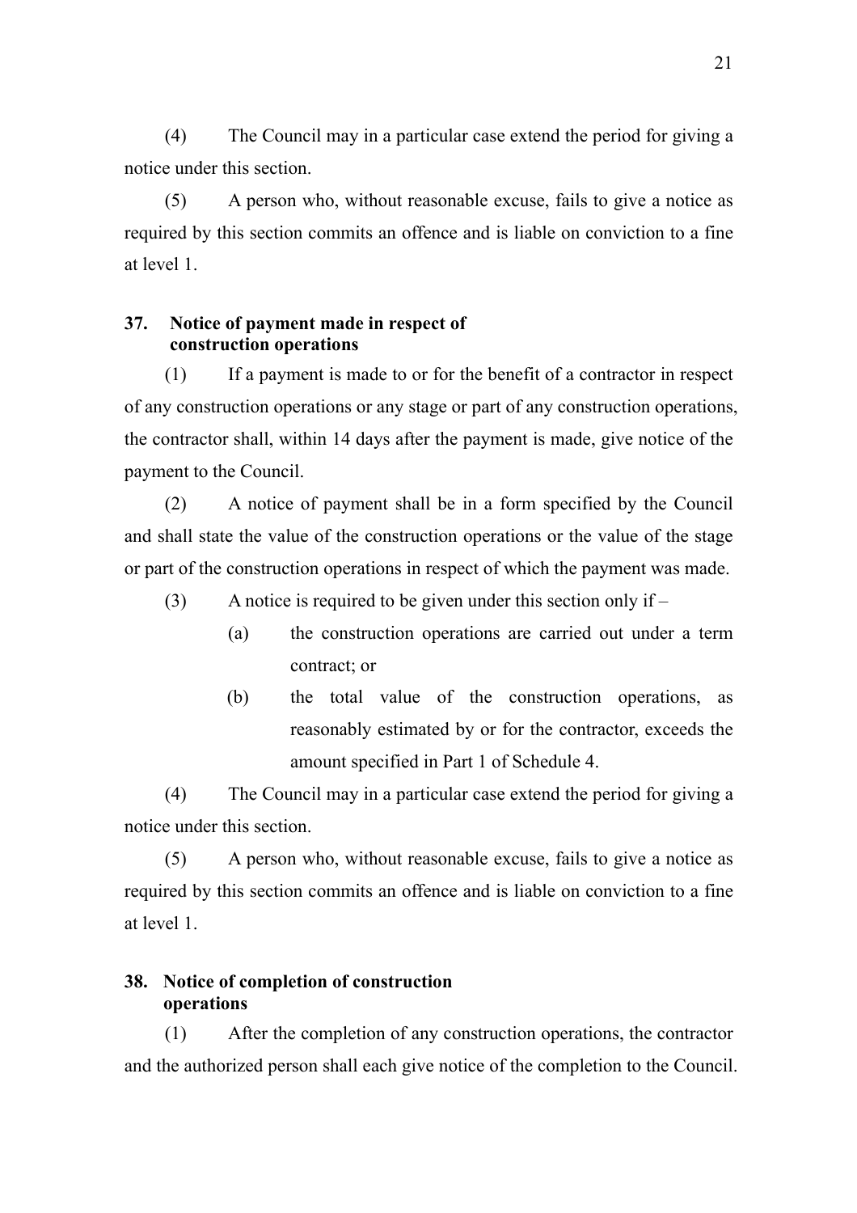(4) The Council may in a particular case extend the period for giving a notice under this section.

(5) A person who, without reasonable excuse, fails to give a notice as required by this section commits an offence and is liable on conviction to a fine at level 1.

### 37. Notice of payment made in respect of construction operations

(1) If a payment is made to or for the benefit of a contractor in respect of any construction operations or any stage or part of any construction operations, the contractor shall, within 14 days after the payment is made, give notice of the payment to the Council.

(2) A notice of payment shall be in a form specified by the Council and shall state the value of the construction operations or the value of the stage or part of the construction operations in respect of which the payment was made.

(3) A notice is required to be given under this section only if –

(a) the construction operations are carried out under a term contract; or

(b) the total value of the construction operations, as reasonably estimated by or for the contractor, exceeds the amount specified in Part 1 of Schedule 4.

(4) The Council may in a particular case extend the period for giving a notice under this section.

(5) A person who, without reasonable excuse, fails to give a notice as required by this section commits an offence and is liable on conviction to a fine at level 1.

### 38. Notice of completion of construction operations

(1) After the completion of any construction operations, the contractor and the authorized person shall each give notice of the completion to the Council.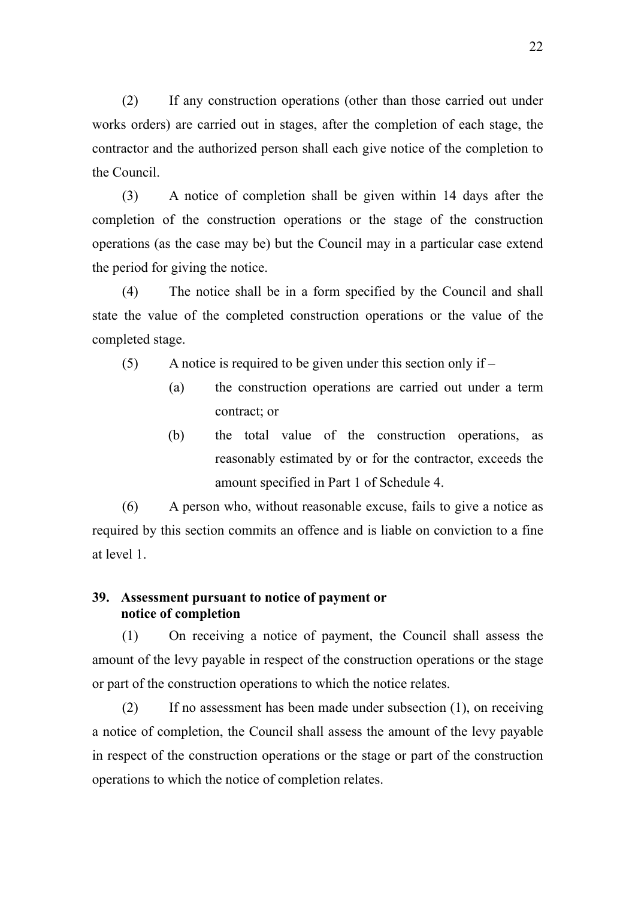(2) If any construction operations (other than those carried out under works orders) are carried out in stages, after the completion of each stage, the contractor and the authorized person shall each give notice of the completion to the Council.

(3) A notice of completion shall be given within 14 days after the completion of the construction operations or the stage of the construction operations (as the case may be) but the Council may in a particular case extend the period for giving the notice.

(4) The notice shall be in a form specified by the Council and shall state the value of the completed construction operations or the value of the completed stage.

(5) A notice is required to be given under this section only if –

  (a) the construction operations are carried out under a term contract; or

  (b) the total value of the construction operations, as reasonably estimated by or for the contractor, exceeds the amount specified in Part 1 of Schedule 4.

(6) A person who, without reasonable excuse, fails to give a notice as required by this section commits an offence and is liable on conviction to a fine at level 1.

### 39. Assessment pursuant to notice of payment or notice of completion

(1) On receiving a notice of payment, the Council shall assess the amount of the levy payable in respect of the construction operations or the stage or part of the construction operations to which the notice relates.

(2) If no assessment has been made under subsection (1), on receiving a notice of completion, the Council shall assess the amount of the levy payable in respect of the construction operations or the stage or part of the construction operations to which the notice of completion relates.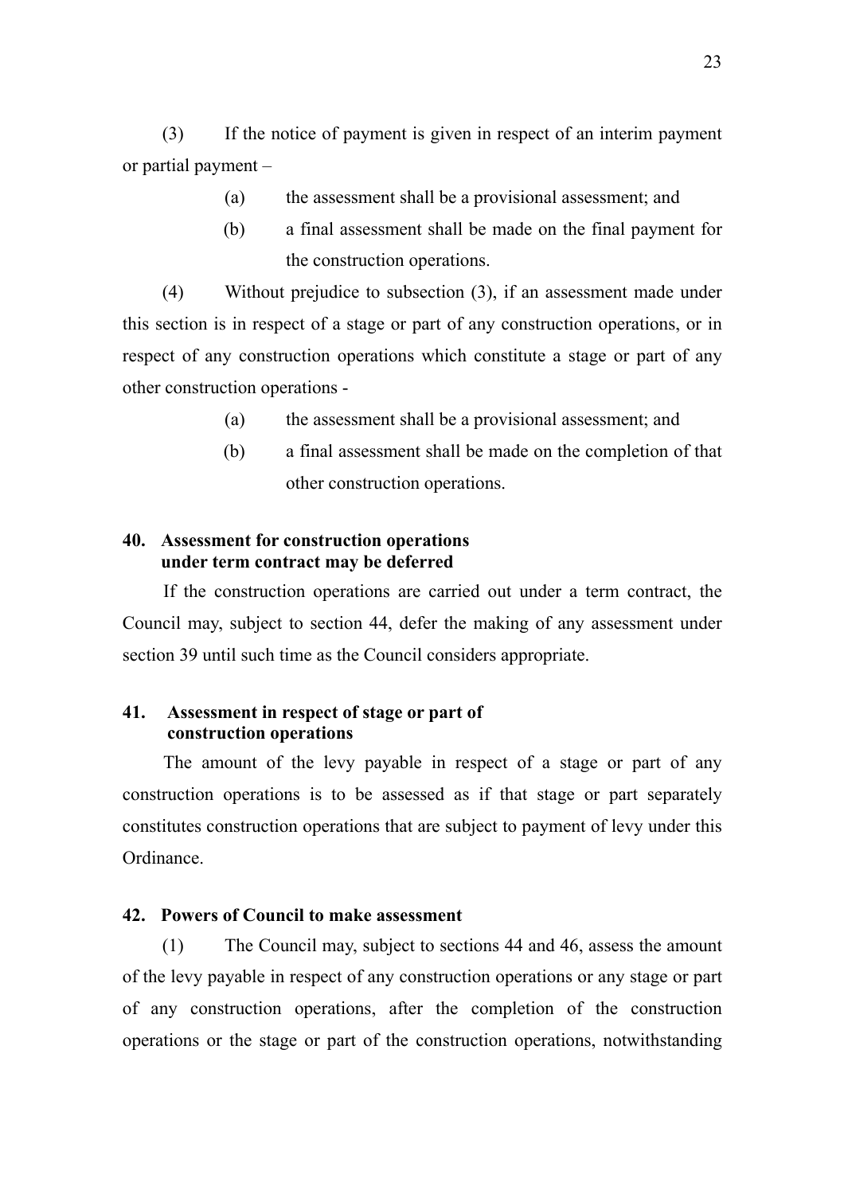(3) If the notice of payment is given in respect of an interim payment or partial payment –

(a) the assessment shall be a provisional assessment; and

(b) a final assessment shall be made on the final payment for the construction operations.

(4) Without prejudice to subsection (3), if an assessment made under this section is in respect of a stage or part of any construction operations, or in respect of any construction operations which constitute a stage or part of any other construction operations -

(a) the assessment shall be a provisional assessment; and

(b) a final assessment shall be made on the completion of that other construction operations.

**40. Assessment for construction operations under term contract may be deferred**

If the construction operations are carried out under a term contract, the Council may, subject to section 44, defer the making of any assessment under section 39 until such time as the Council considers appropriate.

**41. Assessment in respect of stage or part of construction operations**

The amount of the levy payable in respect of a stage or part of any construction operations is to be assessed as if that stage or part separately constitutes construction operations that are subject to payment of levy under this Ordinance.

**42. Powers of Council to make assessment**

(1) The Council may, subject to sections 44 and 46, assess the amount of the levy payable in respect of any construction operations or any stage or part of any construction operations, after the completion of the construction operations or the stage or part of the construction operations, notwithstanding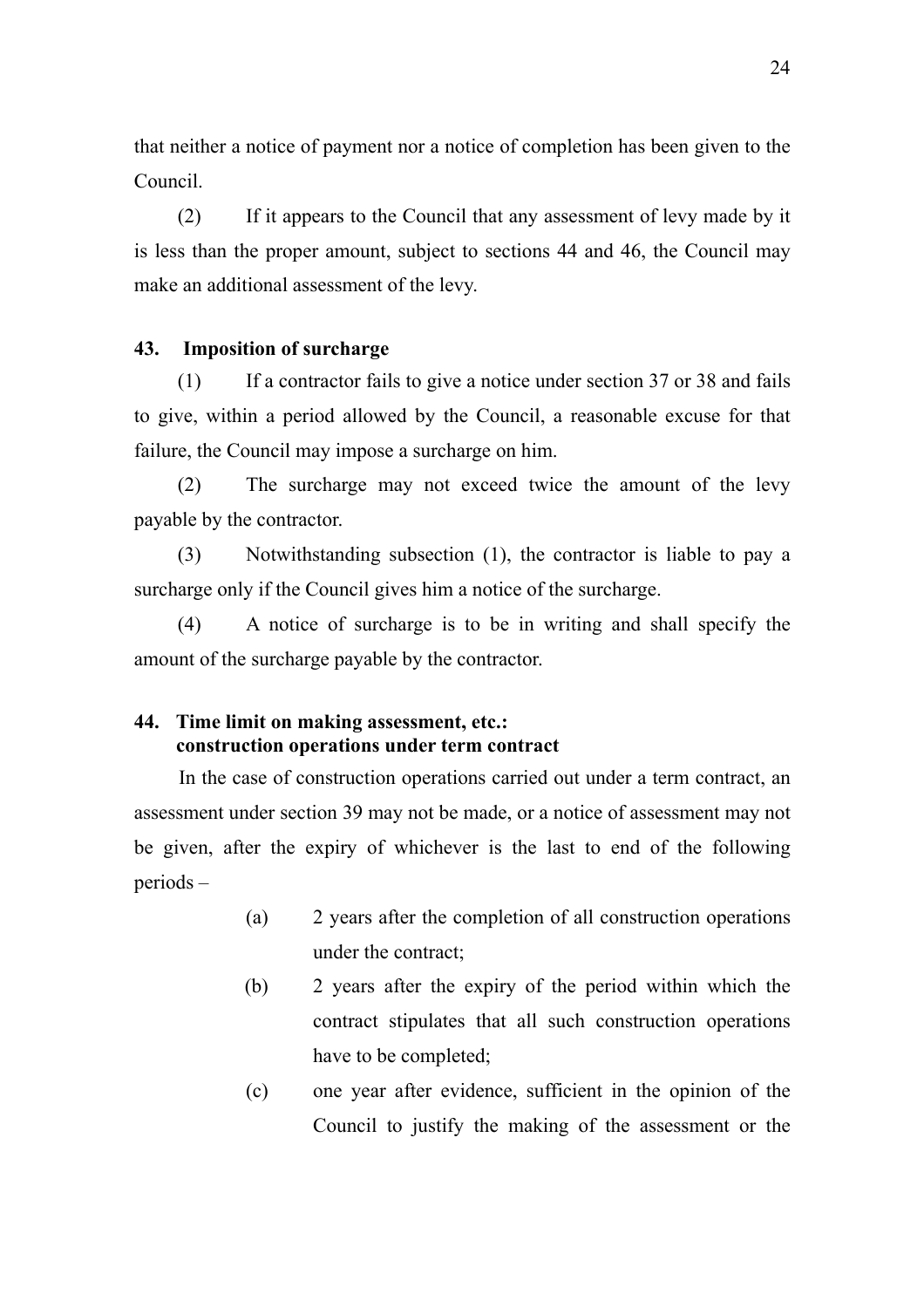that neither a notice of payment nor a notice of completion has been given to the Council.

(2) If it appears to the Council that any assessment of levy made by it is less than the proper amount, subject to sections 44 and 46, the Council may make an additional assessment of the levy.

### 43. Imposition of surcharge

(1) If a contractor fails to give a notice under section 37 or 38 and fails to give, within a period allowed by the Council, a reasonable excuse for that failure, the Council may impose a surcharge on him.

(2) The surcharge may not exceed twice the amount of the levy payable by the contractor.

(3) Notwithstanding subsection (1), the contractor is liable to pay a surcharge only if the Council gives him a notice of the surcharge.

(4) A notice of surcharge is to be in writing and shall specify the amount of the surcharge payable by the contractor.

### 44. Time limit on making assessment, etc.: construction operations under term contract

In the case of construction operations carried out under a term contract, an assessment under section 39 may not be made, or a notice of assessment may not be given, after the expiry of whichever is the last to end of the following periods –

(a) 2 years after the completion of all construction operations under the contract;

(b) 2 years after the expiry of the period within which the contract stipulates that all such construction operations have to be completed;

(c) one year after evidence, sufficient in the opinion of the Council to justify the making of the assessment or the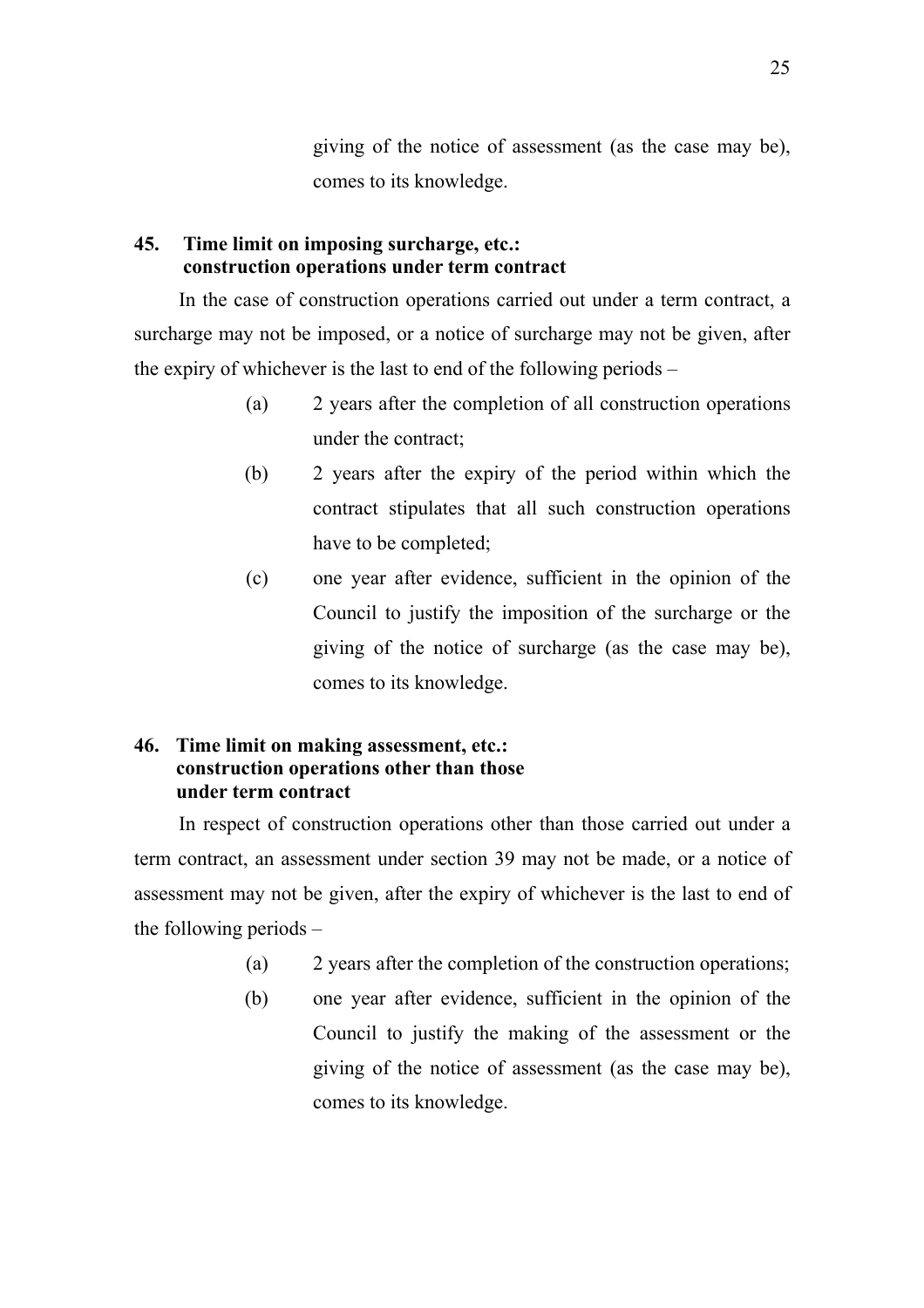giving of the notice of assessment (as the case may be), comes to its knowledge.

**45. Time limit on imposing surcharge, etc.: construction operations under term contract**

In the case of construction operations carried out under a term contract, a surcharge may not be imposed, or a notice of surcharge may not be given, after the expiry of whichever is the last to end of the following periods –

(a) 2 years after the completion of all construction operations under the contract;

(b) 2 years after the expiry of the period within which the contract stipulates that all such construction operations have to be completed;

(c) one year after evidence, sufficient in the opinion of the Council to justify the imposition of the surcharge or the giving of the notice of surcharge (as the case may be), comes to its knowledge.

**46. Time limit on making assessment, etc.: construction operations other than those under term contract**

In respect of construction operations other than those carried out under a term contract, an assessment under section 39 may not be made, or a notice of assessment may not be given, after the expiry of whichever is the last to end of the following periods –

(a) 2 years after the completion of the construction operations;

(b) one year after evidence, sufficient in the opinion of the Council to justify the making of the assessment or the giving of the notice of assessment (as the case may be), comes to its knowledge.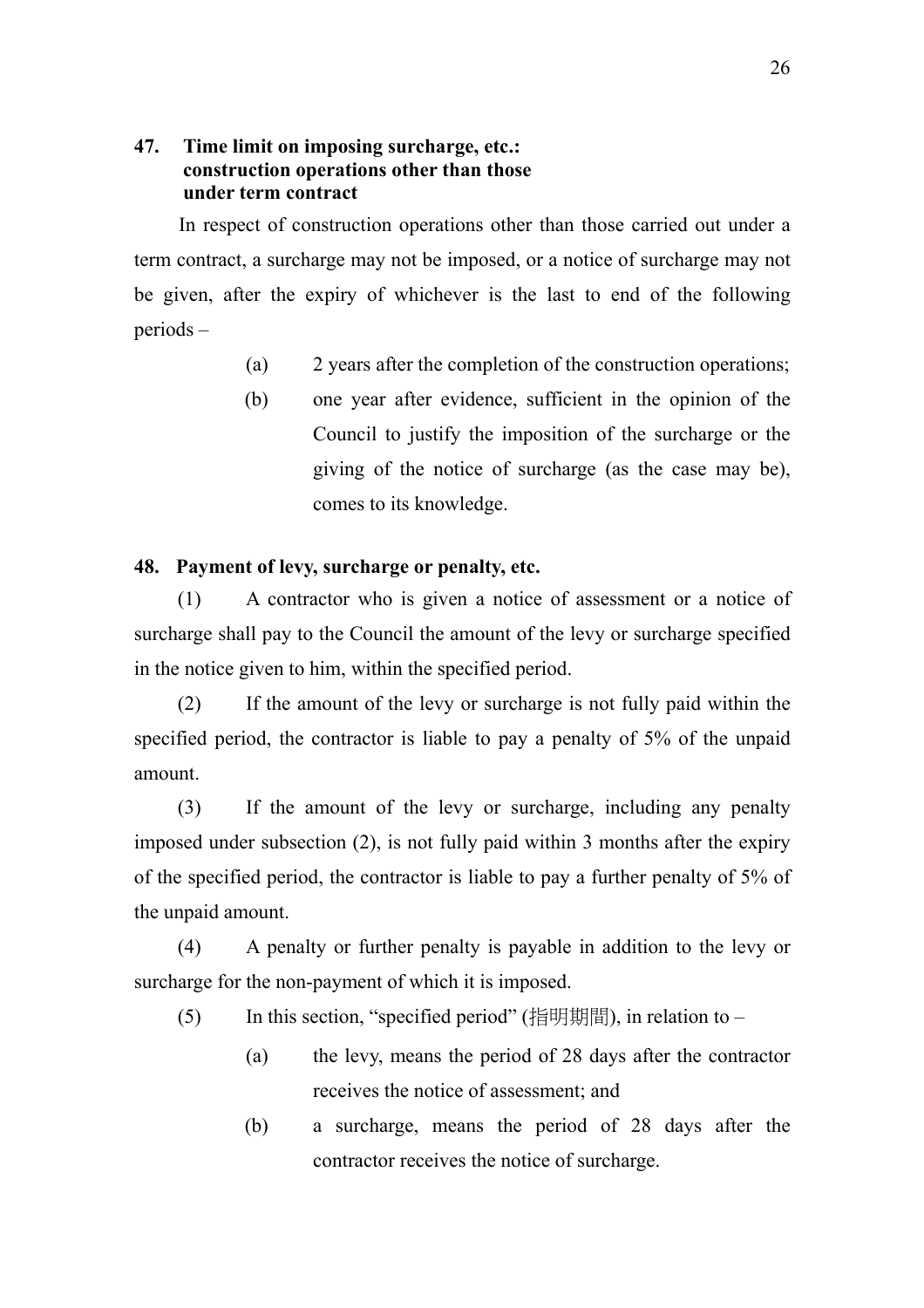**47. Time limit on imposing surcharge, etc.: construction operations other than those under term contract**

In respect of construction operations other than those carried out under a term contract, a surcharge may not be imposed, or a notice of surcharge may not be given, after the expiry of whichever is the last to end of the following periods –

(a) 2 years after the completion of the construction operations;

(b) one year after evidence, sufficient in the opinion of the Council to justify the imposition of the surcharge or the giving of the notice of surcharge (as the case may be), comes to its knowledge.

**48. Payment of levy, surcharge or penalty, etc.**

(1) A contractor who is given a notice of assessment or a notice of surcharge shall pay to the Council the amount of the levy or surcharge specified in the notice given to him, within the specified period.

(2) If the amount of the levy or surcharge is not fully paid within the specified period, the contractor is liable to pay a penalty of 5% of the unpaid amount.

(3) If the amount of the levy or surcharge, including any penalty imposed under subsection (2), is not fully paid within 3 months after the expiry of the specified period, the contractor is liable to pay a further penalty of 5% of the unpaid amount.

(4) A penalty or further penalty is payable in addition to the levy or surcharge for the non-payment of which it is imposed.

(5) In this section, "specified period" (指明期間), in relation to –

(a) the levy, means the period of 28 days after the contractor receives the notice of assessment; and

(b) a surcharge, means the period of 28 days after the contractor receives the notice of surcharge.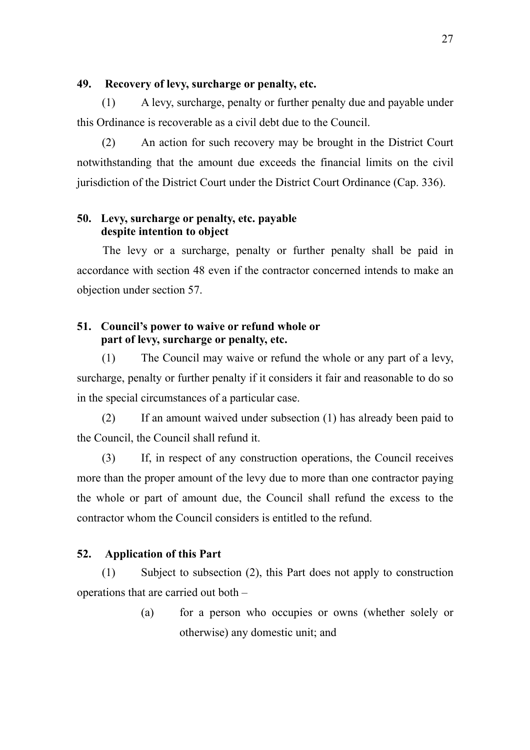**49. Recovery of levy, surcharge or penalty, etc.**

(1) A levy, surcharge, penalty or further penalty due and payable under this Ordinance is recoverable as a civil debt due to the Council.

(2) An action for such recovery may be brought in the District Court notwithstanding that the amount due exceeds the financial limits on the civil jurisdiction of the District Court under the District Court Ordinance (Cap. 336).

**50. Levy, surcharge or penalty, etc. payable despite intention to object**

The levy or a surcharge, penalty or further penalty shall be paid in accordance with section 48 even if the contractor concerned intends to make an objection under section 57.

**51. Council's power to waive or refund whole or part of levy, surcharge or penalty, etc.**

(1) The Council may waive or refund the whole or any part of a levy, surcharge, penalty or further penalty if it considers it fair and reasonable to do so in the special circumstances of a particular case.

(2) If an amount waived under subsection (1) has already been paid to the Council, the Council shall refund it.

(3) If, in respect of any construction operations, the Council receives more than the proper amount of the levy due to more than one contractor paying the whole or part of amount due, the Council shall refund the excess to the contractor whom the Council considers is entitled to the refund.

**52. Application of this Part**

(1) Subject to subsection (2), this Part does not apply to construction operations that are carried out both –

(a) for a person who occupies or owns (whether solely or otherwise) any domestic unit; and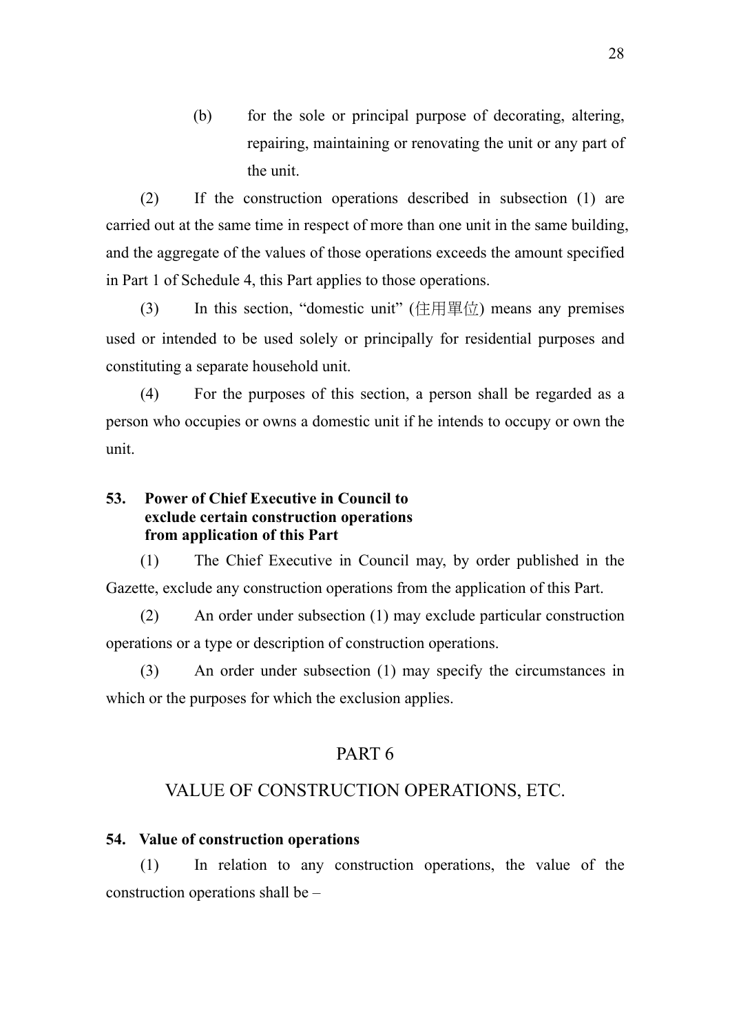(b) for the sole or principal purpose of decorating, altering, repairing, maintaining or renovating the unit or any part of the unit.

(2) If the construction operations described in subsection (1) are carried out at the same time in respect of more than one unit in the same building, and the aggregate of the values of those operations exceeds the amount specified in Part 1 of Schedule 4, this Part applies to those operations.

(3) In this section, "domestic unit" (住用單位) means any premises used or intended to be used solely or principally for residential purposes and constituting a separate household unit.

(4) For the purposes of this section, a person shall be regarded as a person who occupies or owns a domestic unit if he intends to occupy or own the unit.

**53. Power of Chief Executive in Council to exclude certain construction operations from application of this Part**

(1) The Chief Executive in Council may, by order published in the Gazette, exclude any construction operations from the application of this Part.

(2) An order under subsection (1) may exclude particular construction operations or a type or description of construction operations.

(3) An order under subsection (1) may specify the circumstances in which or the purposes for which the exclusion applies.

## PART 6

## VALUE OF CONSTRUCTION OPERATIONS, ETC.

**54. Value of construction operations**

(1) In relation to any construction operations, the value of the construction operations shall be –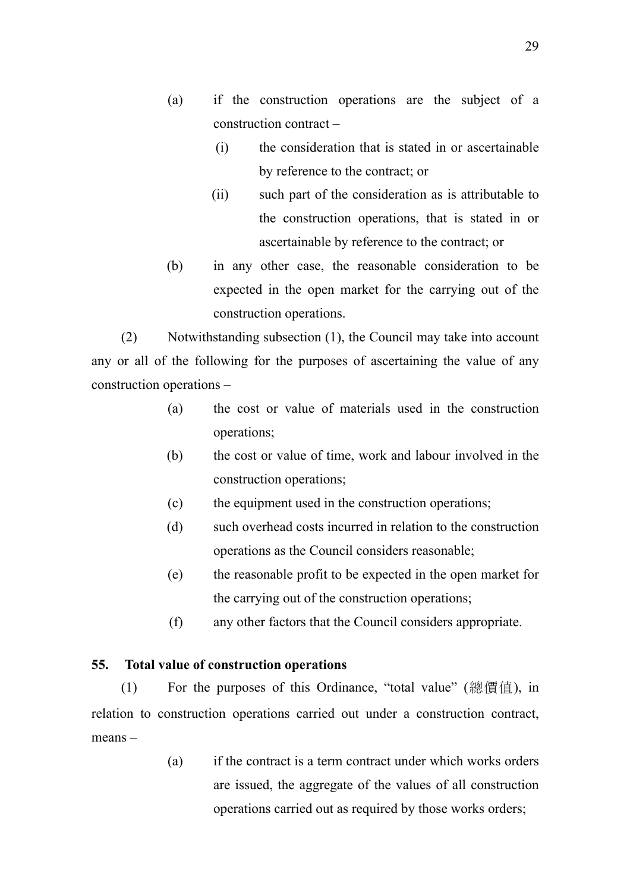(a) if the construction operations are the subject of a construction contract –

(i) the consideration that is stated in or ascertainable by reference to the contract; or

(ii) such part of the consideration as is attributable to the construction operations, that is stated in or ascertainable by reference to the contract; or

(b) in any other case, the reasonable consideration to be expected in the open market for the carrying out of the construction operations.

(2) Notwithstanding subsection (1), the Council may take into account any or all of the following for the purposes of ascertaining the value of any construction operations –

(a) the cost or value of materials used in the construction operations;

(b) the cost or value of time, work and labour involved in the construction operations;

(c) the equipment used in the construction operations;

(d) such overhead costs incurred in relation to the construction operations as the Council considers reasonable;

(e) the reasonable profit to be expected in the open market for the carrying out of the construction operations;

(f) any other factors that the Council considers appropriate.

**55. Total value of construction operations**

(1) For the purposes of this Ordinance, "total value" (總價值), in relation to construction operations carried out under a construction contract, means –

(a) if the contract is a term contract under which works orders are issued, the aggregate of the values of all construction operations carried out as required by those works orders;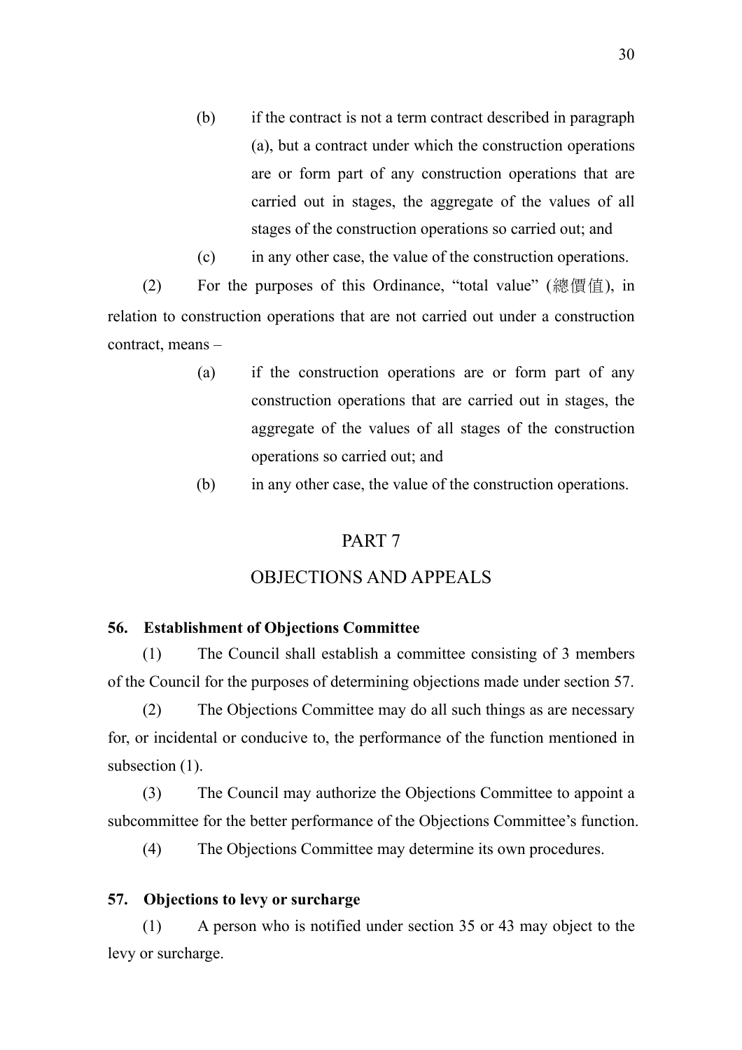(b) if the contract is not a term contract described in paragraph (a), but a contract under which the construction operations are or form part of any construction operations that are carried out in stages, the aggregate of the values of all stages of the construction operations so carried out; and

(c) in any other case, the value of the construction operations.

(2) For the purposes of this Ordinance, "total value" (總價值), in relation to construction operations that are not carried out under a construction contract, means –

(a) if the construction operations are or form part of any construction operations that are carried out in stages, the aggregate of the values of all stages of the construction operations so carried out; and

(b) in any other case, the value of the construction operations.

## PART 7

## OBJECTIONS AND APPEALS

### 56. Establishment of Objections Committee

(1) The Council shall establish a committee consisting of 3 members of the Council for the purposes of determining objections made under section 57.

(2) The Objections Committee may do all such things as are necessary for, or incidental or conducive to, the performance of the function mentioned in subsection (1).

(3) The Council may authorize the Objections Committee to appoint a subcommittee for the better performance of the Objections Committee's function.

(4) The Objections Committee may determine its own procedures.

### 57. Objections to levy or surcharge

(1) A person who is notified under section 35 or 43 may object to the levy or surcharge.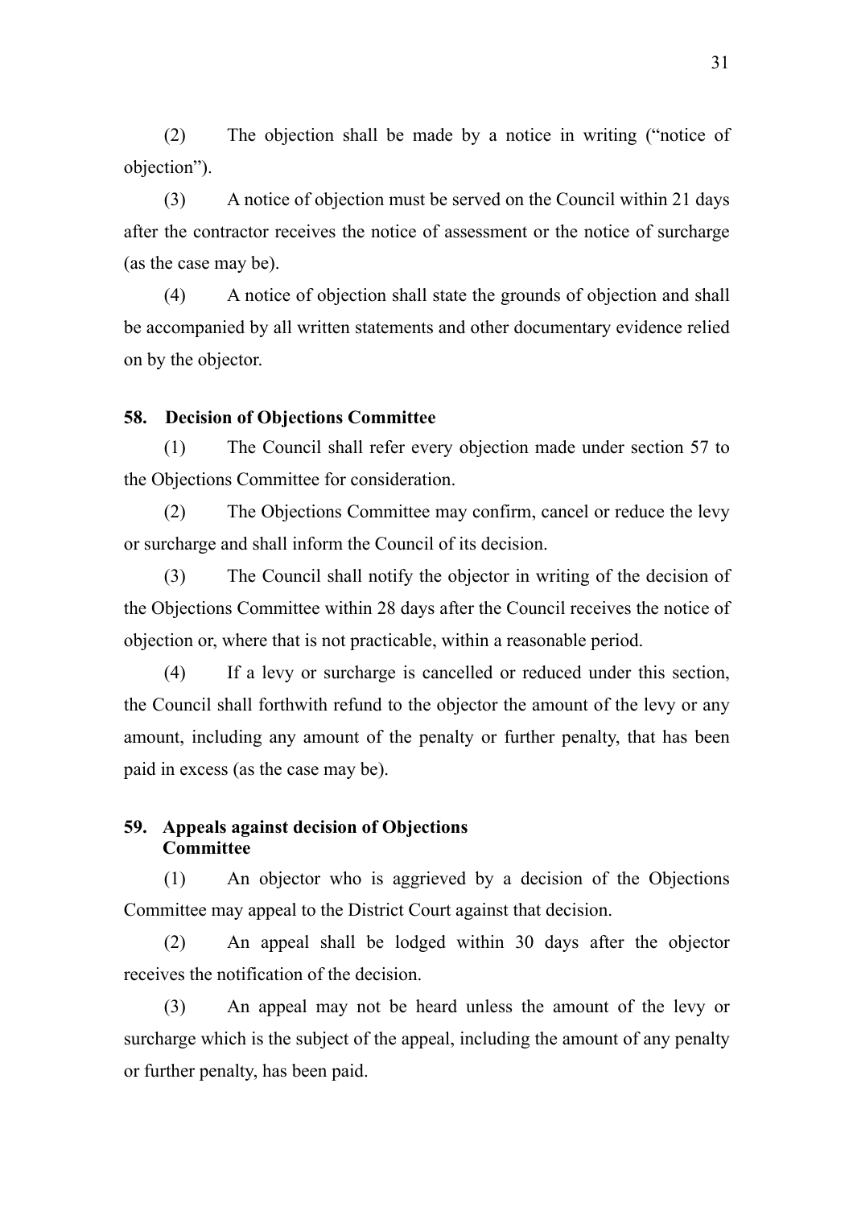(2) The objection shall be made by a notice in writing ("notice of objection").

(3) A notice of objection must be served on the Council within 21 days after the contractor receives the notice of assessment or the notice of surcharge (as the case may be).

(4) A notice of objection shall state the grounds of objection and shall be accompanied by all written statements and other documentary evidence relied on by the objector.

**58. Decision of Objections Committee**

(1) The Council shall refer every objection made under section 57 to the Objections Committee for consideration.

(2) The Objections Committee may confirm, cancel or reduce the levy or surcharge and shall inform the Council of its decision.

(3) The Council shall notify the objector in writing of the decision of the Objections Committee within 28 days after the Council receives the notice of objection or, where that is not practicable, within a reasonable period.

(4) If a levy or surcharge is cancelled or reduced under this section, the Council shall forthwith refund to the objector the amount of the levy or any amount, including any amount of the penalty or further penalty, that has been paid in excess (as the case may be).

**59. Appeals against decision of Objections Committee**

(1) An objector who is aggrieved by a decision of the Objections Committee may appeal to the District Court against that decision.

(2) An appeal shall be lodged within 30 days after the objector receives the notification of the decision.

(3) An appeal may not be heard unless the amount of the levy or surcharge which is the subject of the appeal, including the amount of any penalty or further penalty, has been paid.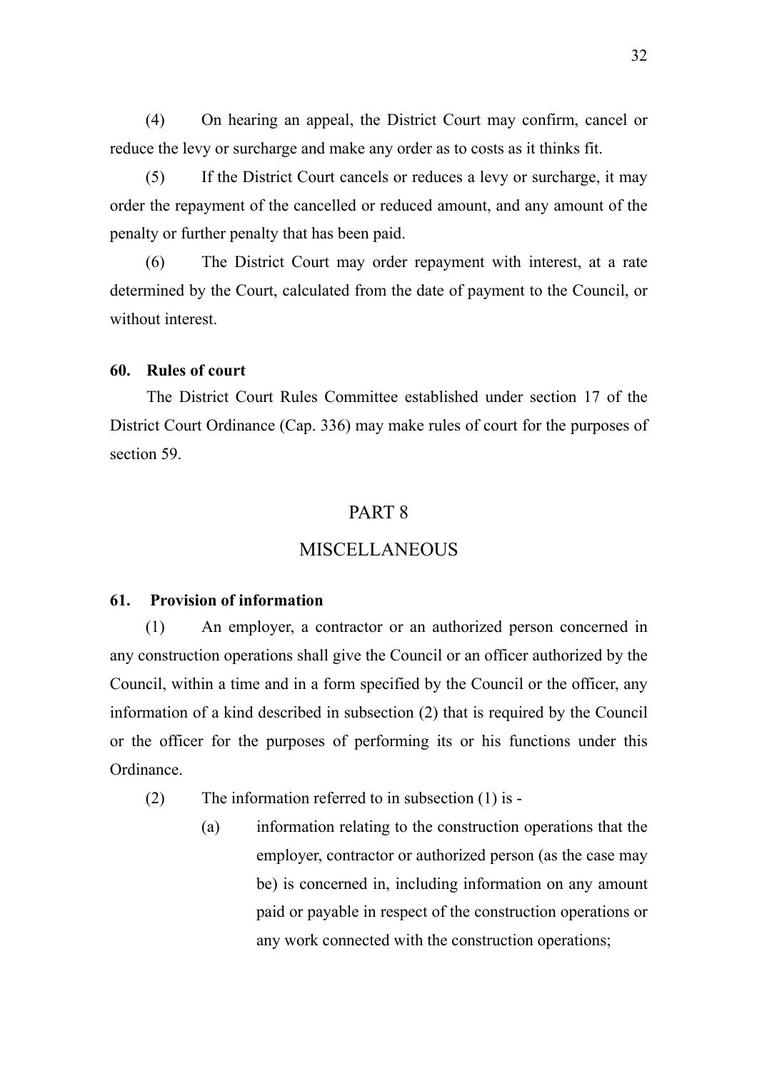(4) On hearing an appeal, the District Court may confirm, cancel or reduce the levy or surcharge and make any order as to costs as it thinks fit.

(5) If the District Court cancels or reduces a levy or surcharge, it may order the repayment of the cancelled or reduced amount, and any amount of the penalty or further penalty that has been paid.

(6) The District Court may order repayment with interest, at a rate determined by the Court, calculated from the date of payment to the Council, or without interest.

**60. Rules of court**

The District Court Rules Committee established under section 17 of the District Court Ordinance (Cap. 336) may make rules of court for the purposes of section 59.

## PART 8

## MISCELLANEOUS

**61. Provision of information**

(1) An employer, a contractor or an authorized person concerned in any construction operations shall give the Council or an officer authorized by the Council, within a time and in a form specified by the Council or the officer, any information of a kind described in subsection (2) that is required by the Council or the officer for the purposes of performing its or his functions under this Ordinance.

(2) The information referred to in subsection (1) is -

(a) information relating to the construction operations that the employer, contractor or authorized person (as the case may be) is concerned in, including information on any amount paid or payable in respect of the construction operations or any work connected with the construction operations;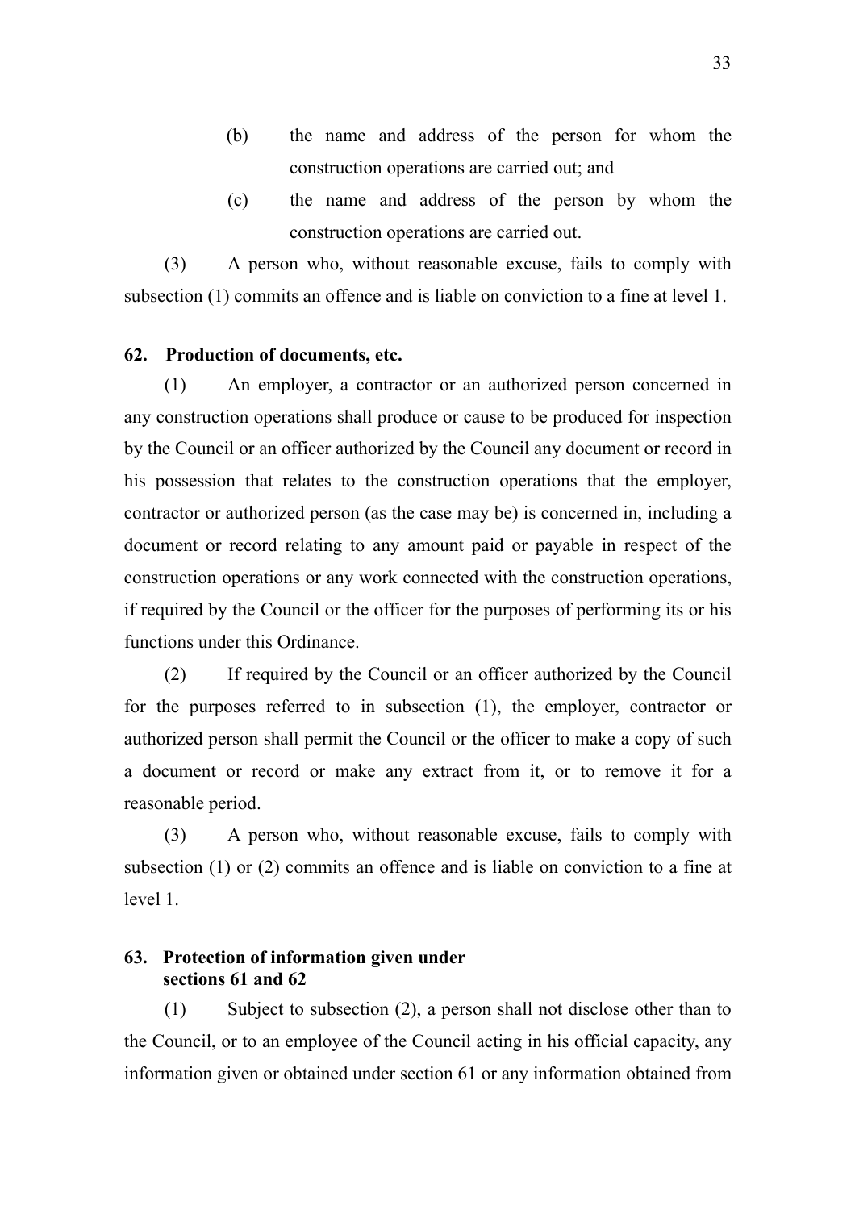(b) the name and address of the person for whom the construction operations are carried out; and

(c) the name and address of the person by whom the construction operations are carried out.

(3) A person who, without reasonable excuse, fails to comply with subsection (1) commits an offence and is liable on conviction to a fine at level 1.

**62. Production of documents, etc.**

(1) An employer, a contractor or an authorized person concerned in any construction operations shall produce or cause to be produced for inspection by the Council or an officer authorized by the Council any document or record in his possession that relates to the construction operations that the employer, contractor or authorized person (as the case may be) is concerned in, including a document or record relating to any amount paid or payable in respect of the construction operations or any work connected with the construction operations, if required by the Council or the officer for the purposes of performing its or his functions under this Ordinance.

(2) If required by the Council or an officer authorized by the Council for the purposes referred to in subsection (1), the employer, contractor or authorized person shall permit the Council or the officer to make a copy of such a document or record or make any extract from it, or to remove it for a reasonable period.

(3) A person who, without reasonable excuse, fails to comply with subsection (1) or (2) commits an offence and is liable on conviction to a fine at level 1.

**63. Protection of information given under sections 61 and 62**

(1) Subject to subsection (2), a person shall not disclose other than to the Council, or to an employee of the Council acting in his official capacity, any information given or obtained under section 61 or any information obtained from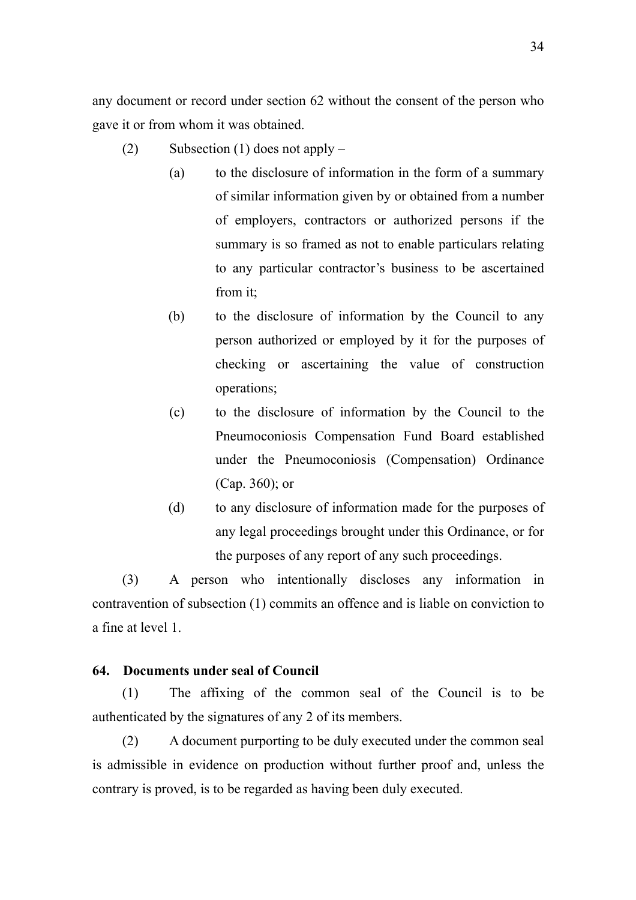any document or record under section 62 without the consent of the person who gave it or from whom it was obtained.

(2) Subsection (1) does not apply –

(a) to the disclosure of information in the form of a summary of similar information given by or obtained from a number of employers, contractors or authorized persons if the summary is so framed as not to enable particulars relating to any particular contractor's business to be ascertained from it;

(b) to the disclosure of information by the Council to any person authorized or employed by it for the purposes of checking or ascertaining the value of construction operations;

(c) to the disclosure of information by the Council to the Pneumoconiosis Compensation Fund Board established under the Pneumoconiosis (Compensation) Ordinance (Cap. 360); or

(d) to any disclosure of information made for the purposes of any legal proceedings brought under this Ordinance, or for the purposes of any report of any such proceedings.

(3) A person who intentionally discloses any information in contravention of subsection (1) commits an offence and is liable on conviction to a fine at level 1.

**64. Documents under seal of Council**

(1) The affixing of the common seal of the Council is to be authenticated by the signatures of any 2 of its members.

(2) A document purporting to be duly executed under the common seal is admissible in evidence on production without further proof and, unless the contrary is proved, is to be regarded as having been duly executed.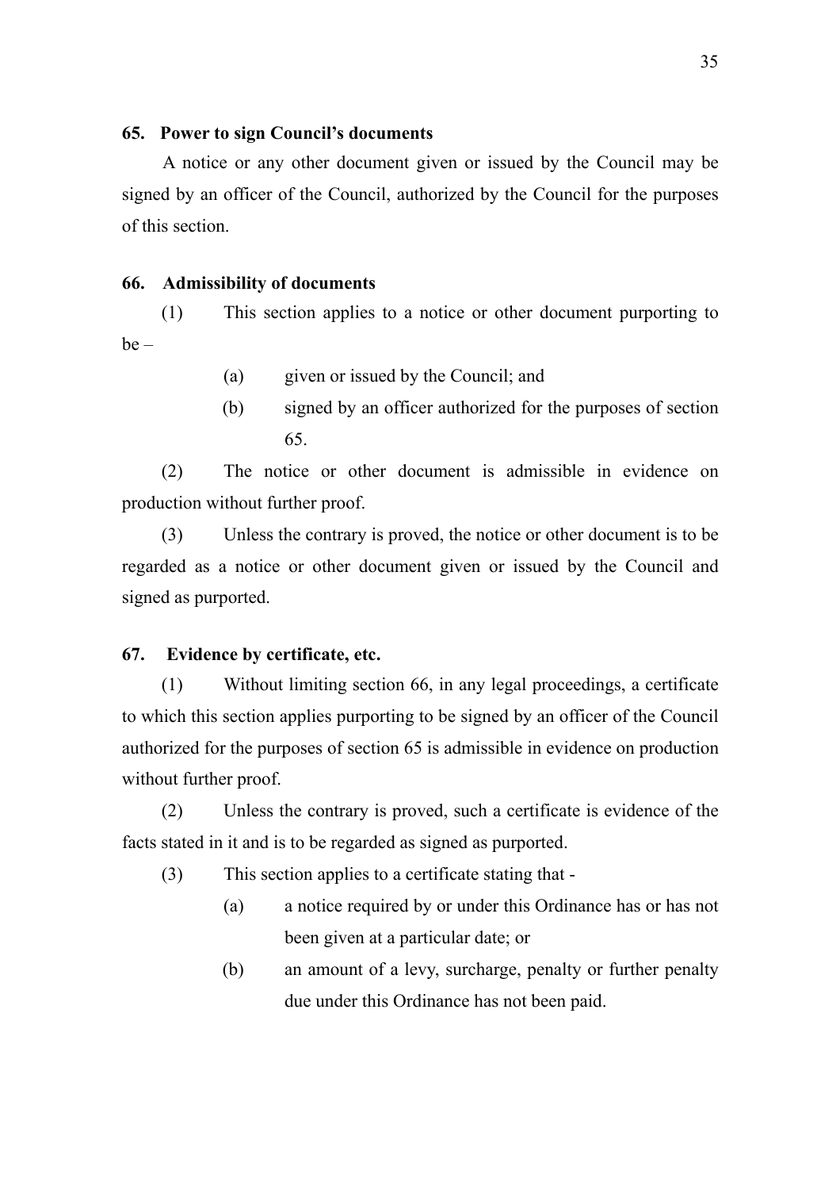**65. Power to sign Council's documents**

A notice or any other document given or issued by the Council may be signed by an officer of the Council, authorized by the Council for the purposes of this section.

**66. Admissibility of documents**

(1) This section applies to a notice or other document purporting to be –

(a) given or issued by the Council; and

(b) signed by an officer authorized for the purposes of section 65.

(2) The notice or other document is admissible in evidence on production without further proof.

(3) Unless the contrary is proved, the notice or other document is to be regarded as a notice or other document given or issued by the Council and signed as purported.

**67. Evidence by certificate, etc.**

(1) Without limiting section 66, in any legal proceedings, a certificate to which this section applies purporting to be signed by an officer of the Council authorized for the purposes of section 65 is admissible in evidence on production without further proof.

(2) Unless the contrary is proved, such a certificate is evidence of the facts stated in it and is to be regarded as signed as purported.

(3) This section applies to a certificate stating that -

(a) a notice required by or under this Ordinance has or has not been given at a particular date; or

(b) an amount of a levy, surcharge, penalty or further penalty due under this Ordinance has not been paid.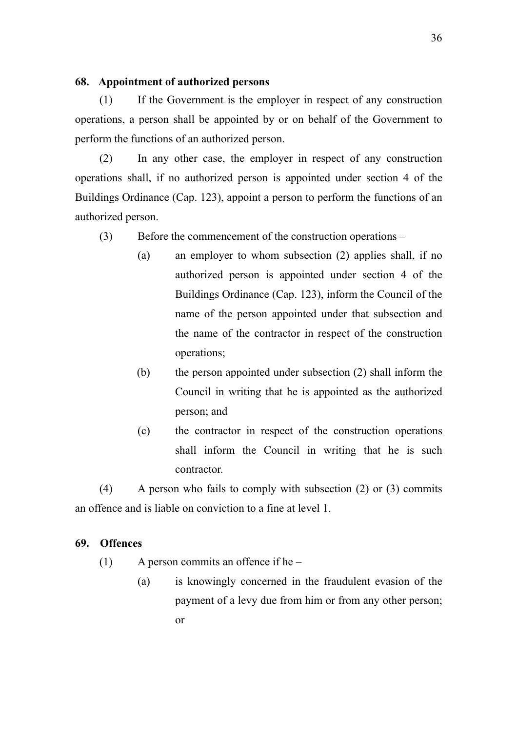**68. Appointment of authorized persons**

(1) If the Government is the employer in respect of any construction operations, a person shall be appointed by or on behalf of the Government to perform the functions of an authorized person.

(2) In any other case, the employer in respect of any construction operations shall, if no authorized person is appointed under section 4 of the Buildings Ordinance (Cap. 123), appoint a person to perform the functions of an authorized person.

(3) Before the commencement of the construction operations –

- (a) an employer to whom subsection (2) applies shall, if no authorized person is appointed under section 4 of the Buildings Ordinance (Cap. 123), inform the Council of the name of the person appointed under that subsection and the name of the contractor in respect of the construction operations;
- (b) the person appointed under subsection (2) shall inform the Council in writing that he is appointed as the authorized person; and
- (c) the contractor in respect of the construction operations shall inform the Council in writing that he is such contractor.

(4) A person who fails to comply with subsection (2) or (3) commits an offence and is liable on conviction to a fine at level 1.

**69. Offences**

(1) A person commits an offence if he –

- (a) is knowingly concerned in the fraudulent evasion of the payment of a levy due from him or from any other person; or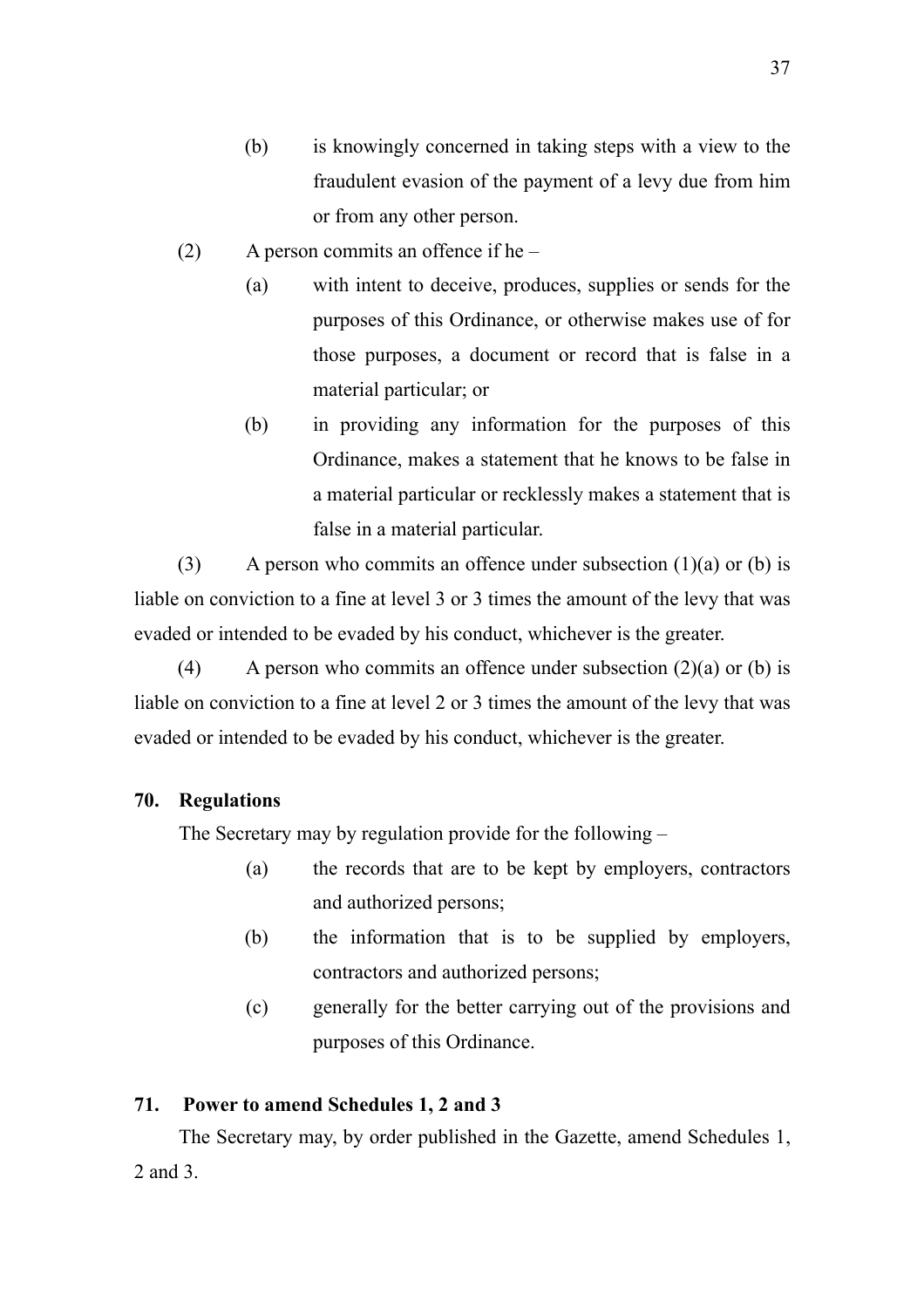(b) is knowingly concerned in taking steps with a view to the fraudulent evasion of the payment of a levy due from him or from any other person.

(2) A person commits an offence if he –

(a) with intent to deceive, produces, supplies or sends for the purposes of this Ordinance, or otherwise makes use of for those purposes, a document or record that is false in a material particular; or

(b) in providing any information for the purposes of this Ordinance, makes a statement that he knows to be false in a material particular or recklessly makes a statement that is false in a material particular.

(3) A person who commits an offence under subsection (1)(a) or (b) is liable on conviction to a fine at level 3 or 3 times the amount of the levy that was evaded or intended to be evaded by his conduct, whichever is the greater.

(4) A person who commits an offence under subsection (2)(a) or (b) is liable on conviction to a fine at level 2 or 3 times the amount of the levy that was evaded or intended to be evaded by his conduct, whichever is the greater.

**70. Regulations**

The Secretary may by regulation provide for the following –

(a) the records that are to be kept by employers, contractors and authorized persons;

(b) the information that is to be supplied by employers, contractors and authorized persons;

(c) generally for the better carrying out of the provisions and purposes of this Ordinance.

**71. Power to amend Schedules 1, 2 and 3**

The Secretary may, by order published in the Gazette, amend Schedules 1, 2 and 3.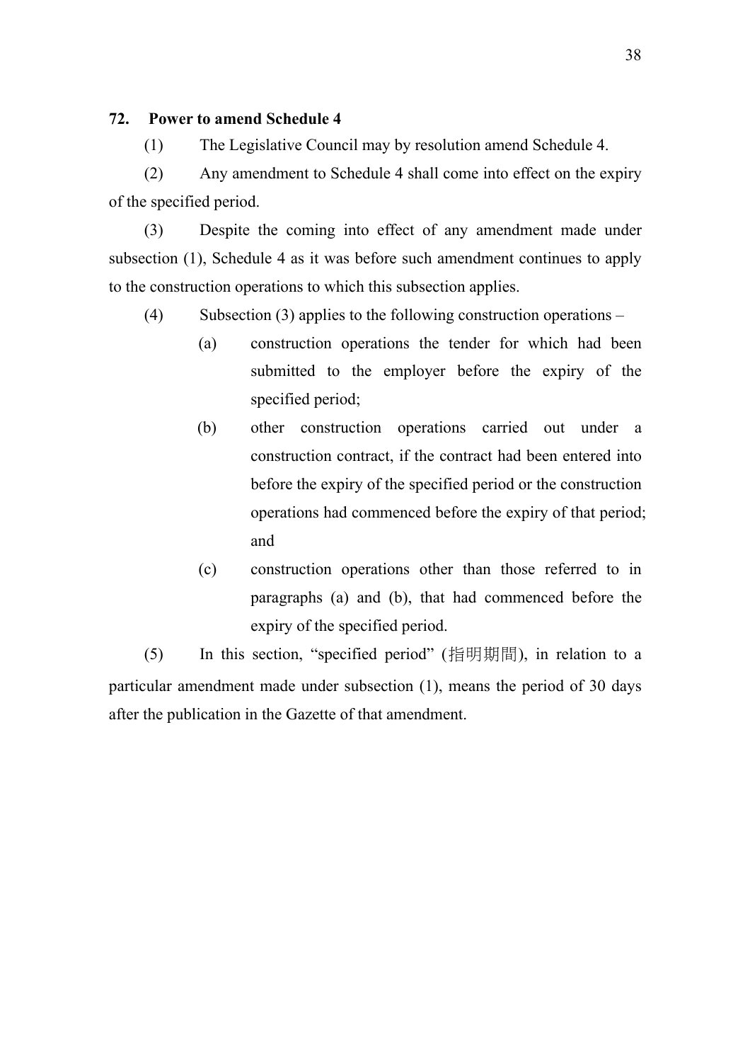### 72. Power to amend Schedule 4

(1) The Legislative Council may by resolution amend Schedule 4.

(2) Any amendment to Schedule 4 shall come into effect on the expiry of the specified period.

(3) Despite the coming into effect of any amendment made under subsection (1), Schedule 4 as it was before such amendment continues to apply to the construction operations to which this subsection applies.

(4) Subsection (3) applies to the following construction operations –

- (a) construction operations the tender for which had been submitted to the employer before the expiry of the specified period;
- (b) other construction operations carried out under a construction contract, if the contract had been entered into before the expiry of the specified period or the construction operations had commenced before the expiry of that period; and
- (c) construction operations other than those referred to in paragraphs (a) and (b), that had commenced before the expiry of the specified period.

(5) In this section, "specified period" (指明期間), in relation to a particular amendment made under subsection (1), means the period of 30 days after the publication in the Gazette of that amendment.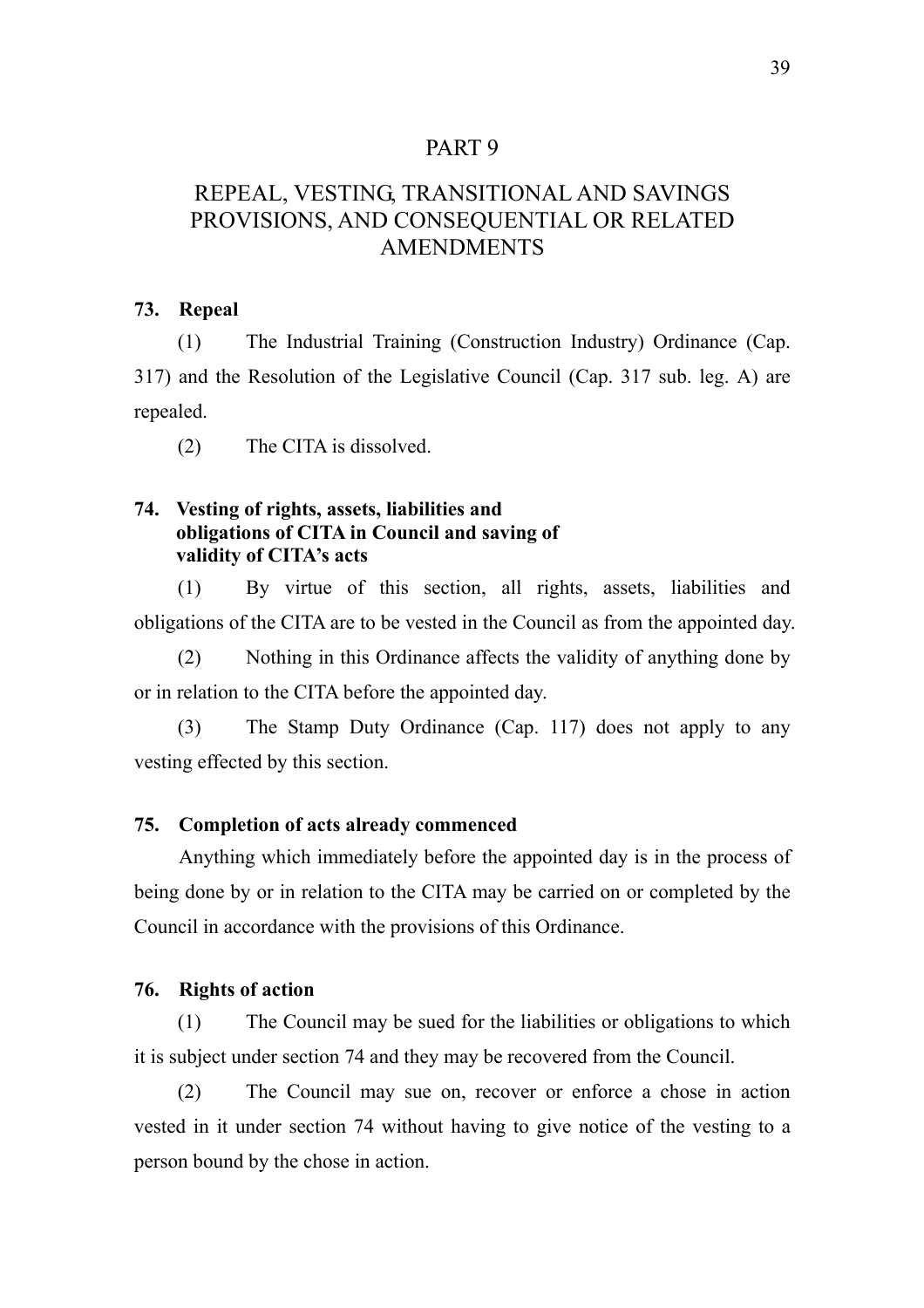# PART 9

# REPEAL, VESTING, TRANSITIONAL AND SAVINGS PROVISIONS, AND CONSEQUENTIAL OR RELATED AMENDMENTS

**73. Repeal**

(1) The Industrial Training (Construction Industry) Ordinance (Cap. 317) and the Resolution of the Legislative Council (Cap. 317 sub. leg. A) are repealed.

(2) The CITA is dissolved.

**74. Vesting of rights, assets, liabilities and obligations of CITA in Council and saving of validity of CITA's acts**

(1) By virtue of this section, all rights, assets, liabilities and obligations of the CITA are to be vested in the Council as from the appointed day.

(2) Nothing in this Ordinance affects the validity of anything done by or in relation to the CITA before the appointed day.

(3) The Stamp Duty Ordinance (Cap. 117) does not apply to any vesting effected by this section.

**75. Completion of acts already commenced**

Anything which immediately before the appointed day is in the process of being done by or in relation to the CITA may be carried on or completed by the Council in accordance with the provisions of this Ordinance.

**76. Rights of action**

(1) The Council may be sued for the liabilities or obligations to which it is subject under section 74 and they may be recovered from the Council.

(2) The Council may sue on, recover or enforce a chose in action vested in it under section 74 without having to give notice of the vesting to a person bound by the chose in action.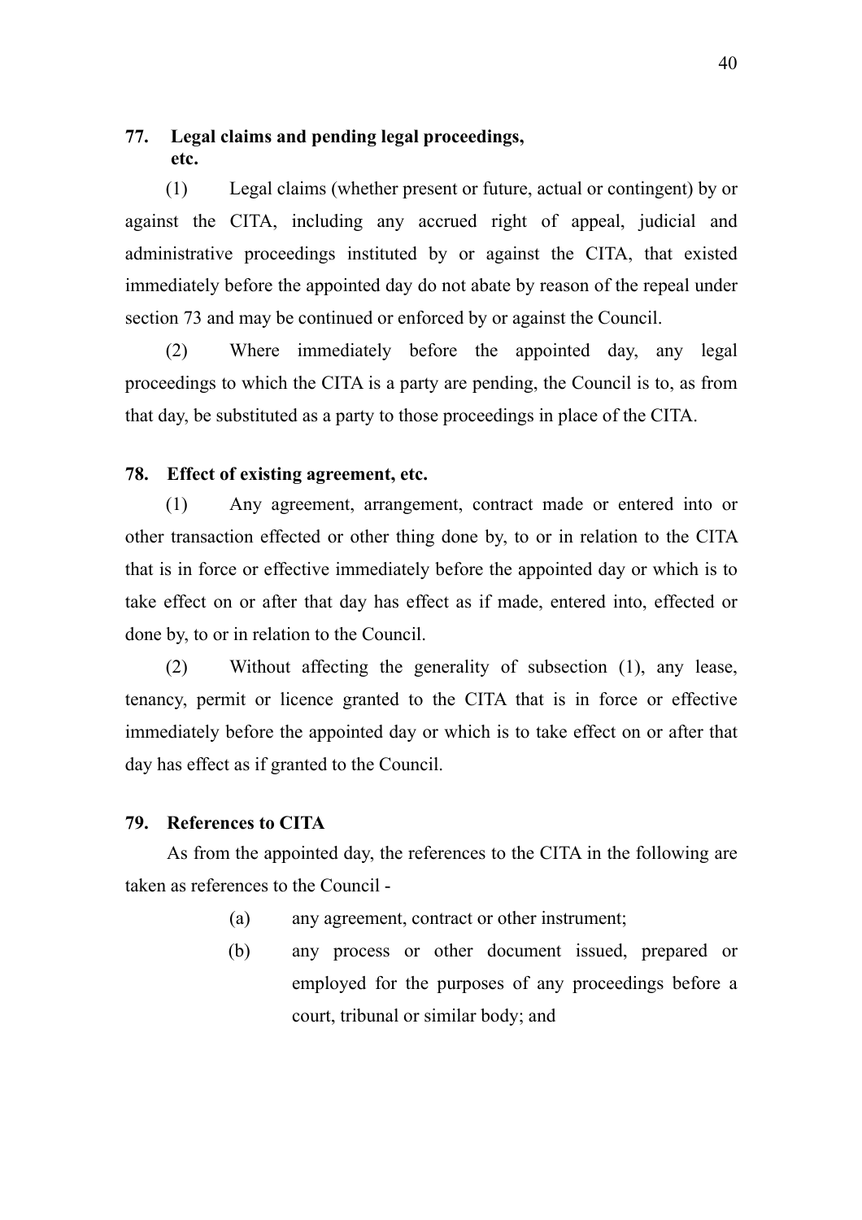**77. Legal claims and pending legal proceedings, etc.**

(1) Legal claims (whether present or future, actual or contingent) by or against the CITA, including any accrued right of appeal, judicial and administrative proceedings instituted by or against the CITA, that existed immediately before the appointed day do not abate by reason of the repeal under section 73 and may be continued or enforced by or against the Council.

(2) Where immediately before the appointed day, any legal proceedings to which the CITA is a party are pending, the Council is to, as from that day, be substituted as a party to those proceedings in place of the CITA.

**78. Effect of existing agreement, etc.**

(1) Any agreement, arrangement, contract made or entered into or other transaction effected or other thing done by, to or in relation to the CITA that is in force or effective immediately before the appointed day or which is to take effect on or after that day has effect as if made, entered into, effected or done by, to or in relation to the Council.

(2) Without affecting the generality of subsection (1), any lease, tenancy, permit or licence granted to the CITA that is in force or effective immediately before the appointed day or which is to take effect on or after that day has effect as if granted to the Council.

**79. References to CITA**

As from the appointed day, the references to the CITA in the following are taken as references to the Council -

(a) any agreement, contract or other instrument;

(b) any process or other document issued, prepared or employed for the purposes of any proceedings before a court, tribunal or similar body; and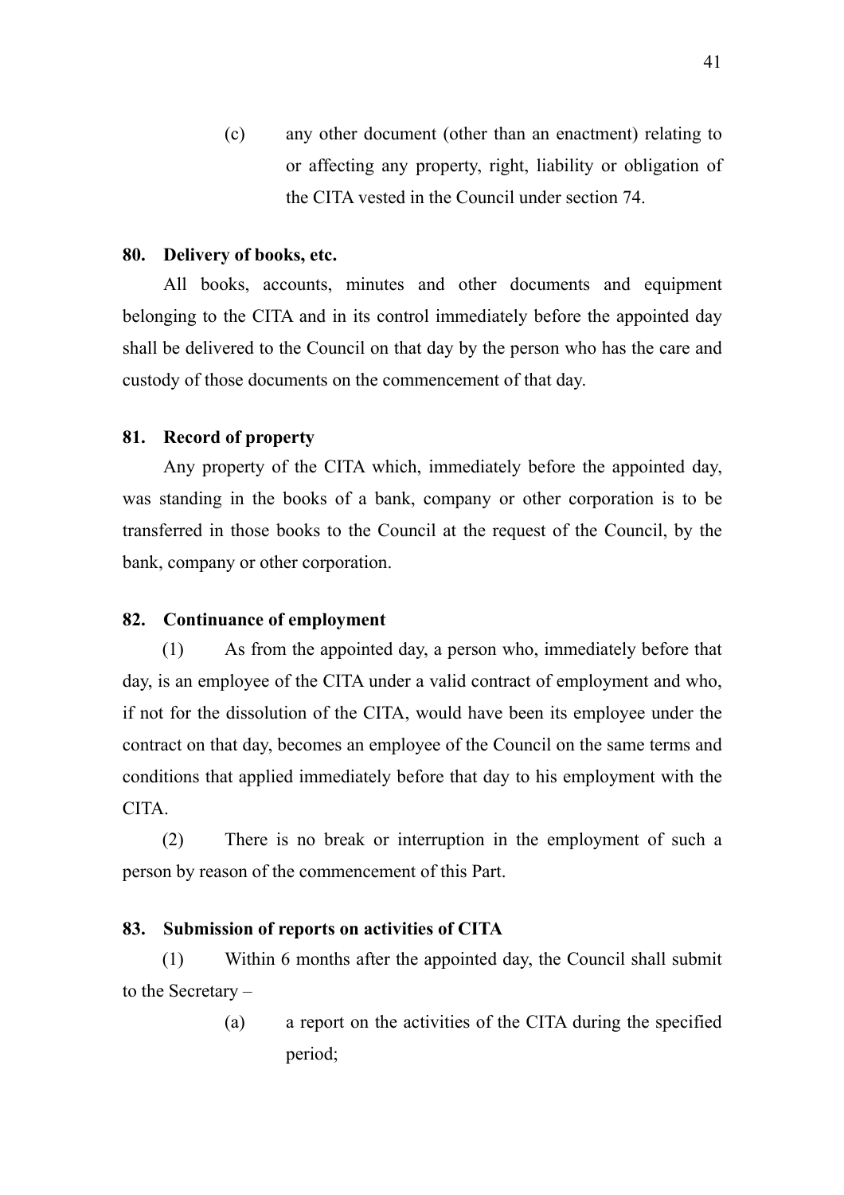(c) any other document (other than an enactment) relating to or affecting any property, right, liability or obligation of the CITA vested in the Council under section 74.

**80. Delivery of books, etc.**

All books, accounts, minutes and other documents and equipment belonging to the CITA and in its control immediately before the appointed day shall be delivered to the Council on that day by the person who has the care and custody of those documents on the commencement of that day.

**81. Record of property**

Any property of the CITA which, immediately before the appointed day, was standing in the books of a bank, company or other corporation is to be transferred in those books to the Council at the request of the Council, by the bank, company or other corporation.

**82. Continuance of employment**

(1) As from the appointed day, a person who, immediately before that day, is an employee of the CITA under a valid contract of employment and who, if not for the dissolution of the CITA, would have been its employee under the contract on that day, becomes an employee of the Council on the same terms and conditions that applied immediately before that day to his employment with the CITA.

(2) There is no break or interruption in the employment of such a person by reason of the commencement of this Part.

**83. Submission of reports on activities of CITA**

(1) Within 6 months after the appointed day, the Council shall submit to the Secretary –

(a) a report on the activities of the CITA during the specified period;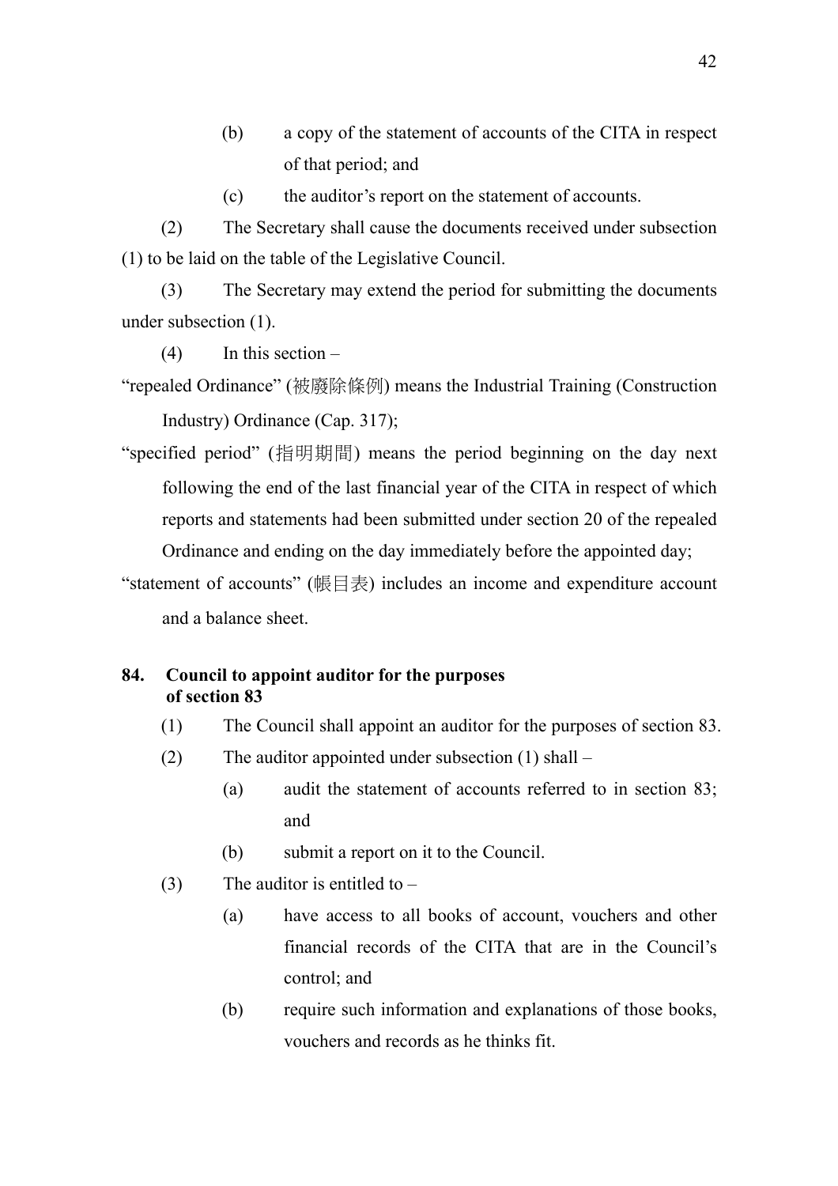(b) a copy of the statement of accounts of the CITA in respect of that period; and

(c) the auditor's report on the statement of accounts.

(2) The Secretary shall cause the documents received under subsection (1) to be laid on the table of the Legislative Council.

(3) The Secretary may extend the period for submitting the documents under subsection (1).

(4) In this section –

"repealed Ordinance" (被廢除條例) means the Industrial Training (Construction Industry) Ordinance (Cap. 317);

"specified period" (指明期間) means the period beginning on the day next following the end of the last financial year of the CITA in respect of which reports and statements had been submitted under section 20 of the repealed Ordinance and ending on the day immediately before the appointed day;

"statement of accounts" (帳目表) includes an income and expenditure account and a balance sheet.

**84. Council to appoint auditor for the purposes of section 83**

(1) The Council shall appoint an auditor for the purposes of section 83.

(2) The auditor appointed under subsection (1) shall –

(a) audit the statement of accounts referred to in section 83; and

(b) submit a report on it to the Council.

(3) The auditor is entitled to –

(a) have access to all books of account, vouchers and other financial records of the CITA that are in the Council's control; and

(b) require such information and explanations of those books, vouchers and records as he thinks fit.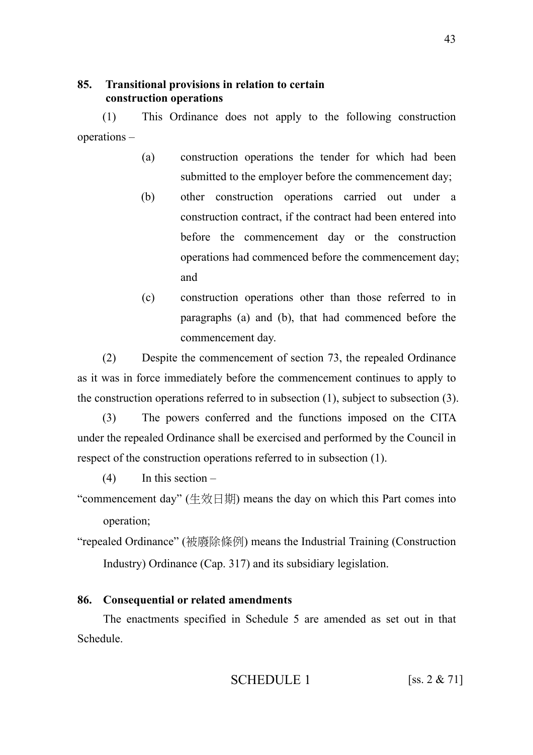### 85. Transitional provisions in relation to certain construction operations

(1) This Ordinance does not apply to the following construction operations –

- (a) construction operations the tender for which had been submitted to the employer before the commencement day;
- (b) other construction operations carried out under a construction contract, if the contract had been entered into before the commencement day or the construction operations had commenced before the commencement day; and
- (c) construction operations other than those referred to in paragraphs (a) and (b), that had commenced before the commencement day.

(2) Despite the commencement of section 73, the repealed Ordinance as it was in force immediately before the commencement continues to apply to the construction operations referred to in subsection (1), subject to subsection (3).

(3) The powers conferred and the functions imposed on the CITA under the repealed Ordinance shall be exercised and performed by the Council in respect of the construction operations referred to in subsection (1).

(4) In this section –

"commencement day" (生效日期) means the day on which this Part comes into operation;

"repealed Ordinance" (被廢除條例) means the Industrial Training (Construction Industry) Ordinance (Cap. 317) and its subsidiary legislation.

### 86. Consequential or related amendments

The enactments specified in Schedule 5 are amended as set out in that Schedule.

## SCHEDULE 1 [ss. 2 & 71]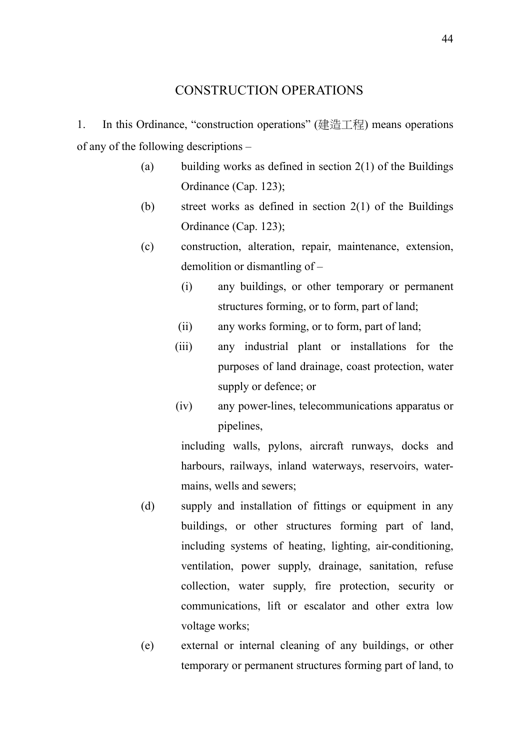## CONSTRUCTION OPERATIONS

1. In this Ordinance, "construction operations" (建造工程) means operations of any of the following descriptions –

   (a) building works as defined in section 2(1) of the Buildings Ordinance (Cap. 123);

   (b) street works as defined in section 2(1) of the Buildings Ordinance (Cap. 123);

   (c) construction, alteration, repair, maintenance, extension, demolition or dismantling of –

      (i) any buildings, or other temporary or permanent structures forming, or to form, part of land;

      (ii) any works forming, or to form, part of land;

      (iii) any industrial plant or installations for the purposes of land drainage, coast protection, water supply or defence; or

      (iv) any power-lines, telecommunications apparatus or pipelines,

   including walls, pylons, aircraft runways, docks and harbours, railways, inland waterways, reservoirs, water-mains, wells and sewers;

   (d) supply and installation of fittings or equipment in any buildings, or other structures forming part of land, including systems of heating, lighting, air-conditioning, ventilation, power supply, drainage, sanitation, refuse collection, water supply, fire protection, security or communications, lift or escalator and other extra low voltage works;

   (e) external or internal cleaning of any buildings, or other temporary or permanent structures forming part of land, to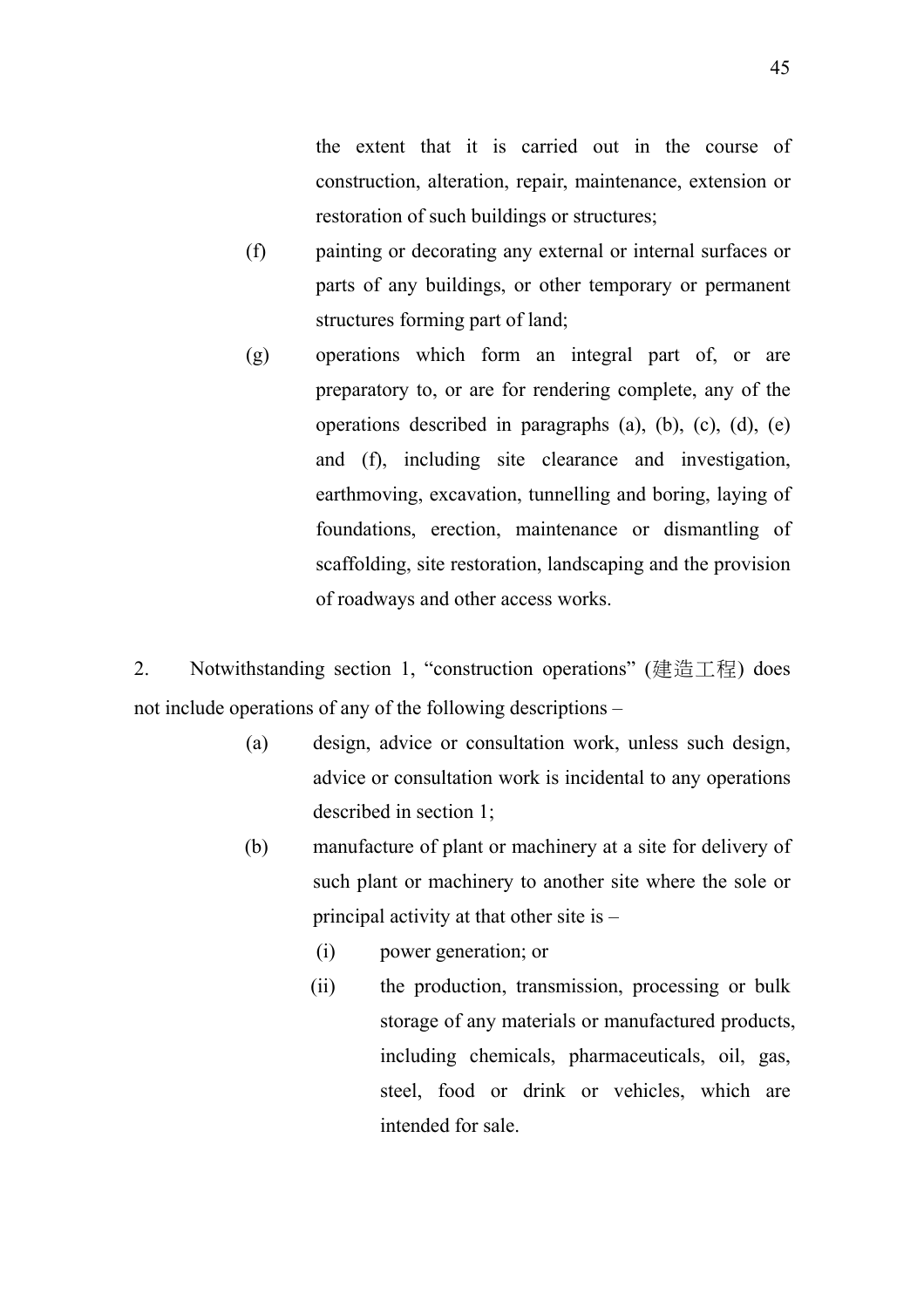the extent that it is carried out in the course of construction, alteration, repair, maintenance, extension or restoration of such buildings or structures;

(f) painting or decorating any external or internal surfaces or parts of any buildings, or other temporary or permanent structures forming part of land;

(g) operations which form an integral part of, or are preparatory to, or are for rendering complete, any of the operations described in paragraphs (a), (b), (c), (d), (e) and (f), including site clearance and investigation, earthmoving, excavation, tunnelling and boring, laying of foundations, erection, maintenance or dismantling of scaffolding, site restoration, landscaping and the provision of roadways and other access works.

2. Notwithstanding section 1, "construction operations" (建造工程) does not include operations of any of the following descriptions –

(a) design, advice or consultation work, unless such design, advice or consultation work is incidental to any operations described in section 1;

(b) manufacture of plant or machinery at a site for delivery of such plant or machinery to another site where the sole or principal activity at that other site is –

(i) power generation; or

(ii) the production, transmission, processing or bulk storage of any materials or manufactured products, including chemicals, pharmaceuticals, oil, gas, steel, food or drink or vehicles, which are intended for sale.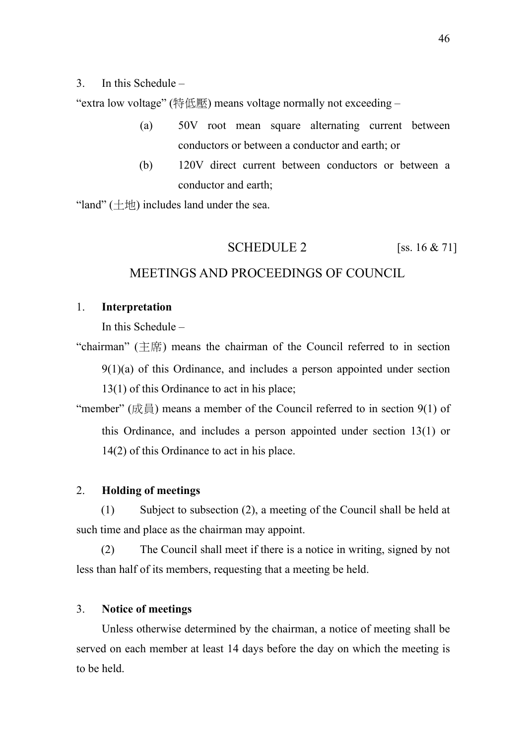3. In this Schedule –

"extra low voltage" (特低壓) means voltage normally not exceeding –

(a) 50V root mean square alternating current between conductors or between a conductor and earth; or

(b) 120V direct current between conductors or between a conductor and earth;

"land" (土地) includes land under the sea.

## SCHEDULE 2 [ss. 16 & 71]

## MEETINGS AND PROCEEDINGS OF COUNCIL

1. **Interpretation**

In this Schedule –

"chairman" (主席) means the chairman of the Council referred to in section 9(1)(a) of this Ordinance, and includes a person appointed under section 13(1) of this Ordinance to act in his place;

"member" (成員) means a member of the Council referred to in section 9(1) of this Ordinance, and includes a person appointed under section 13(1) or 14(2) of this Ordinance to act in his place.

2. **Holding of meetings**

(1) Subject to subsection (2), a meeting of the Council shall be held at such time and place as the chairman may appoint.

(2) The Council shall meet if there is a notice in writing, signed by not less than half of its members, requesting that a meeting be held.

3. **Notice of meetings**

Unless otherwise determined by the chairman, a notice of meeting shall be served on each member at least 14 days before the day on which the meeting is to be held.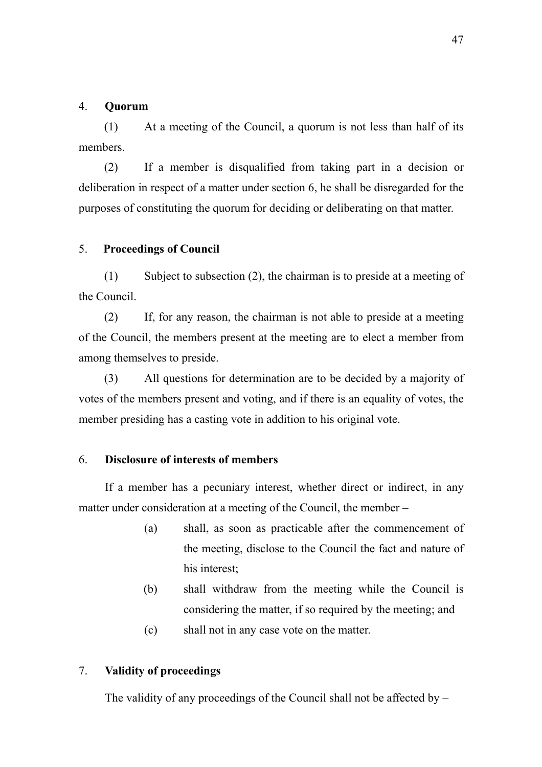### 4. **Quorum**

(1) At a meeting of the Council, a quorum is not less than half of its members.

(2) If a member is disqualified from taking part in a decision or deliberation in respect of a matter under section 6, he shall be disregarded for the purposes of constituting the quorum for deciding or deliberating on that matter.

### 5. **Proceedings of Council**

(1) Subject to subsection (2), the chairman is to preside at a meeting of the Council.

(2) If, for any reason, the chairman is not able to preside at a meeting of the Council, the members present at the meeting are to elect a member from among themselves to preside.

(3) All questions for determination are to be decided by a majority of votes of the members present and voting, and if there is an equality of votes, the member presiding has a casting vote in addition to his original vote.

### 6. **Disclosure of interests of members**

If a member has a pecuniary interest, whether direct or indirect, in any matter under consideration at a meeting of the Council, the member –

(a) shall, as soon as practicable after the commencement of the meeting, disclose to the Council the fact and nature of his interest;

(b) shall withdraw from the meeting while the Council is considering the matter, if so required by the meeting; and

(c) shall not in any case vote on the matter.

### 7. **Validity of proceedings**

The validity of any proceedings of the Council shall not be affected by –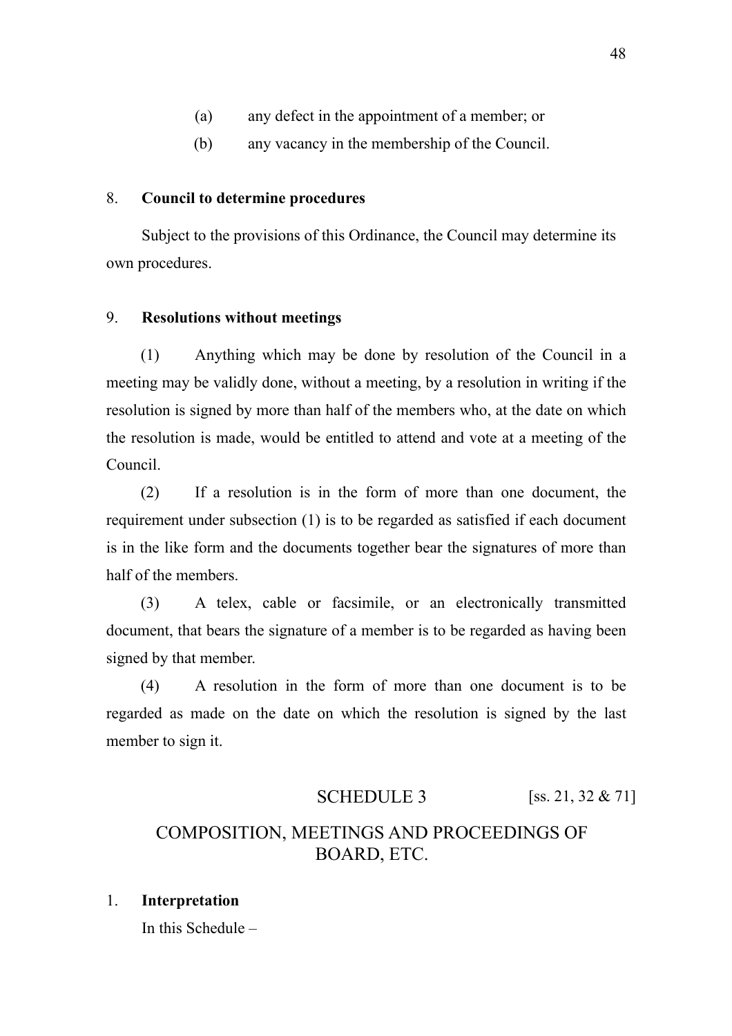(a) any defect in the appointment of a member; or

(b) any vacancy in the membership of the Council.

### 8. **Council to determine procedures**

Subject to the provisions of this Ordinance, the Council may determine its own procedures.

### 9. **Resolutions without meetings**

(1) Anything which may be done by resolution of the Council in a meeting may be validly done, without a meeting, by a resolution in writing if the resolution is signed by more than half of the members who, at the date on which the resolution is made, would be entitled to attend and vote at a meeting of the Council.

(2) If a resolution is in the form of more than one document, the requirement under subsection (1) is to be regarded as satisfied if each document is in the like form and the documents together bear the signatures of more than half of the members.

(3) A telex, cable or facsimile, or an electronically transmitted document, that bears the signature of a member is to be regarded as having been signed by that member.

(4) A resolution in the form of more than one document is to be regarded as made on the date on which the resolution is signed by the last member to sign it.

## SCHEDULE 3 [ss. 21, 32 & 71]

## COMPOSITION, MEETINGS AND PROCEEDINGS OF BOARD, ETC.

### 1. **Interpretation**

In this Schedule –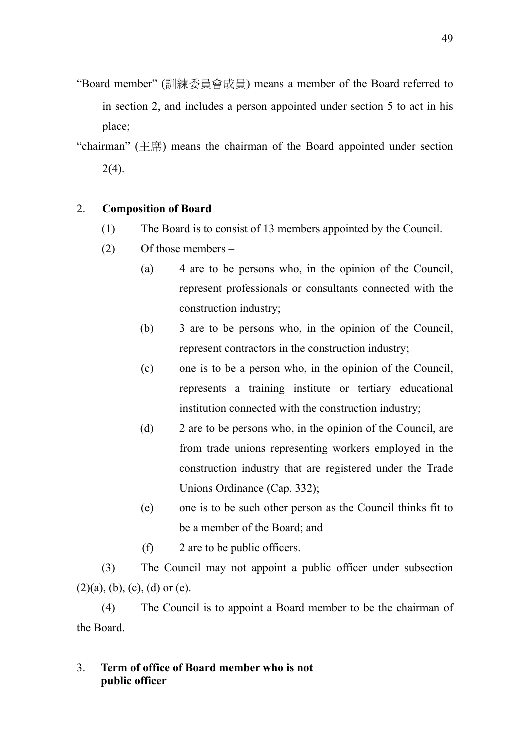"Board member" (訓練委員會成員) means a member of the Board referred to in section 2, and includes a person appointed under section 5 to act in his place;

"chairman" (主席) means the chairman of the Board appointed under section 2(4).

2. **Composition of Board**

(1) The Board is to consist of 13 members appointed by the Council.

(2) Of those members –

(a) 4 are to be persons who, in the opinion of the Council, represent professionals or consultants connected with the construction industry;

(b) 3 are to be persons who, in the opinion of the Council, represent contractors in the construction industry;

(c) one is to be a person who, in the opinion of the Council, represents a training institute or tertiary educational institution connected with the construction industry;

(d) 2 are to be persons who, in the opinion of the Council, are from trade unions representing workers employed in the construction industry that are registered under the Trade Unions Ordinance (Cap. 332);

(e) one is to be such other person as the Council thinks fit to be a member of the Board; and

(f) 2 are to be public officers.

(3) The Council may not appoint a public officer under subsection (2)(a), (b), (c), (d) or (e).

(4) The Council is to appoint a Board member to be the chairman of the Board.

3. **Term of office of Board member who is not public officer**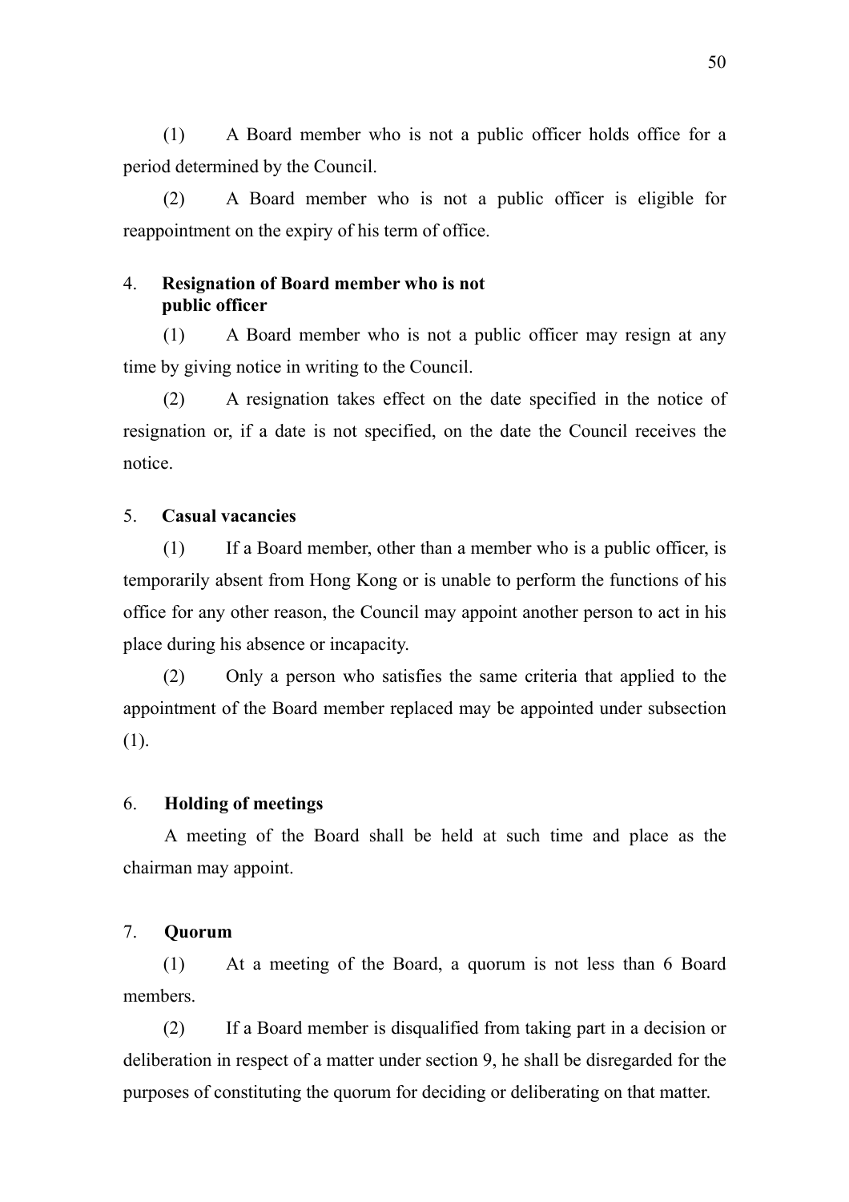(1) A Board member who is not a public officer holds office for a period determined by the Council.

(2) A Board member who is not a public officer is eligible for reappointment on the expiry of his term of office.

### 4. Resignation of Board member who is not public officer

(1) A Board member who is not a public officer may resign at any time by giving notice in writing to the Council.

(2) A resignation takes effect on the date specified in the notice of resignation or, if a date is not specified, on the date the Council receives the notice.

### 5. Casual vacancies

(1) If a Board member, other than a member who is a public officer, is temporarily absent from Hong Kong or is unable to perform the functions of his office for any other reason, the Council may appoint another person to act in his place during his absence or incapacity.

(2) Only a person who satisfies the same criteria that applied to the appointment of the Board member replaced may be appointed under subsection (1).

### 6. Holding of meetings

A meeting of the Board shall be held at such time and place as the chairman may appoint.

### 7. Quorum

(1) At a meeting of the Board, a quorum is not less than 6 Board members.

(2) If a Board member is disqualified from taking part in a decision or deliberation in respect of a matter under section 9, he shall be disregarded for the purposes of constituting the quorum for deciding or deliberating on that matter.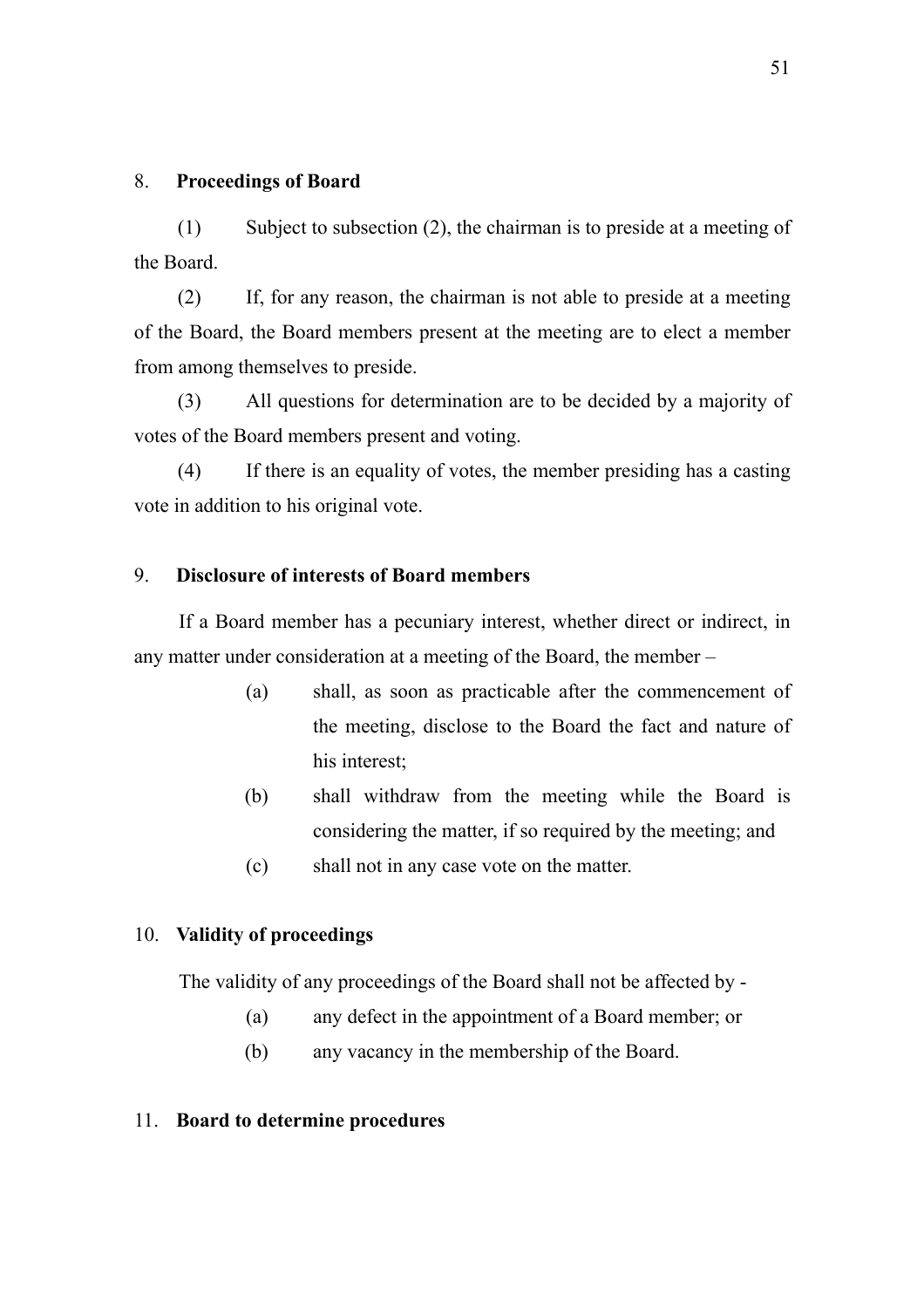## 8. Proceedings of Board

(1) Subject to subsection (2), the chairman is to preside at a meeting of the Board.

(2) If, for any reason, the chairman is not able to preside at a meeting of the Board, the Board members present at the meeting are to elect a member from among themselves to preside.

(3) All questions for determination are to be decided by a majority of votes of the Board members present and voting.

(4) If there is an equality of votes, the member presiding has a casting vote in addition to his original vote.

## 9. Disclosure of interests of Board members

If a Board member has a pecuniary interest, whether direct or indirect, in any matter under consideration at a meeting of the Board, the member –

(a) shall, as soon as practicable after the commencement of the meeting, disclose to the Board the fact and nature of his interest;

(b) shall withdraw from the meeting while the Board is considering the matter, if so required by the meeting; and

(c) shall not in any case vote on the matter.

## 10. Validity of proceedings

The validity of any proceedings of the Board shall not be affected by -

(a) any defect in the appointment of a Board member; or

(b) any vacancy in the membership of the Board.

## 11. Board to determine procedures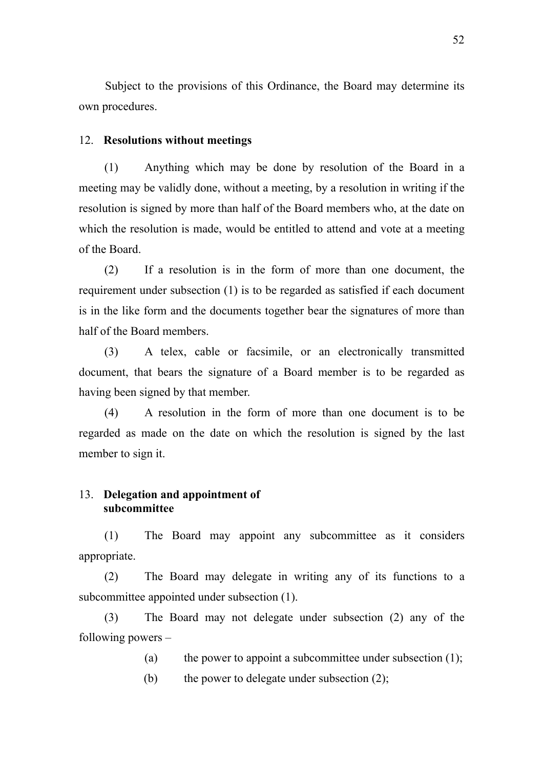Subject to the provisions of this Ordinance, the Board may determine its own procedures.

### 12. **Resolutions without meetings**

(1) Anything which may be done by resolution of the Board in a meeting may be validly done, without a meeting, by a resolution in writing if the resolution is signed by more than half of the Board members who, at the date on which the resolution is made, would be entitled to attend and vote at a meeting of the Board.

(2) If a resolution is in the form of more than one document, the requirement under subsection (1) is to be regarded as satisfied if each document is in the like form and the documents together bear the signatures of more than half of the Board members.

(3) A telex, cable or facsimile, or an electronically transmitted document, that bears the signature of a Board member is to be regarded as having been signed by that member.

(4) A resolution in the form of more than one document is to be regarded as made on the date on which the resolution is signed by the last member to sign it.

### 13. **Delegation and appointment of subcommittee**

(1) The Board may appoint any subcommittee as it considers appropriate.

(2) The Board may delegate in writing any of its functions to a subcommittee appointed under subsection (1).

(3) The Board may not delegate under subsection (2) any of the following powers –

(a) the power to appoint a subcommittee under subsection (1);

(b) the power to delegate under subsection (2);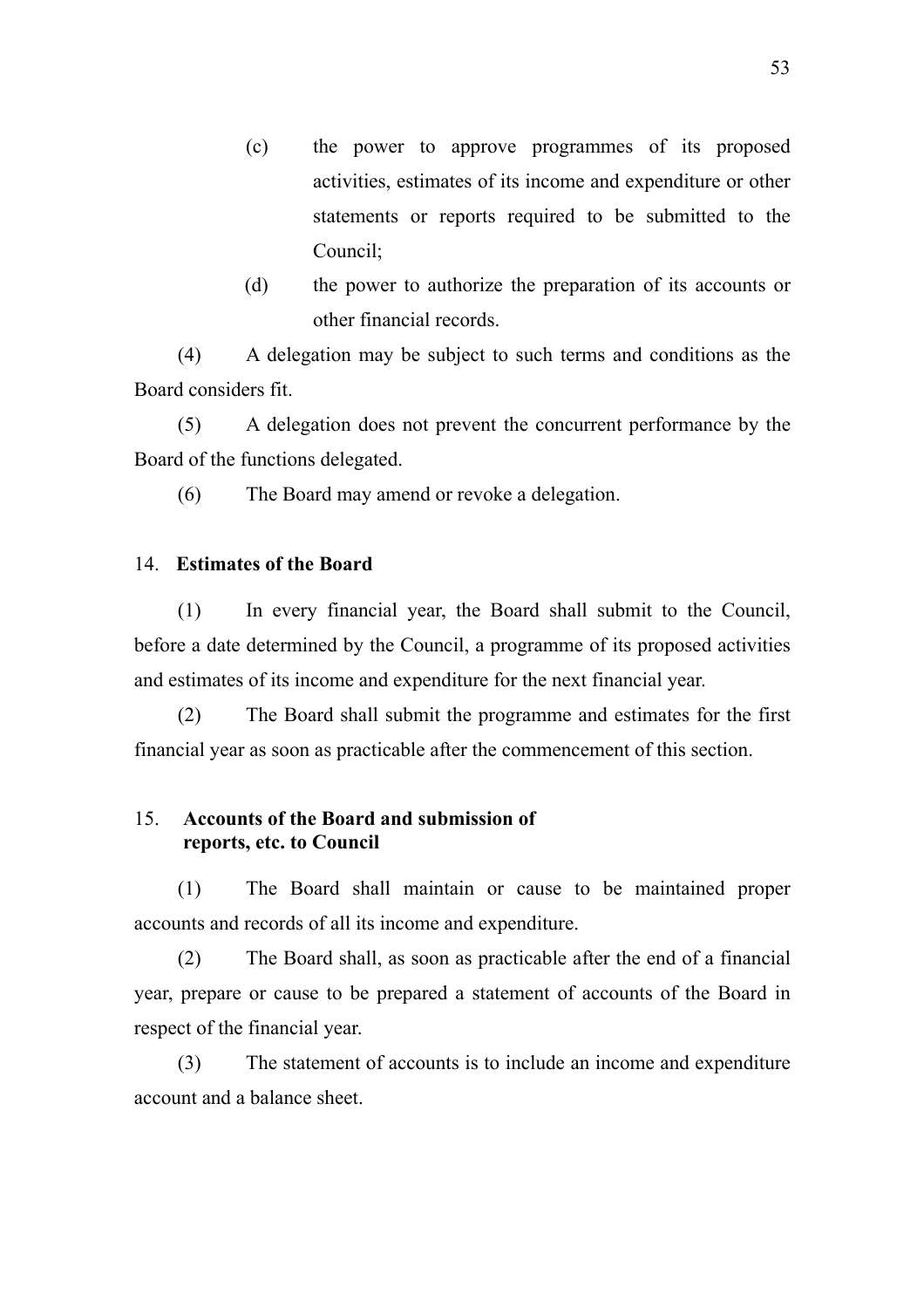(c) the power to approve programmes of its proposed activities, estimates of its income and expenditure or other statements or reports required to be submitted to the Council;

(d) the power to authorize the preparation of its accounts or other financial records.

(4) A delegation may be subject to such terms and conditions as the Board considers fit.

(5) A delegation does not prevent the concurrent performance by the Board of the functions delegated.

(6) The Board may amend or revoke a delegation.

### 14. **Estimates of the Board**

(1) In every financial year, the Board shall submit to the Council, before a date determined by the Council, a programme of its proposed activities and estimates of its income and expenditure for the next financial year.

(2) The Board shall submit the programme and estimates for the first financial year as soon as practicable after the commencement of this section.

### 15. **Accounts of the Board and submission of reports, etc. to Council**

(1) The Board shall maintain or cause to be maintained proper accounts and records of all its income and expenditure.

(2) The Board shall, as soon as practicable after the end of a financial year, prepare or cause to be prepared a statement of accounts of the Board in respect of the financial year.

(3) The statement of accounts is to include an income and expenditure account and a balance sheet.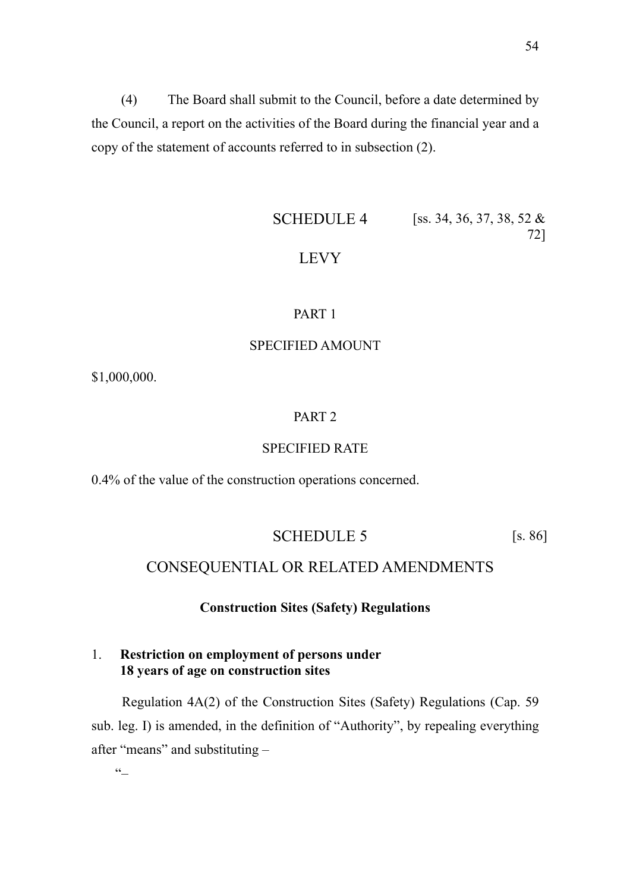(4) The Board shall submit to the Council, before a date determined by the Council, a report on the activities of the Board during the financial year and a copy of the statement of accounts referred to in subsection (2).

## SCHEDULE 4 [ss. 34, 36, 37, 38, 52 & 72]

## LEVY

### PART 1

### SPECIFIED AMOUNT

$1,000,000.

### PART 2

### SPECIFIED RATE

0.4% of the value of the construction operations concerned.

## SCHEDULE 5 [s. 86]

## CONSEQUENTIAL OR RELATED AMENDMENTS

**Construction Sites (Safety) Regulations**

1. **Restriction on employment of persons under 18 years of age on construction sites**

Regulation 4A(2) of the Construction Sites (Safety) Regulations (Cap. 59 sub. leg. I) is amended, in the definition of "Authority", by repealing everything after "means" and substituting –

"–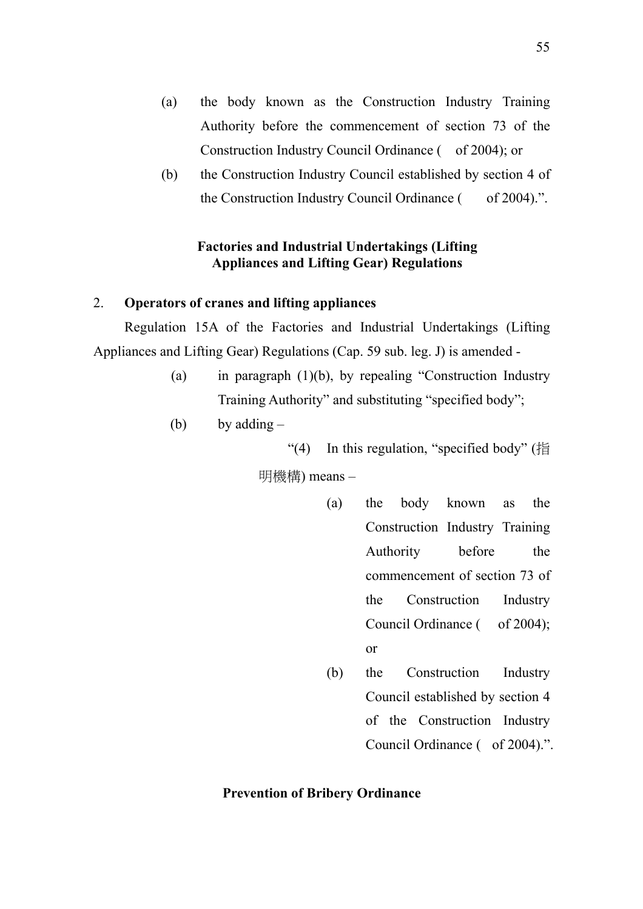(a) the body known as the Construction Industry Training Authority before the commencement of section 73 of the Construction Industry Council Ordinance (  of 2004); or

(b) the Construction Industry Council established by section 4 of the Construction Industry Council Ordinance (  of 2004).".

**Factories and Industrial Undertakings (Lifting Appliances and Lifting Gear) Regulations**

2. **Operators of cranes and lifting appliances**

Regulation 15A of the Factories and Industrial Undertakings (Lifting Appliances and Lifting Gear) Regulations (Cap. 59 sub. leg. J) is amended -

(a) in paragraph (1)(b), by repealing "Construction Industry Training Authority" and substituting "specified body";

(b) by adding –

"(4) In this regulation, "specified body" (指明機構) means –

(a) the body known as the Construction Industry Training Authority before the commencement of section 73 of the Construction Industry Council Ordinance (  of 2004); or

(b) the Construction Industry Council established by section 4 of the Construction Industry Council Ordinance (  of 2004).".

**Prevention of Bribery Ordinance**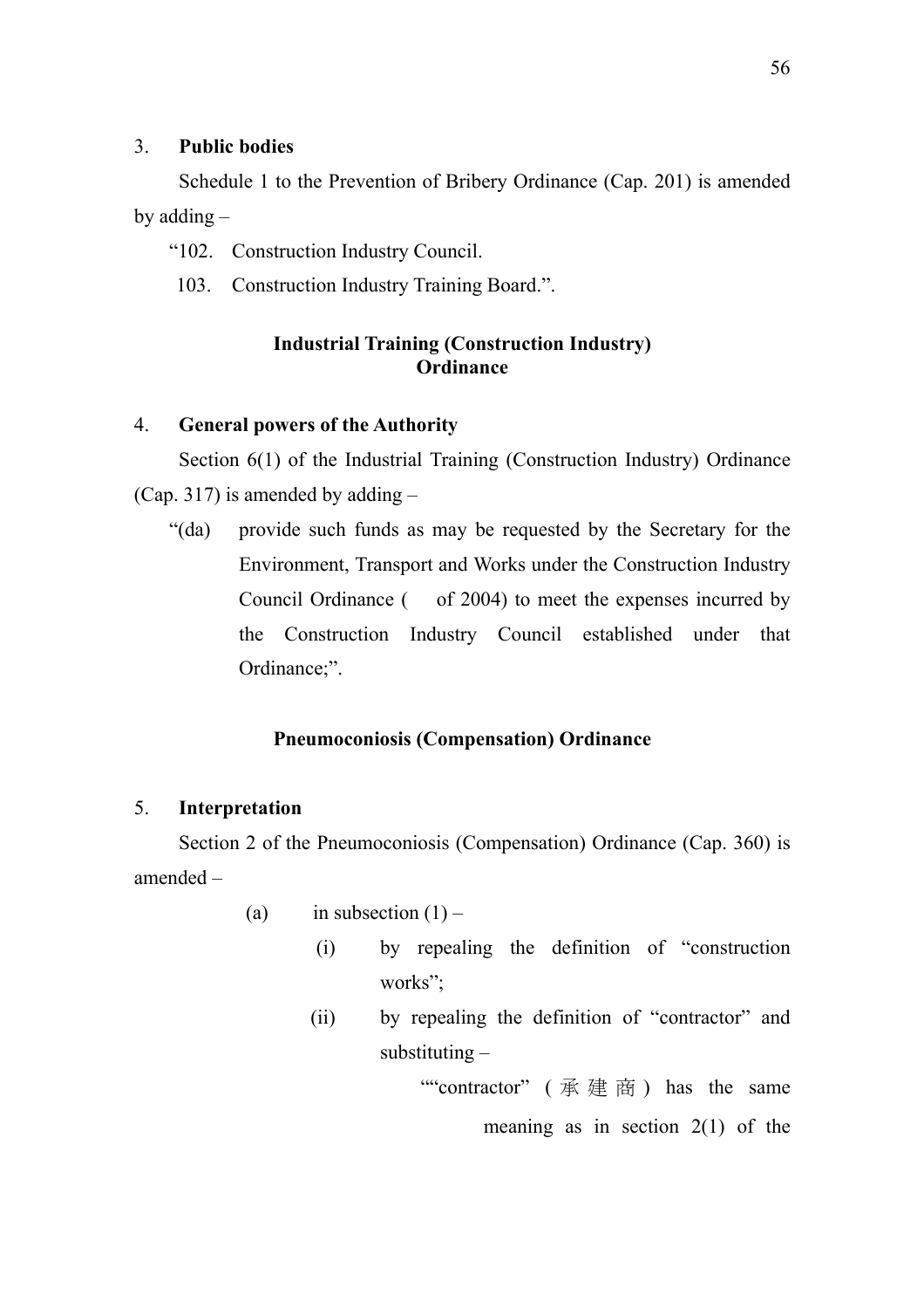3. **Public bodies**

Schedule 1 to the Prevention of Bribery Ordinance (Cap. 201) is amended by adding –

"102. Construction Industry Council.

103. Construction Industry Training Board.".

**Industrial Training (Construction Industry) Ordinance**

4. **General powers of the Authority**

Section 6(1) of the Industrial Training (Construction Industry) Ordinance (Cap. 317) is amended by adding –

"(da) provide such funds as may be requested by the Secretary for the Environment, Transport and Works under the Construction Industry Council Ordinance (  of 2004) to meet the expenses incurred by the Construction Industry Council established under that Ordinance;".

**Pneumoconiosis (Compensation) Ordinance**

5. **Interpretation**

Section 2 of the Pneumoconiosis (Compensation) Ordinance (Cap. 360) is amended –

(a) in subsection (1) –

(i) by repealing the definition of "construction works";

(ii) by repealing the definition of "contractor" and substituting –

""contractor" (承建商) has the same meaning as in section 2(1) of the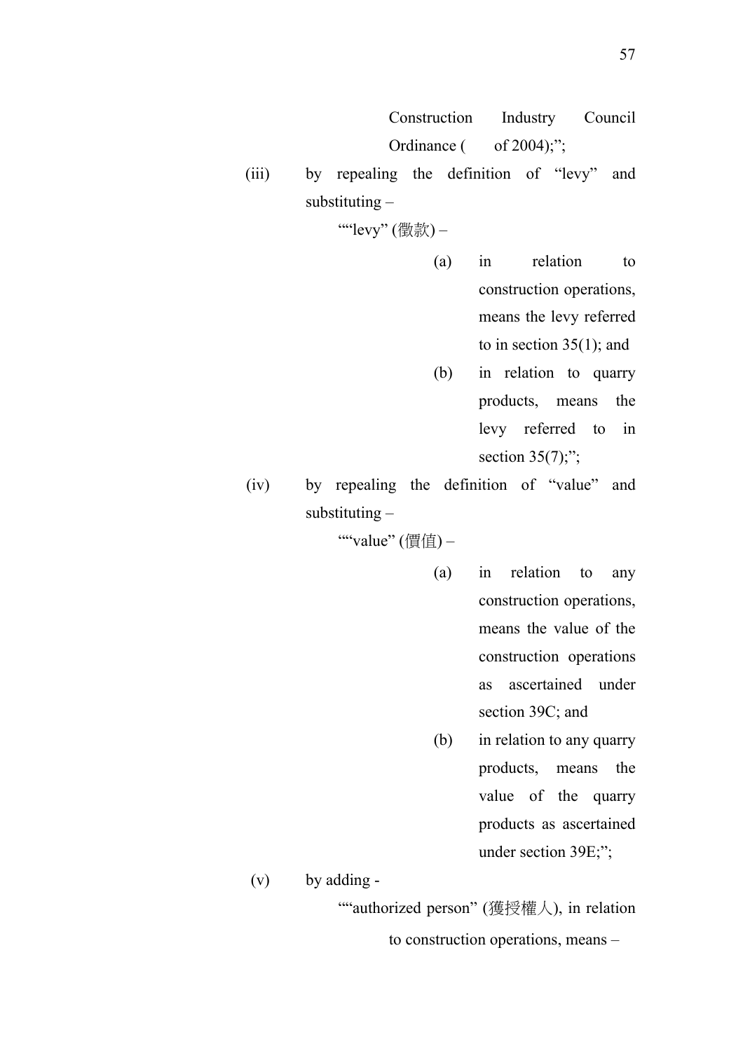Construction Industry Council Ordinance (   of 2004);";

(iii) by repealing the definition of "levy" and substituting –

""levy" (徵款) –

(a) in relation to construction operations, means the levy referred to in section 35(1); and

(b) in relation to quarry products, means the levy referred to in section 35(7);";

(iv) by repealing the definition of "value" and substituting –

""value" (價值) –

(a) in relation to any construction operations, means the value of the construction operations as ascertained under section 39C; and

(b) in relation to any quarry products, means the value of the quarry products as ascertained under section 39E;";

(v) by adding -

""authorized person" (獲授權人), in relation to construction operations, means –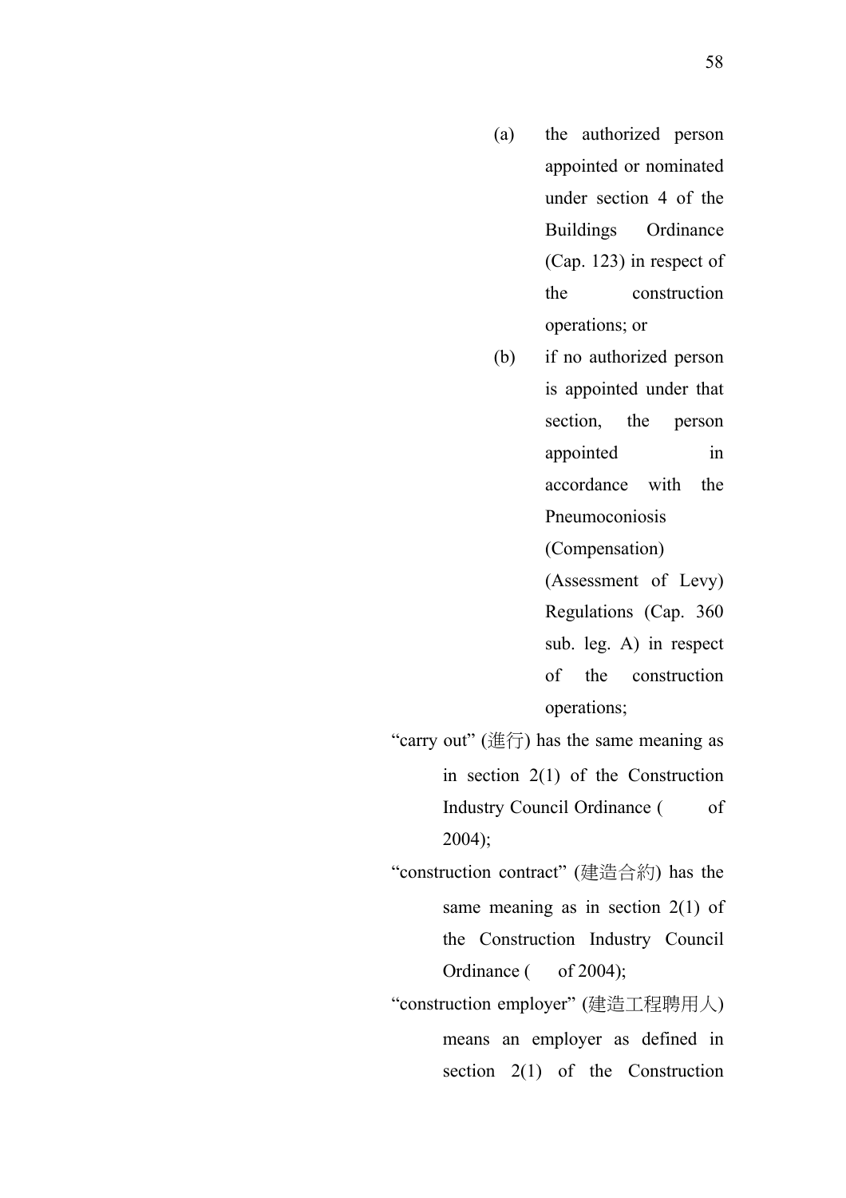(a) the authorized person appointed or nominated under section 4 of the Buildings Ordinance (Cap. 123) in respect of the construction operations; or

(b) if no authorized person is appointed under that section, the person appointed in accordance with the Pneumoconiosis (Compensation) (Assessment of Levy) Regulations (Cap. 360 sub. leg. A) in respect of the construction operations;

"carry out" (進行) has the same meaning as in section 2(1) of the Construction Industry Council Ordinance (      of 2004);

"construction contract" (建造合約) has the same meaning as in section 2(1) of the Construction Industry Council Ordinance (      of 2004);

"construction employer" (建造工程聘用人) means an employer as defined in section 2(1) of the Construction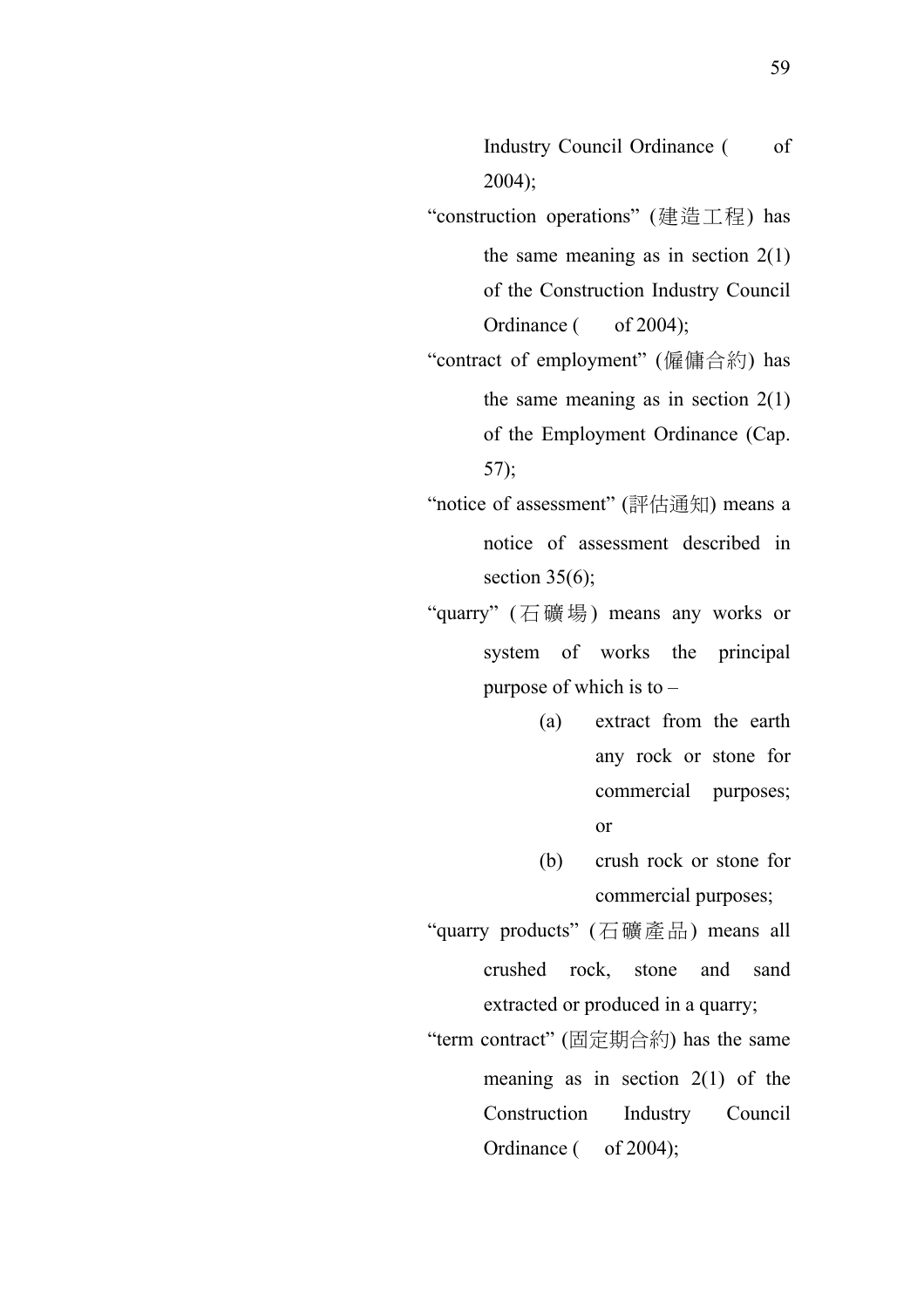Industry Council Ordinance (    of 2004);

"construction operations" (建造工程) has the same meaning as in section 2(1) of the Construction Industry Council Ordinance (    of 2004);

"contract of employment" (僱傭合約) has the same meaning as in section 2(1) of the Employment Ordinance (Cap. 57);

"notice of assessment" (評估通知) means a notice of assessment described in section 35(6);

"quarry" (石礦場) means any works or system of works the principal purpose of which is to –

- (a) extract from the earth any rock or stone for commercial purposes; or
- (b) crush rock or stone for commercial purposes;

"quarry products" (石礦產品) means all crushed rock, stone and sand extracted or produced in a quarry;

"term contract" (固定期合約) has the same meaning as in section 2(1) of the Construction Industry Council Ordinance (    of 2004);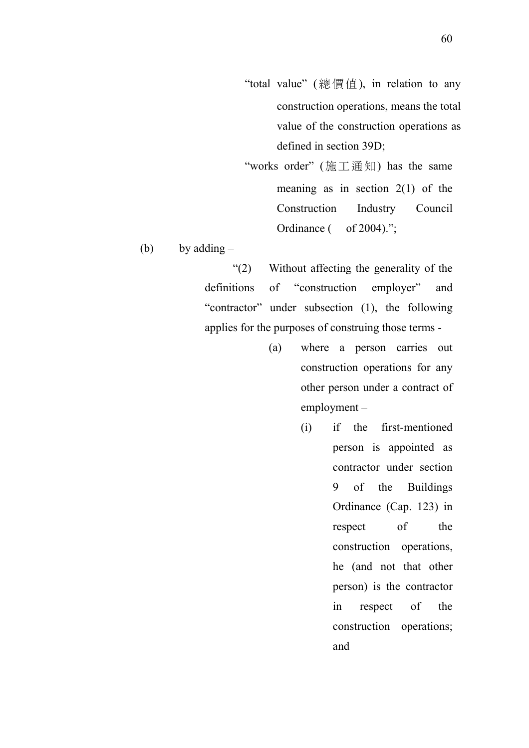"total value" (總價值), in relation to any construction operations, means the total value of the construction operations as defined in section 39D;

"works order" (施工通知) has the same meaning as in section 2(1) of the Construction Industry Council Ordinance (  of 2004).";

(b) by adding –

"(2) Without affecting the generality of the definitions of "construction employer" and "contractor" under subsection (1), the following applies for the purposes of construing those terms -

(a) where a person carries out construction operations for any other person under a contract of employment –

(i) if the first-mentioned person is appointed as contractor under section 9 of the Buildings Ordinance (Cap. 123) in respect of the construction operations, he (and not that other person) is the contractor in respect of the construction operations; and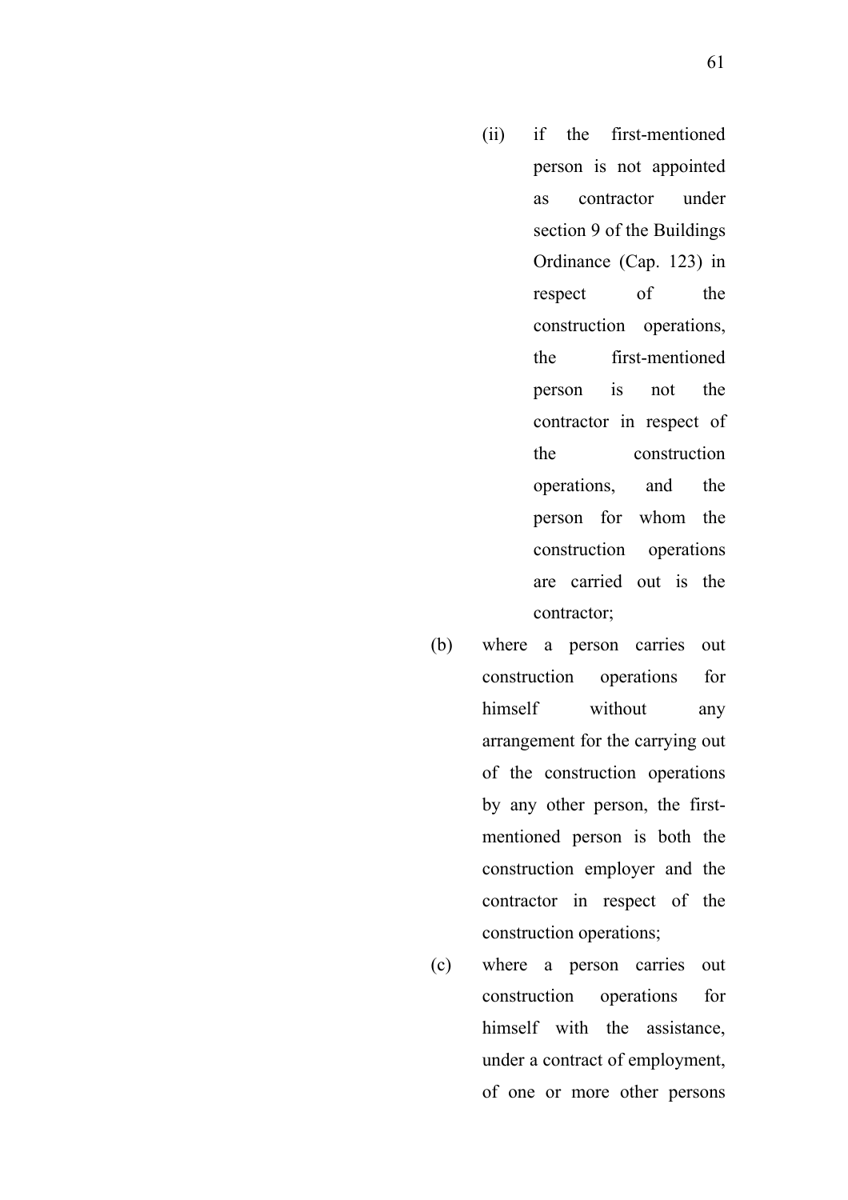(ii) if the first-mentioned person is not appointed as contractor under section 9 of the Buildings Ordinance (Cap. 123) in respect of the construction operations, the first-mentioned person is not the contractor in respect of the construction operations, and the person for whom the construction operations are carried out is the contractor;

(b) where a person carries out construction operations for himself without any arrangement for the carrying out of the construction operations by any other person, the first-mentioned person is both the construction employer and the contractor in respect of the construction operations;

(c) where a person carries out construction operations for himself with the assistance, under a contract of employment, of one or more other persons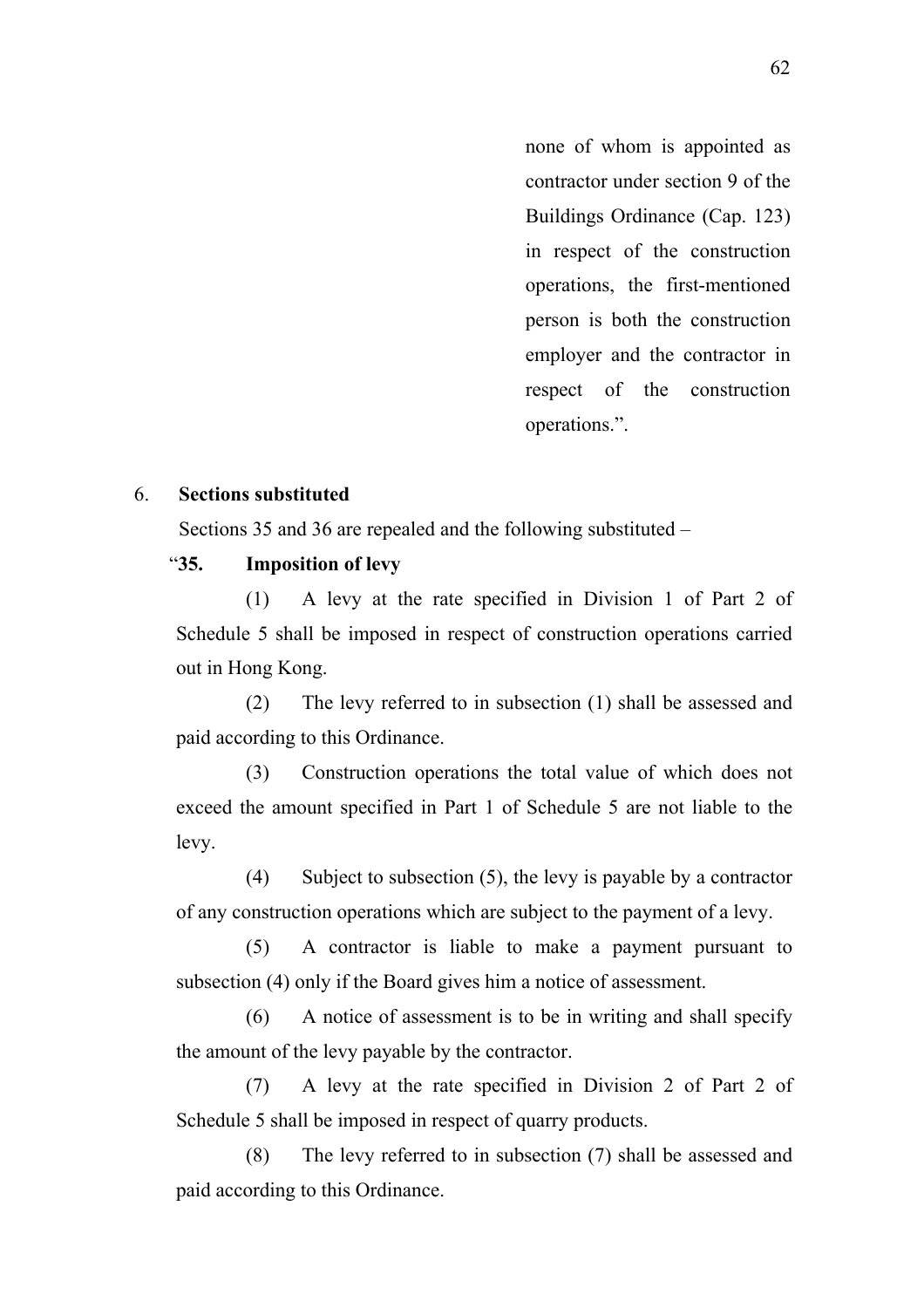none of whom is appointed as contractor under section 9 of the Buildings Ordinance (Cap. 123) in respect of the construction operations, the first-mentioned person is both the construction employer and the contractor in respect of the construction operations.".

6. **Sections substituted**

Sections 35 and 36 are repealed and the following substituted –

"**35. Imposition of levy**

(1) A levy at the rate specified in Division 1 of Part 2 of Schedule 5 shall be imposed in respect of construction operations carried out in Hong Kong.

(2) The levy referred to in subsection (1) shall be assessed and paid according to this Ordinance.

(3) Construction operations the total value of which does not exceed the amount specified in Part 1 of Schedule 5 are not liable to the levy.

(4) Subject to subsection (5), the levy is payable by a contractor of any construction operations which are subject to the payment of a levy.

(5) A contractor is liable to make a payment pursuant to subsection (4) only if the Board gives him a notice of assessment.

(6) A notice of assessment is to be in writing and shall specify the amount of the levy payable by the contractor.

(7) A levy at the rate specified in Division 2 of Part 2 of Schedule 5 shall be imposed in respect of quarry products.

(8) The levy referred to in subsection (7) shall be assessed and paid according to this Ordinance.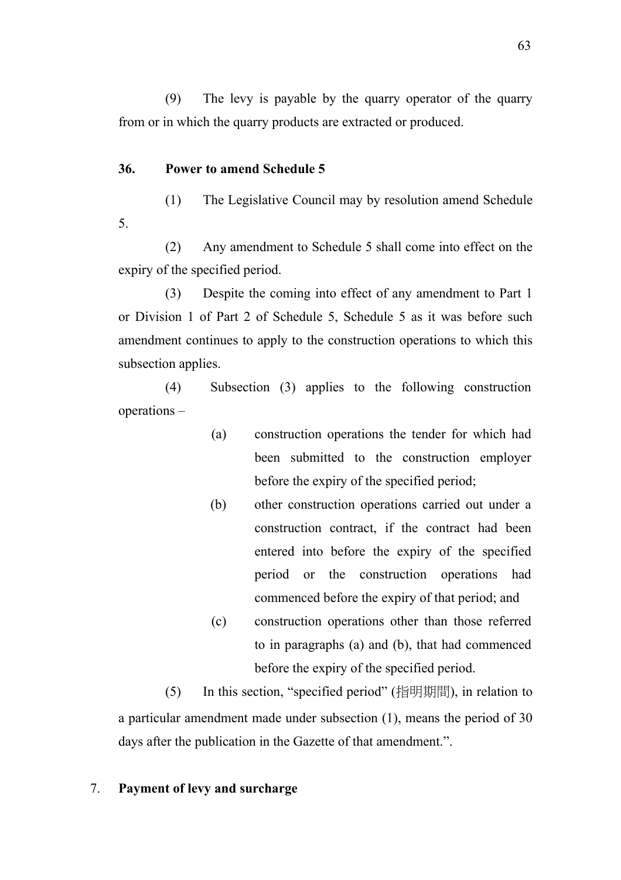(9) The levy is payable by the quarry operator of the quarry from or in which the quarry products are extracted or produced.

**36. Power to amend Schedule 5**

(1) The Legislative Council may by resolution amend Schedule 5.

(2) Any amendment to Schedule 5 shall come into effect on the expiry of the specified period.

(3) Despite the coming into effect of any amendment to Part 1 or Division 1 of Part 2 of Schedule 5, Schedule 5 as it was before such amendment continues to apply to the construction operations to which this subsection applies.

(4) Subsection (3) applies to the following construction operations –

- (a) construction operations the tender for which had been submitted to the construction employer before the expiry of the specified period;
- (b) other construction operations carried out under a construction contract, if the contract had been entered into before the expiry of the specified period or the construction operations had commenced before the expiry of that period; and
- (c) construction operations other than those referred to in paragraphs (a) and (b), that had commenced before the expiry of the specified period.

(5) In this section, "specified period" (指明期間), in relation to a particular amendment made under subsection (1), means the period of 30 days after the publication in the Gazette of that amendment.".

7. **Payment of levy and surcharge**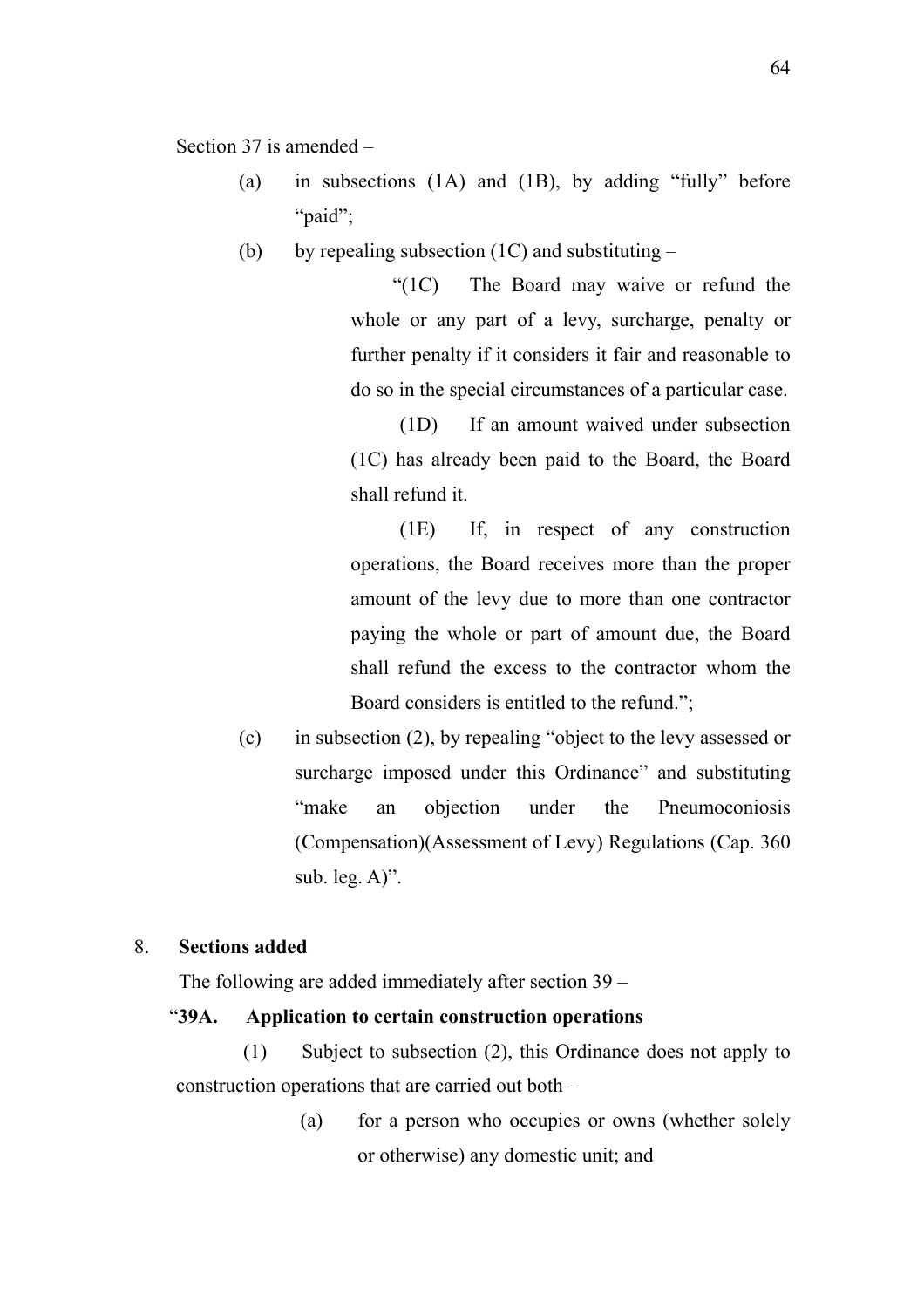Section 37 is amended –

(a) in subsections (1A) and (1B), by adding "fully" before "paid";

(b) by repealing subsection (1C) and substituting –

> "(1C) The Board may waive or refund the whole or any part of a levy, surcharge, penalty or further penalty if it considers it fair and reasonable to do so in the special circumstances of a particular case.
>
> (1D) If an amount waived under subsection (1C) has already been paid to the Board, the Board shall refund it.
>
> (1E) If, in respect of any construction operations, the Board receives more than the proper amount of the levy due to more than one contractor paying the whole or part of amount due, the Board shall refund the excess to the contractor whom the Board considers is entitled to the refund.";

(c) in subsection (2), by repealing "object to the levy assessed or surcharge imposed under this Ordinance" and substituting "make an objection under the Pneumoconiosis (Compensation)(Assessment of Levy) Regulations (Cap. 360 sub. leg. A)".

8. **Sections added**

The following are added immediately after section 39 –

"**39A. Application to certain construction operations**

(1) Subject to subsection (2), this Ordinance does not apply to construction operations that are carried out both –

(a) for a person who occupies or owns (whether solely or otherwise) any domestic unit; and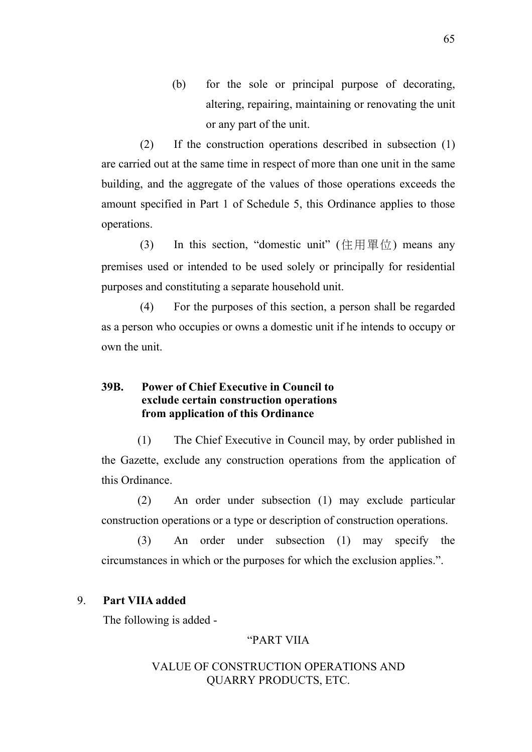(b) for the sole or principal purpose of decorating, altering, repairing, maintaining or renovating the unit or any part of the unit.

(2) If the construction operations described in subsection (1) are carried out at the same time in respect of more than one unit in the same building, and the aggregate of the values of those operations exceeds the amount specified in Part 1 of Schedule 5, this Ordinance applies to those operations.

(3) In this section, "domestic unit" (住用單位) means any premises used or intended to be used solely or principally for residential purposes and constituting a separate household unit.

(4) For the purposes of this section, a person shall be regarded as a person who occupies or owns a domestic unit if he intends to occupy or own the unit.

**39B. Power of Chief Executive in Council to exclude certain construction operations from application of this Ordinance**

(1) The Chief Executive in Council may, by order published in the Gazette, exclude any construction operations from the application of this Ordinance.

(2) An order under subsection (1) may exclude particular construction operations or a type or description of construction operations.

(3) An order under subsection (1) may specify the circumstances in which or the purposes for which the exclusion applies.".

9. **Part VIIA added**

The following is added -

"PART VIIA

VALUE OF CONSTRUCTION OPERATIONS AND QUARRY PRODUCTS, ETC.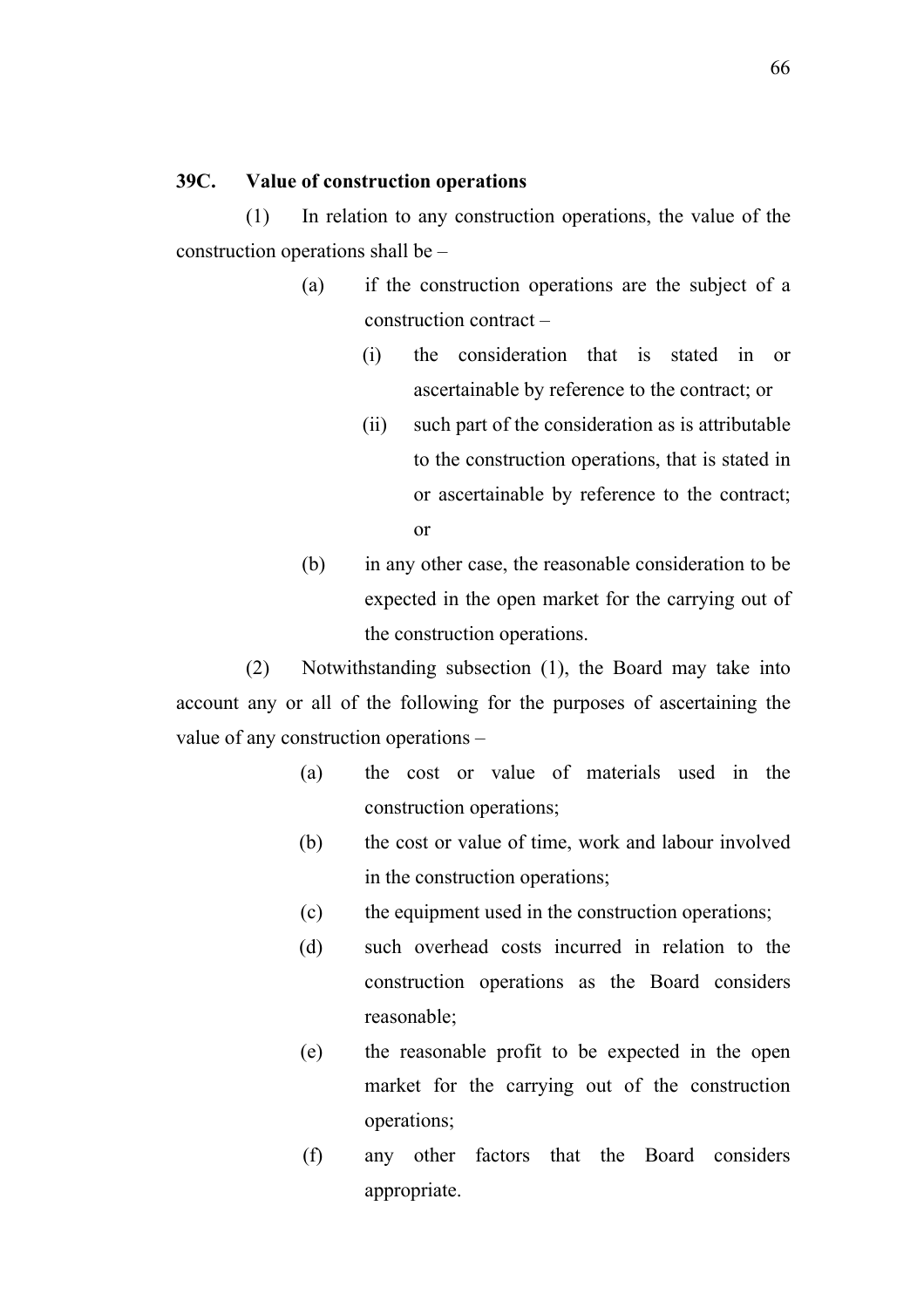**39C. Value of construction operations**

(1) In relation to any construction operations, the value of the construction operations shall be –

(a) if the construction operations are the subject of a construction contract –

(i) the consideration that is stated in or ascertainable by reference to the contract; or

(ii) such part of the consideration as is attributable to the construction operations, that is stated in or ascertainable by reference to the contract; or

(b) in any other case, the reasonable consideration to be expected in the open market for the carrying out of the construction operations.

(2) Notwithstanding subsection (1), the Board may take into account any or all of the following for the purposes of ascertaining the value of any construction operations –

(a) the cost or value of materials used in the construction operations;

(b) the cost or value of time, work and labour involved in the construction operations;

(c) the equipment used in the construction operations;

(d) such overhead costs incurred in relation to the construction operations as the Board considers reasonable;

(e) the reasonable profit to be expected in the open market for the carrying out of the construction operations;

(f) any other factors that the Board considers appropriate.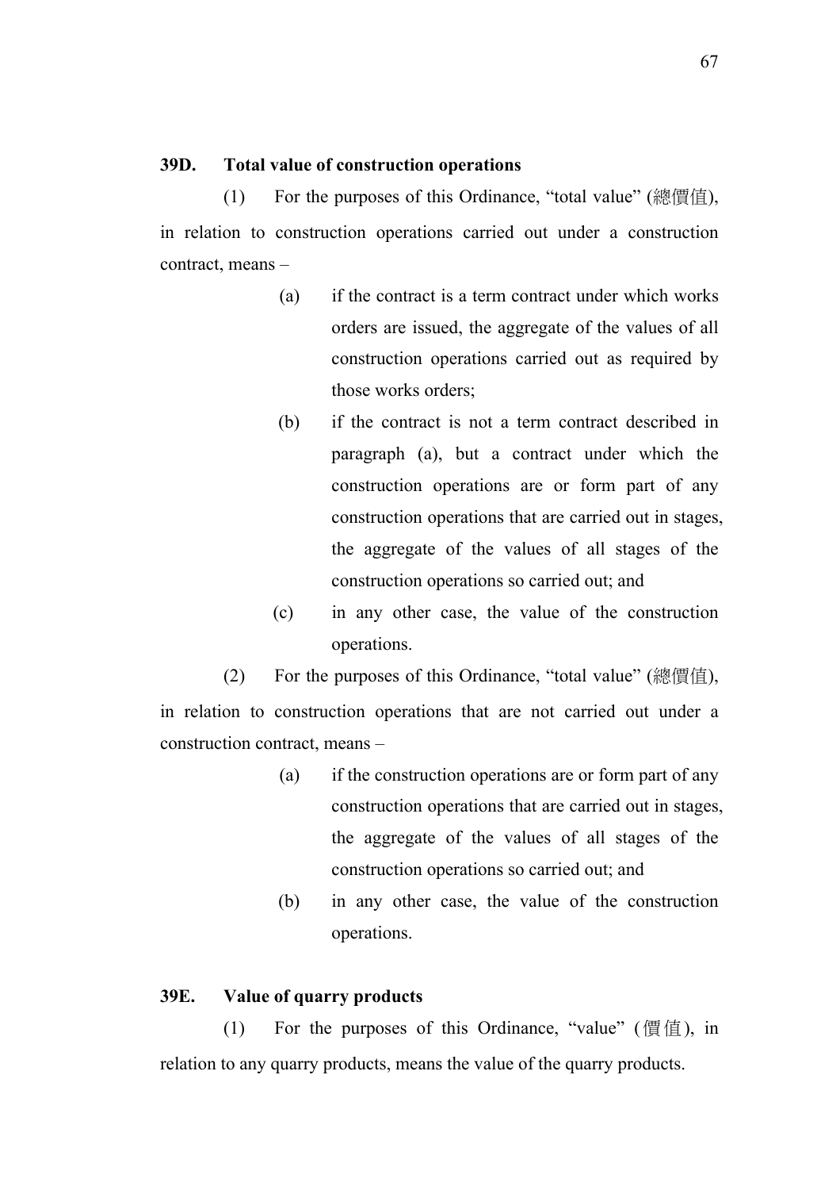**39D. Total value of construction operations**

(1) For the purposes of this Ordinance, "total value" (總價值), in relation to construction operations carried out under a construction contract, means –

(a) if the contract is a term contract under which works orders are issued, the aggregate of the values of all construction operations carried out as required by those works orders;

(b) if the contract is not a term contract described in paragraph (a), but a contract under which the construction operations are or form part of any construction operations that are carried out in stages, the aggregate of the values of all stages of the construction operations so carried out; and

(c) in any other case, the value of the construction operations.

(2) For the purposes of this Ordinance, "total value" (總價值), in relation to construction operations that are not carried out under a construction contract, means –

(a) if the construction operations are or form part of any construction operations that are carried out in stages, the aggregate of the values of all stages of the construction operations so carried out; and

(b) in any other case, the value of the construction operations.

**39E. Value of quarry products**

(1) For the purposes of this Ordinance, "value" (價值), in relation to any quarry products, means the value of the quarry products.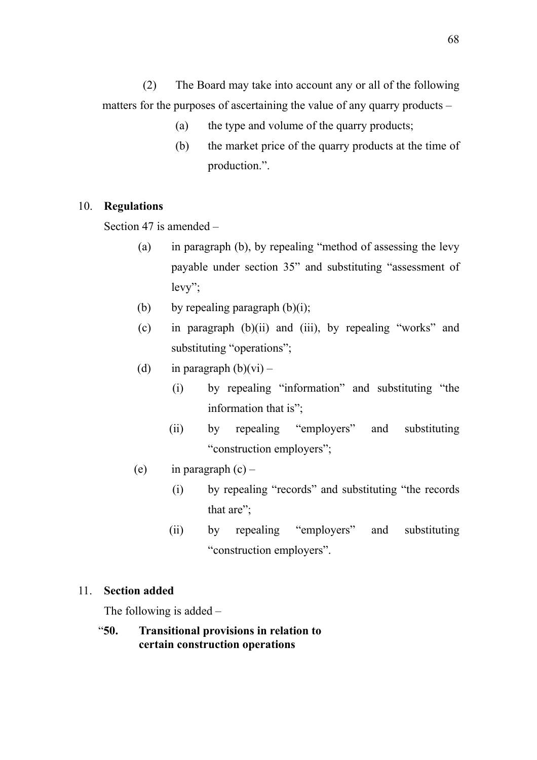(2) The Board may take into account any or all of the following matters for the purposes of ascertaining the value of any quarry products –

(a) the type and volume of the quarry products;

(b) the market price of the quarry products at the time of production.".

10. **Regulations**

Section 47 is amended –

(a) in paragraph (b), by repealing "method of assessing the levy payable under section 35" and substituting "assessment of levy";

(b) by repealing paragraph (b)(i);

(c) in paragraph (b)(ii) and (iii), by repealing "works" and substituting "operations";

(d) in paragraph (b)(vi) –

(i) by repealing "information" and substituting "the information that is";

(ii) by repealing "employers" and substituting "construction employers";

(e) in paragraph (c) –

(i) by repealing "records" and substituting "the records that are";

(ii) by repealing "employers" and substituting "construction employers".

11. **Section added**

The following is added –

"**50. Transitional provisions in relation to certain construction operations**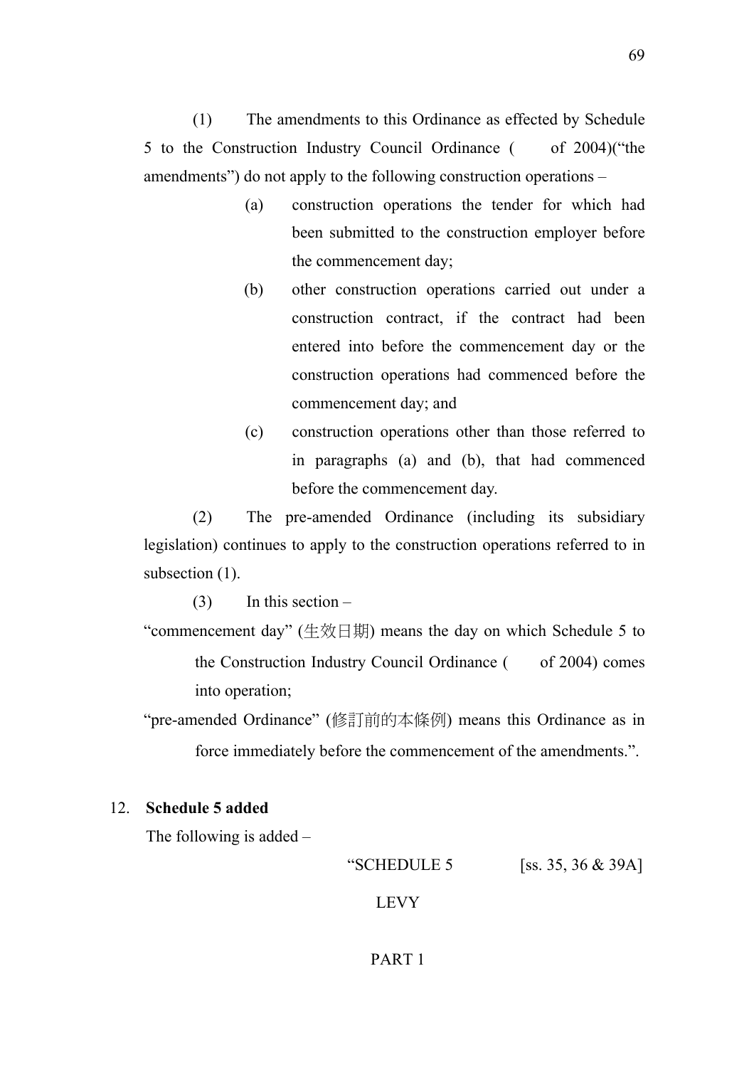(1) The amendments to this Ordinance as effected by Schedule 5 to the Construction Industry Council Ordinance (     of 2004)("the amendments") do not apply to the following construction operations –

(a) construction operations the tender for which had been submitted to the construction employer before the commencement day;

(b) other construction operations carried out under a construction contract, if the contract had been entered into before the commencement day or the construction operations had commenced before the commencement day; and

(c) construction operations other than those referred to in paragraphs (a) and (b), that had commenced before the commencement day.

(2) The pre-amended Ordinance (including its subsidiary legislation) continues to apply to the construction operations referred to in subsection (1).

(3) In this section –

"commencement day" (生效日期) means the day on which Schedule 5 to the Construction Industry Council Ordinance (     of 2004) comes into operation;

"pre-amended Ordinance" (修訂前的本條例) means this Ordinance as in force immediately before the commencement of the amendments.".

12. **Schedule 5 added**

The following is added –

"SCHEDULE 5 [ss. 35, 36 & 39A]

LEVY

PART 1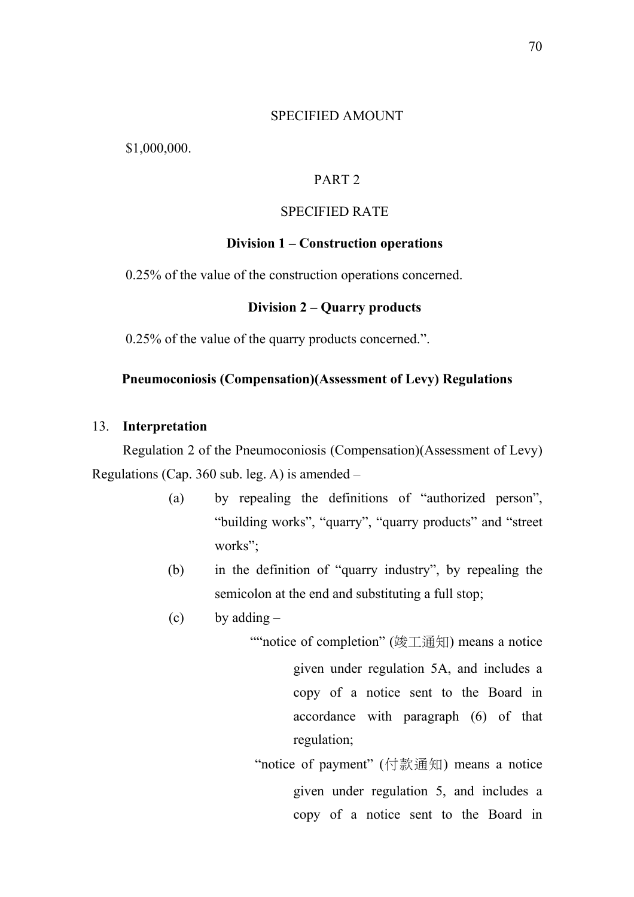SPECIFIED AMOUNT

$1,000,000.

PART 2

SPECIFIED RATE

**Division 1 – Construction operations**

0.25% of the value of the construction operations concerned.

**Division 2 – Quarry products**

0.25% of the value of the quarry products concerned.".

**Pneumoconiosis (Compensation)(Assessment of Levy) Regulations**

13. **Interpretation**

Regulation 2 of the Pneumoconiosis (Compensation)(Assessment of Levy) Regulations (Cap. 360 sub. leg. A) is amended –

(a) by repealing the definitions of "authorized person", "building works", "quarry", "quarry products" and "street works";

(b) in the definition of "quarry industry", by repealing the semicolon at the end and substituting a full stop;

(c) by adding –

""notice of completion" (竣工通知) means a notice given under regulation 5A, and includes a copy of a notice sent to the Board in accordance with paragraph (6) of that regulation;

"notice of payment" (付款通知) means a notice given under regulation 5, and includes a copy of a notice sent to the Board in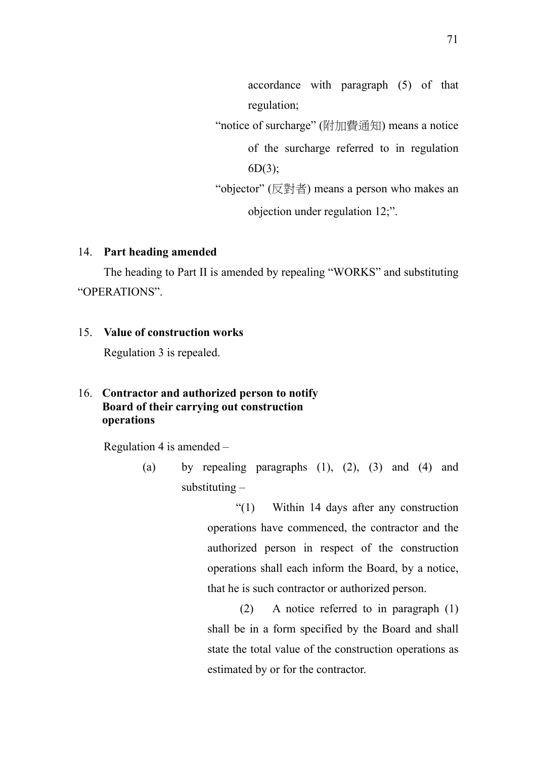accordance with paragraph (5) of that regulation;

"notice of surcharge" (附加費通知) means a notice of the surcharge referred to in regulation 6D(3);

"objector" (反對者) means a person who makes an objection under regulation 12;".

14. **Part heading amended**

The heading to Part II is amended by repealing "WORKS" and substituting "OPERATIONS".

15. **Value of construction works**

Regulation 3 is repealed.

16. **Contractor and authorized person to notify Board of their carrying out construction operations**

Regulation 4 is amended –

(a) by repealing paragraphs (1), (2), (3) and (4) and substituting –

"(1) Within 14 days after any construction operations have commenced, the contractor and the authorized person in respect of the construction operations shall each inform the Board, by a notice, that he is such contractor or authorized person.

(2) A notice referred to in paragraph (1) shall be in a form specified by the Board and shall state the total value of the construction operations as estimated by or for the contractor.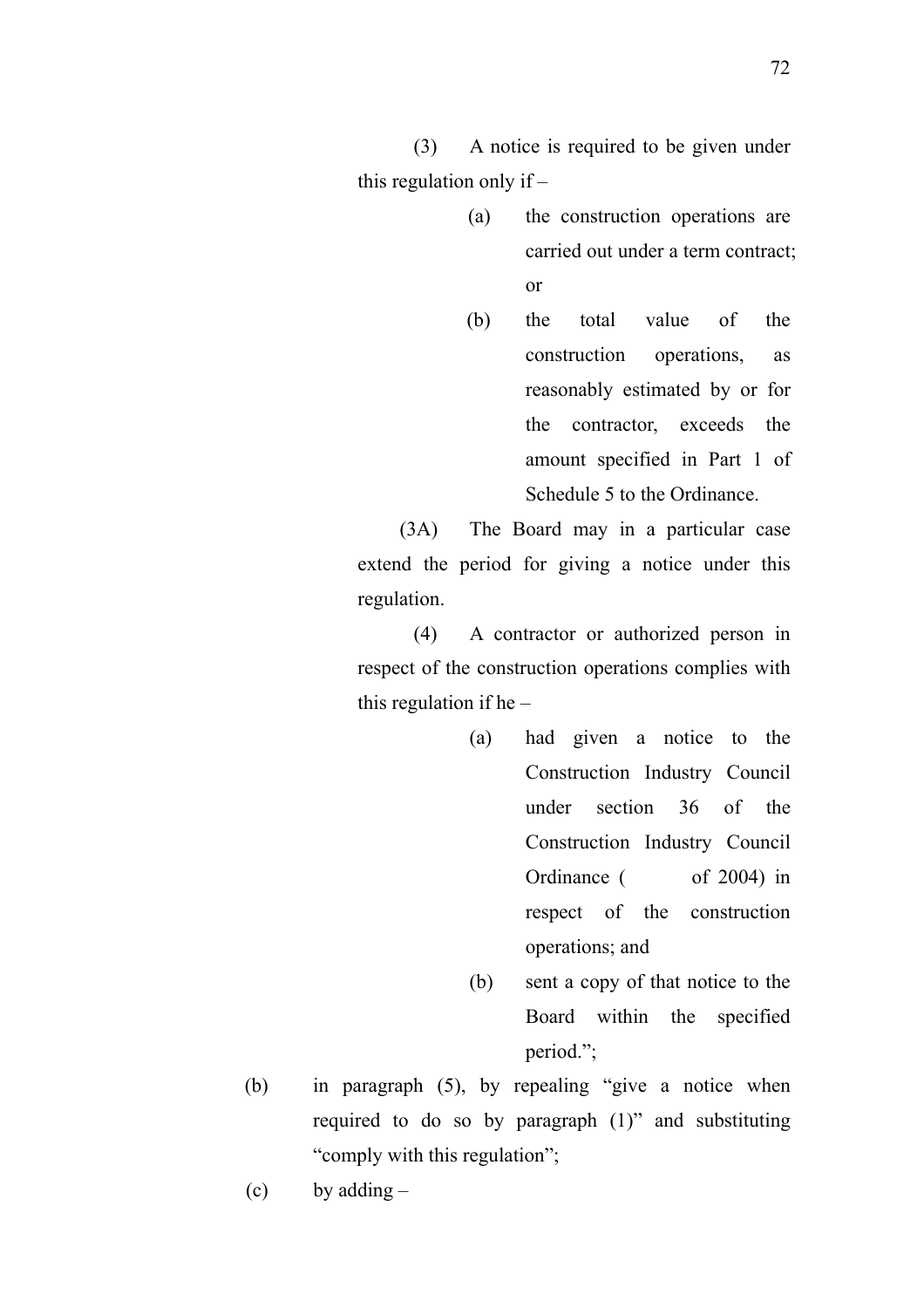(3) A notice is required to be given under this regulation only if –

(a) the construction operations are carried out under a term contract; or

(b) the total value of the construction operations, as reasonably estimated by or for the contractor, exceeds the amount specified in Part 1 of Schedule 5 to the Ordinance.

(3A) The Board may in a particular case extend the period for giving a notice under this regulation.

(4) A contractor or authorized person in respect of the construction operations complies with this regulation if he –

(a) had given a notice to the Construction Industry Council under section 36 of the Construction Industry Council Ordinance (      of 2004) in respect of the construction operations; and

(b) sent a copy of that notice to the Board within the specified period.";

(b) in paragraph (5), by repealing "give a notice when required to do so by paragraph (1)" and substituting "comply with this regulation";

(c) by adding –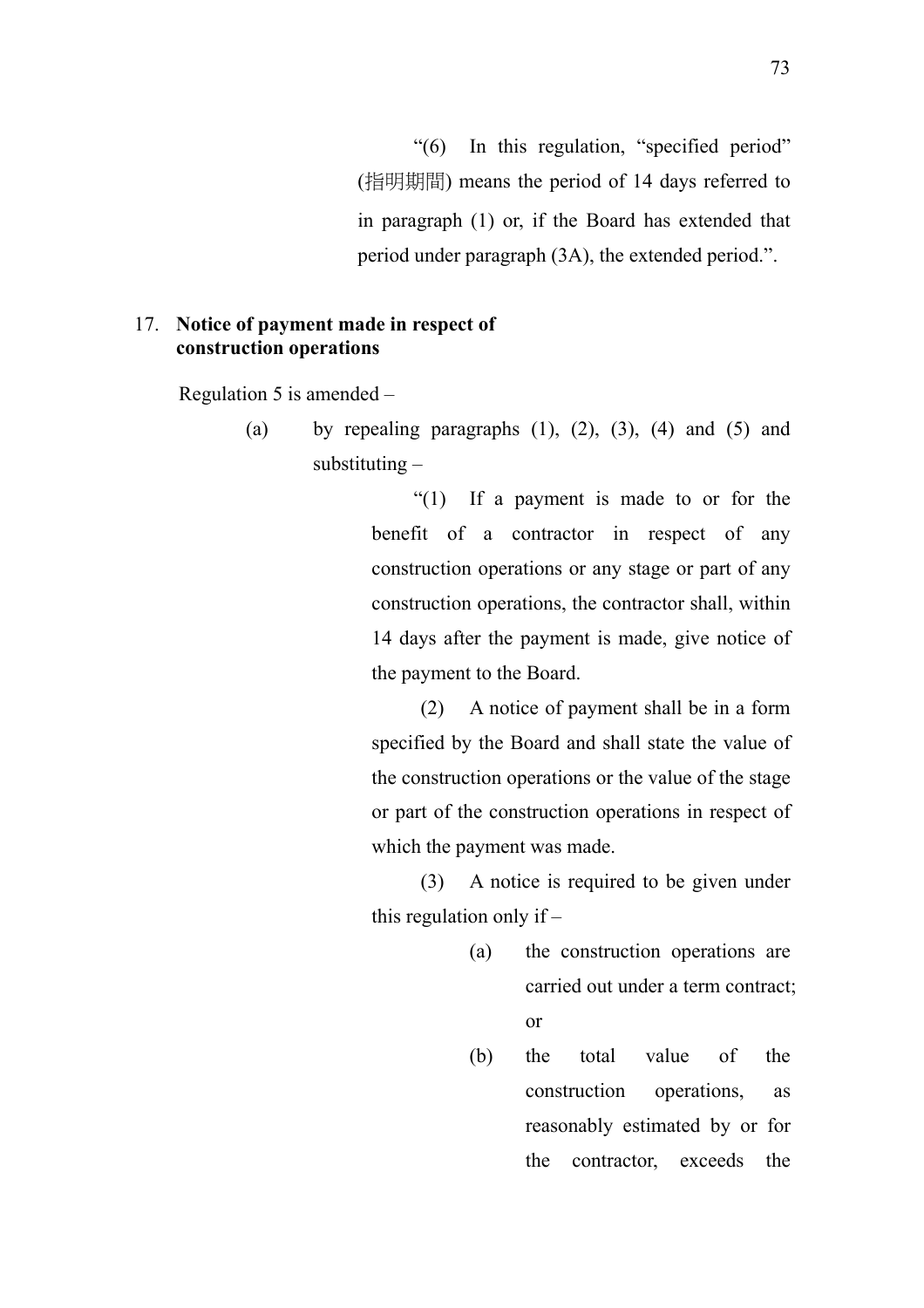"(6) In this regulation, "specified period" (指明期間) means the period of 14 days referred to in paragraph (1) or, if the Board has extended that period under paragraph (3A), the extended period.".

17. **Notice of payment made in respect of construction operations**

Regulation 5 is amended –

(a) by repealing paragraphs (1), (2), (3), (4) and (5) and substituting –

"(1) If a payment is made to or for the benefit of a contractor in respect of any construction operations or any stage or part of any construction operations, the contractor shall, within 14 days after the payment is made, give notice of the payment to the Board.

(2) A notice of payment shall be in a form specified by the Board and shall state the value of the construction operations or the value of the stage or part of the construction operations in respect of which the payment was made.

(3) A notice is required to be given under this regulation only if –

(a) the construction operations are carried out under a term contract; or

(b) the total value of the construction operations, as reasonably estimated by or for the contractor, exceeds the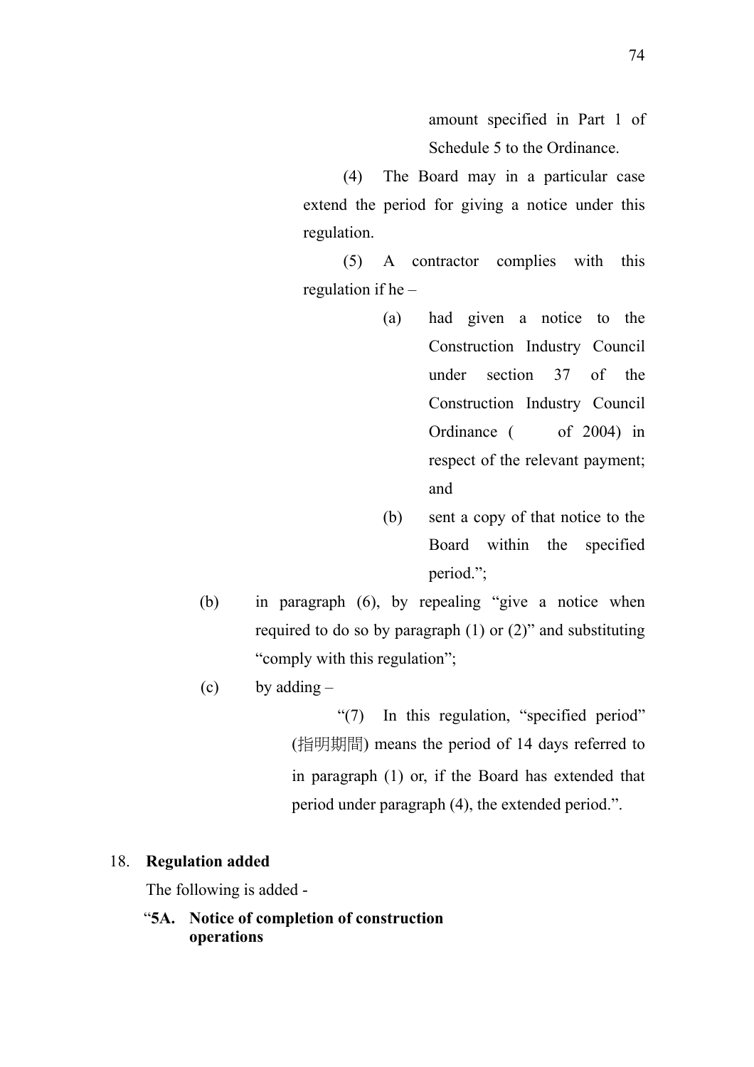amount specified in Part 1 of Schedule 5 to the Ordinance.

(4) The Board may in a particular case extend the period for giving a notice under this regulation.

(5) A contractor complies with this regulation if he –

(a) had given a notice to the Construction Industry Council under section 37 of the Construction Industry Council Ordinance (      of 2004) in respect of the relevant payment; and

(b) sent a copy of that notice to the Board within the specified period.”;

(b) in paragraph (6), by repealing “give a notice when required to do so by paragraph (1) or (2)” and substituting “comply with this regulation”;

(c) by adding –

“(7) In this regulation, “specified period” (指明期間) means the period of 14 days referred to in paragraph (1) or, if the Board has extended that period under paragraph (4), the extended period.”.

18. **Regulation added**

The following is added -

“**5A. Notice of completion of construction operations**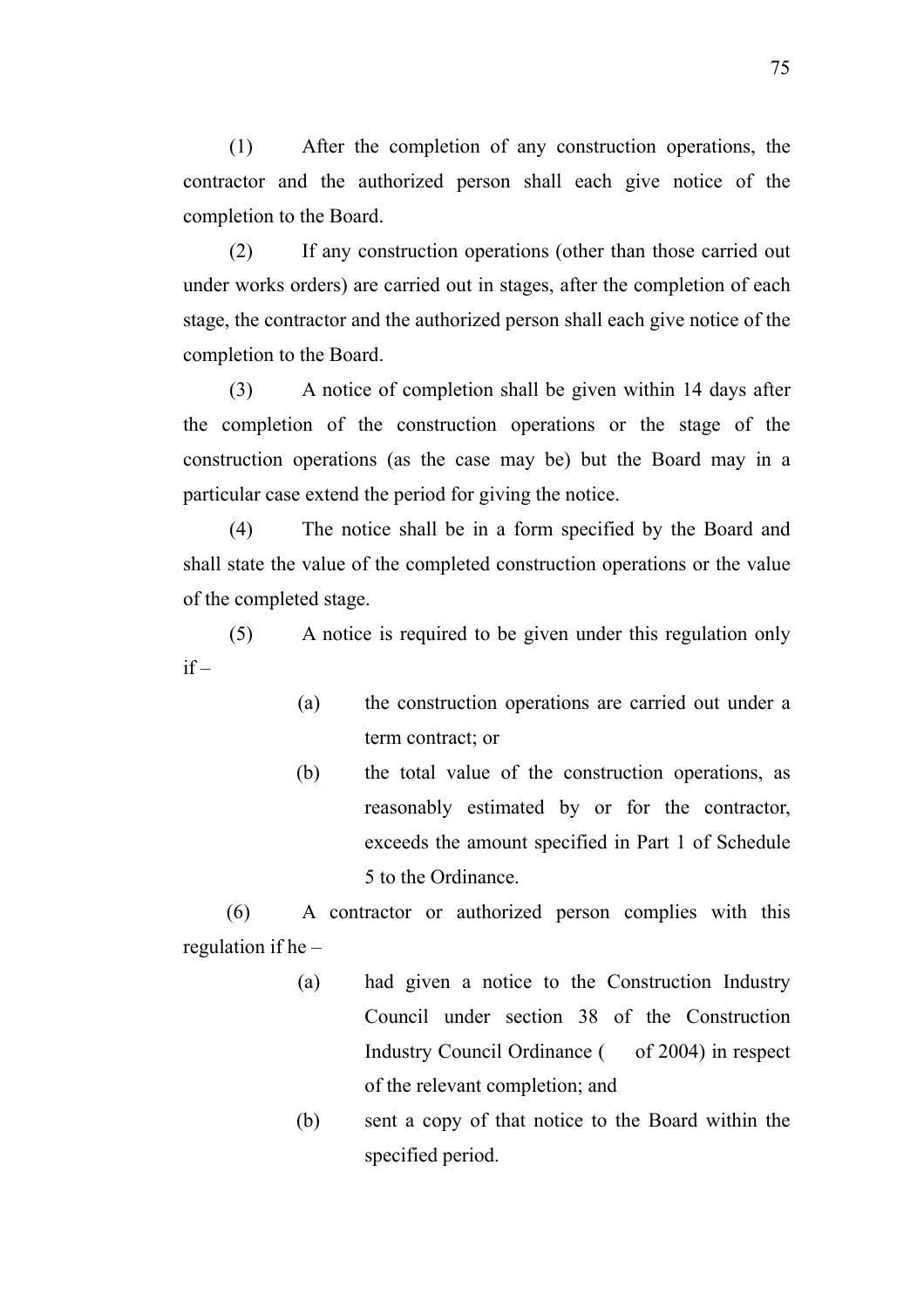(1) After the completion of any construction operations, the contractor and the authorized person shall each give notice of the completion to the Board.

(2) If any construction operations (other than those carried out under works orders) are carried out in stages, after the completion of each stage, the contractor and the authorized person shall each give notice of the completion to the Board.

(3) A notice of completion shall be given within 14 days after the completion of the construction operations or the stage of the construction operations (as the case may be) but the Board may in a particular case extend the period for giving the notice.

(4) The notice shall be in a form specified by the Board and shall state the value of the completed construction operations or the value of the completed stage.

(5) A notice is required to be given under this regulation only if –

- (a) the construction operations are carried out under a term contract; or
- (b) the total value of the construction operations, as reasonably estimated by or for the contractor, exceeds the amount specified in Part 1 of Schedule 5 to the Ordinance.

(6) A contractor or authorized person complies with this regulation if he –

- (a) had given a notice to the Construction Industry Council under section 38 of the Construction Industry Council Ordinance (  of 2004) in respect of the relevant completion; and
- (b) sent a copy of that notice to the Board within the specified period.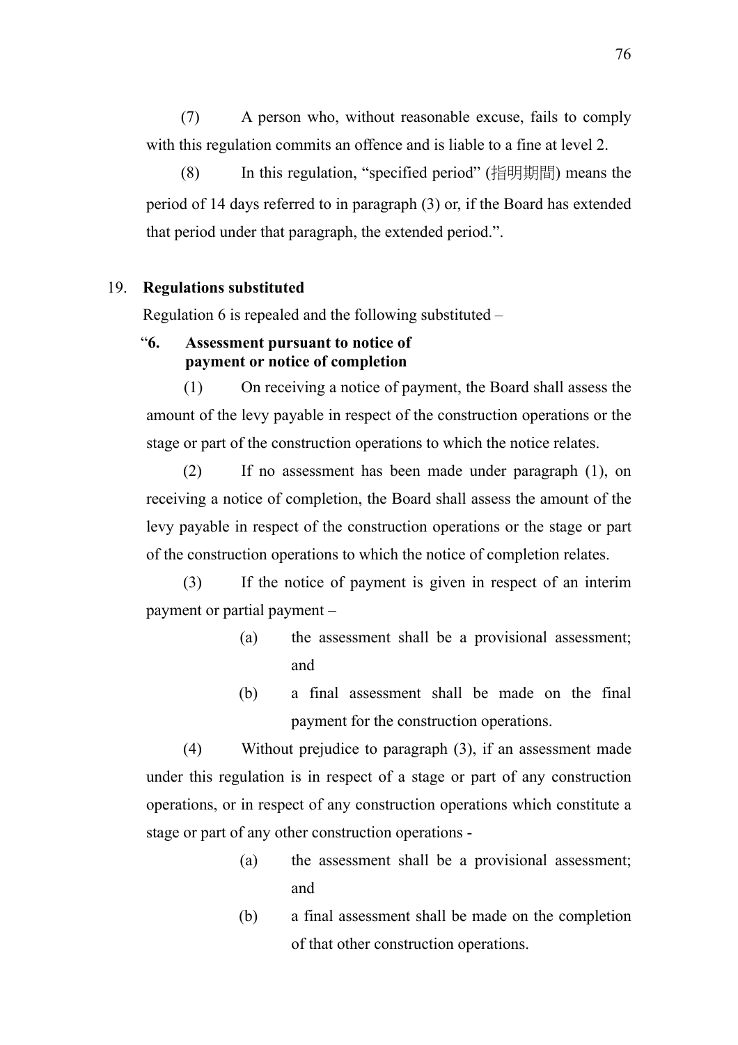(7) A person who, without reasonable excuse, fails to comply with this regulation commits an offence and is liable to a fine at level 2.

(8) In this regulation, "specified period" (指明期間) means the period of 14 days referred to in paragraph (3) or, if the Board has extended that period under that paragraph, the extended period.".

19. **Regulations substituted**

Regulation 6 is repealed and the following substituted –

"**6. Assessment pursuant to notice of payment or notice of completion**

(1) On receiving a notice of payment, the Board shall assess the amount of the levy payable in respect of the construction operations or the stage or part of the construction operations to which the notice relates.

(2) If no assessment has been made under paragraph (1), on receiving a notice of completion, the Board shall assess the amount of the levy payable in respect of the construction operations or the stage or part of the construction operations to which the notice of completion relates.

(3) If the notice of payment is given in respect of an interim payment or partial payment –

(a) the assessment shall be a provisional assessment; and

(b) a final assessment shall be made on the final payment for the construction operations.

(4) Without prejudice to paragraph (3), if an assessment made under this regulation is in respect of a stage or part of any construction operations, or in respect of any construction operations which constitute a stage or part of any other construction operations -

(a) the assessment shall be a provisional assessment; and

(b) a final assessment shall be made on the completion of that other construction operations.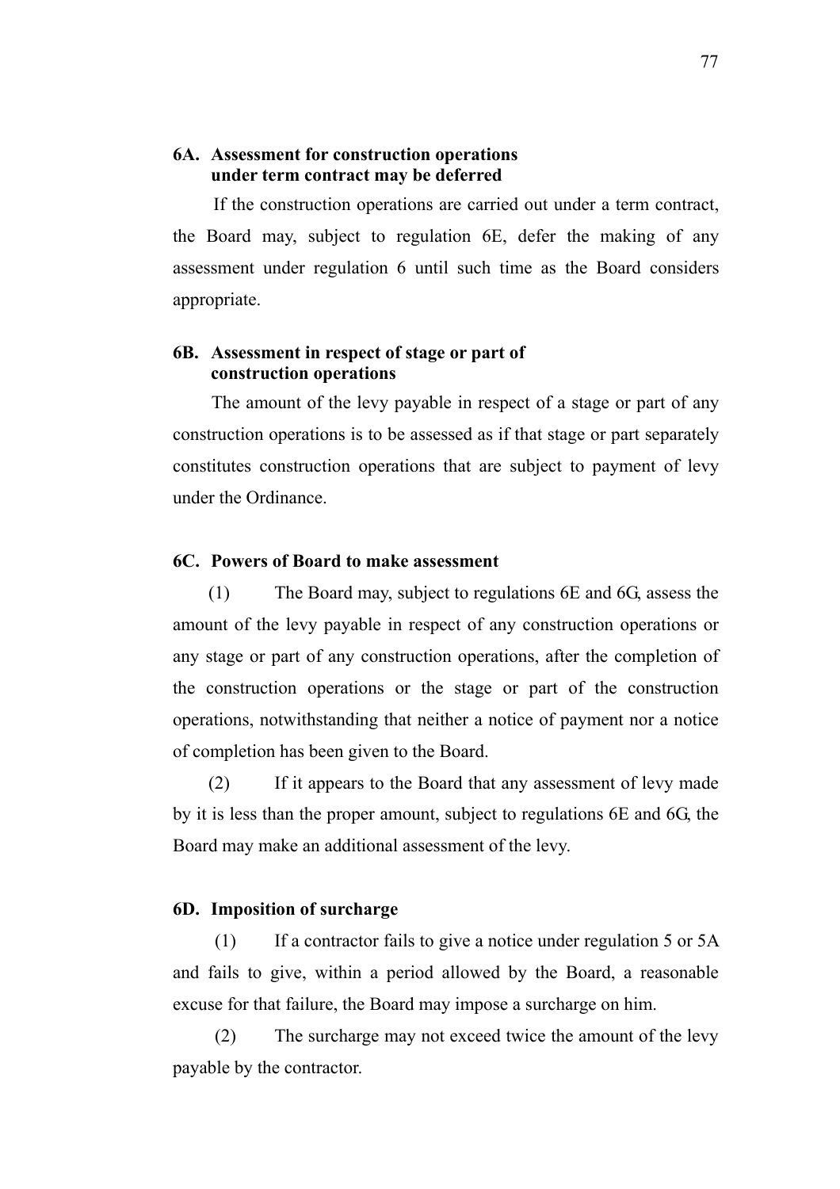### 6A. Assessment for construction operations under term contract may be deferred

If the construction operations are carried out under a term contract, the Board may, subject to regulation 6E, defer the making of any assessment under regulation 6 until such time as the Board considers appropriate.

### 6B. Assessment in respect of stage or part of construction operations

The amount of the levy payable in respect of a stage or part of any construction operations is to be assessed as if that stage or part separately constitutes construction operations that are subject to payment of levy under the Ordinance.

### 6C. Powers of Board to make assessment

(1) The Board may, subject to regulations 6E and 6G, assess the amount of the levy payable in respect of any construction operations or any stage or part of any construction operations, after the completion of the construction operations or the stage or part of the construction operations, notwithstanding that neither a notice of payment nor a notice of completion has been given to the Board.

(2) If it appears to the Board that any assessment of levy made by it is less than the proper amount, subject to regulations 6E and 6G, the Board may make an additional assessment of the levy.

### 6D. Imposition of surcharge

(1) If a contractor fails to give a notice under regulation 5 or 5A and fails to give, within a period allowed by the Board, a reasonable excuse for that failure, the Board may impose a surcharge on him.

(2) The surcharge may not exceed twice the amount of the levy payable by the contractor.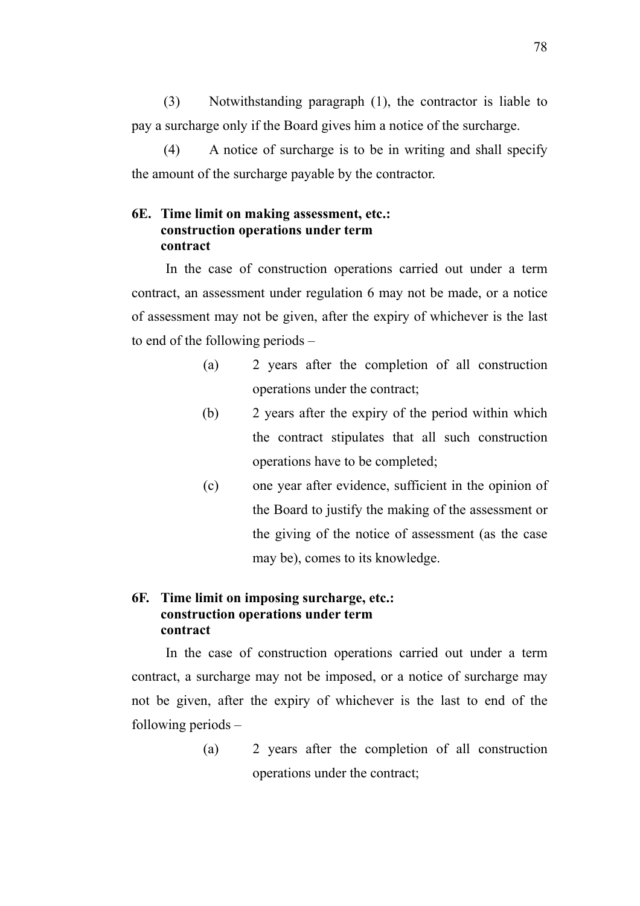(3) Notwithstanding paragraph (1), the contractor is liable to pay a surcharge only if the Board gives him a notice of the surcharge.

(4) A notice of surcharge is to be in writing and shall specify the amount of the surcharge payable by the contractor.

**6E. Time limit on making assessment, etc.: construction operations under term contract**

In the case of construction operations carried out under a term contract, an assessment under regulation 6 may not be made, or a notice of assessment may not be given, after the expiry of whichever is the last to end of the following periods –

(a) 2 years after the completion of all construction operations under the contract;

(b) 2 years after the expiry of the period within which the contract stipulates that all such construction operations have to be completed;

(c) one year after evidence, sufficient in the opinion of the Board to justify the making of the assessment or the giving of the notice of assessment (as the case may be), comes to its knowledge.

**6F. Time limit on imposing surcharge, etc.: construction operations under term contract**

In the case of construction operations carried out under a term contract, a surcharge may not be imposed, or a notice of surcharge may not be given, after the expiry of whichever is the last to end of the following periods –

(a) 2 years after the completion of all construction operations under the contract;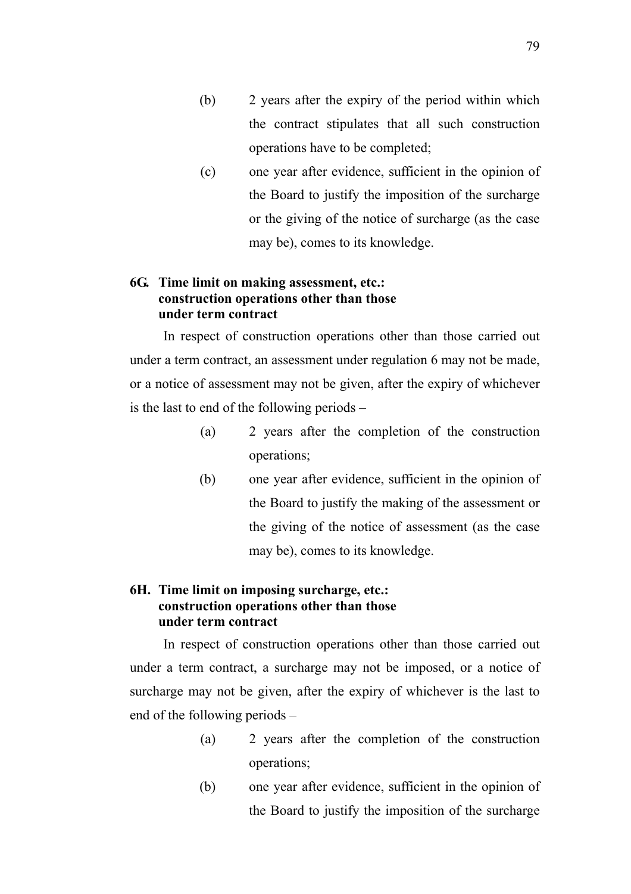(b) 2 years after the expiry of the period within which the contract stipulates that all such construction operations have to be completed;

(c) one year after evidence, sufficient in the opinion of the Board to justify the imposition of the surcharge or the giving of the notice of surcharge (as the case may be), comes to its knowledge.

### 6G. Time limit on making assessment, etc.: construction operations other than those under term contract

In respect of construction operations other than those carried out under a term contract, an assessment under regulation 6 may not be made, or a notice of assessment may not be given, after the expiry of whichever is the last to end of the following periods –

(a) 2 years after the completion of the construction operations;

(b) one year after evidence, sufficient in the opinion of the Board to justify the making of the assessment or the giving of the notice of assessment (as the case may be), comes to its knowledge.

### 6H. Time limit on imposing surcharge, etc.: construction operations other than those under term contract

In respect of construction operations other than those carried out under a term contract, a surcharge may not be imposed, or a notice of surcharge may not be given, after the expiry of whichever is the last to end of the following periods –

(a) 2 years after the completion of the construction operations;

(b) one year after evidence, sufficient in the opinion of the Board to justify the imposition of the surcharge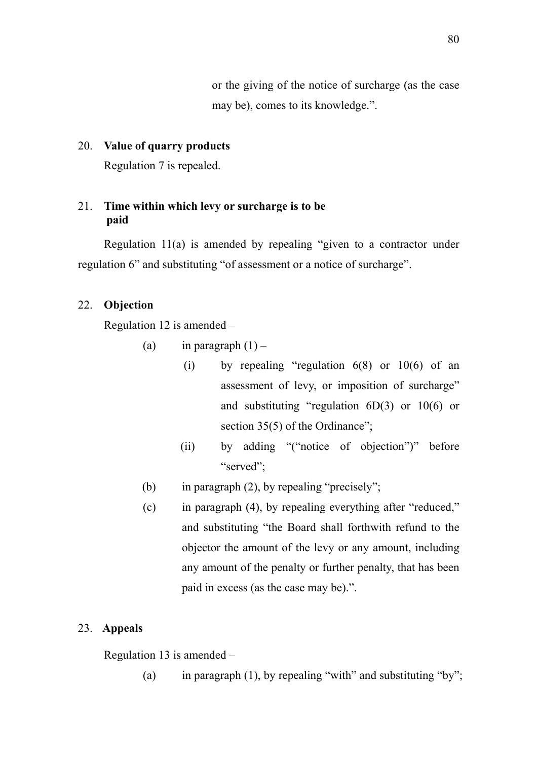or the giving of the notice of surcharge (as the case may be), comes to its knowledge.".

20. **Value of quarry products**

Regulation 7 is repealed.

21. **Time within which levy or surcharge is to be paid**

Regulation 11(a) is amended by repealing "given to a contractor under regulation 6" and substituting "of assessment or a notice of surcharge".

22. **Objection**

Regulation 12 is amended –

(a) in paragraph (1) –

(i) by repealing "regulation 6(8) or 10(6) of an assessment of levy, or imposition of surcharge" and substituting "regulation 6D(3) or 10(6) or section 35(5) of the Ordinance";

(ii) by adding "("notice of objection")" before "served";

(b) in paragraph (2), by repealing "precisely";

(c) in paragraph (4), by repealing everything after "reduced," and substituting "the Board shall forthwith refund to the objector the amount of the levy or any amount, including any amount of the penalty or further penalty, that has been paid in excess (as the case may be).".

23. **Appeals**

Regulation 13 is amended –

(a) in paragraph (1), by repealing "with" and substituting "by";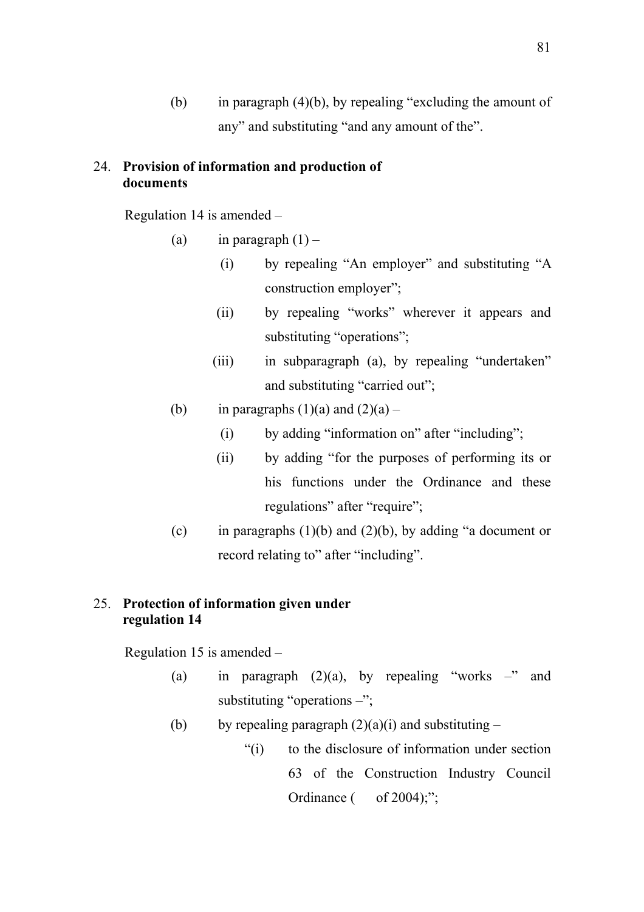(b) in paragraph (4)(b), by repealing "excluding the amount of any" and substituting "and any amount of the".

## 24. Provision of information and production of documents

Regulation 14 is amended –

(a) in paragraph (1) –

 (i) by repealing "An employer" and substituting "A construction employer";

 (ii) by repealing "works" wherever it appears and substituting "operations";

 (iii) in subparagraph (a), by repealing "undertaken" and substituting "carried out";

(b) in paragraphs (1)(a) and (2)(a) –

 (i) by adding "information on" after "including";

 (ii) by adding "for the purposes of performing its or his functions under the Ordinance and these regulations" after "require";

(c) in paragraphs (1)(b) and (2)(b), by adding "a document or record relating to" after "including".

## 25. Protection of information given under regulation 14

Regulation 15 is amended –

(a) in paragraph (2)(a), by repealing "works –" and substituting "operations –";

(b) by repealing paragraph (2)(a)(i) and substituting –

 "(i) to the disclosure of information under section 63 of the Construction Industry Council Ordinance (  of 2004);";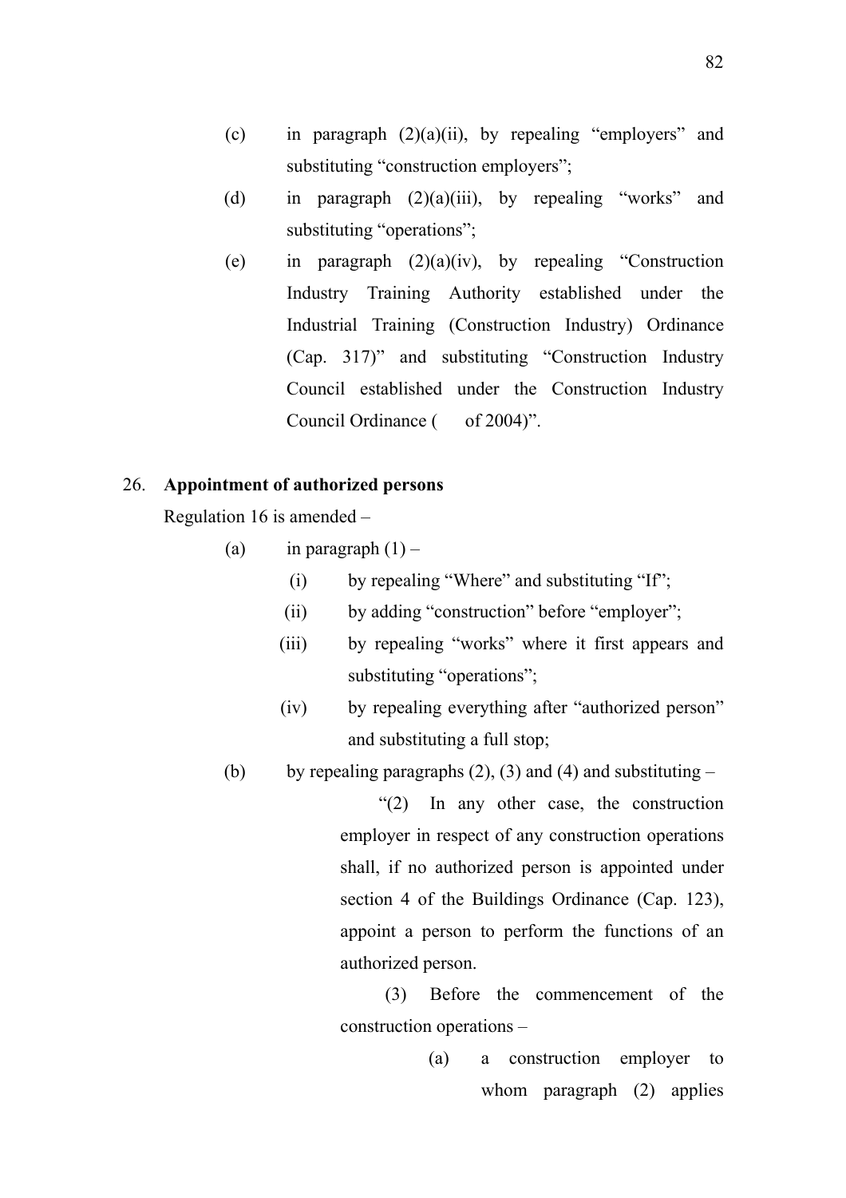(c) in paragraph (2)(a)(ii), by repealing "employers" and substituting "construction employers";

(d) in paragraph (2)(a)(iii), by repealing "works" and substituting "operations";

(e) in paragraph (2)(a)(iv), by repealing "Construction Industry Training Authority established under the Industrial Training (Construction Industry) Ordinance (Cap. 317)" and substituting "Construction Industry Council established under the Construction Industry Council Ordinance (   of 2004)".

26. **Appointment of authorized persons**

Regulation 16 is amended –

(a) in paragraph (1) –

(i) by repealing "Where" and substituting "If";

(ii) by adding "construction" before "employer";

(iii) by repealing "works" where it first appears and substituting "operations";

(iv) by repealing everything after "authorized person" and substituting a full stop;

(b) by repealing paragraphs (2), (3) and (4) and substituting –

"(2) In any other case, the construction employer in respect of any construction operations shall, if no authorized person is appointed under section 4 of the Buildings Ordinance (Cap. 123), appoint a person to perform the functions of an authorized person.

(3) Before the commencement of the construction operations –

(a) a construction employer to whom paragraph (2) applies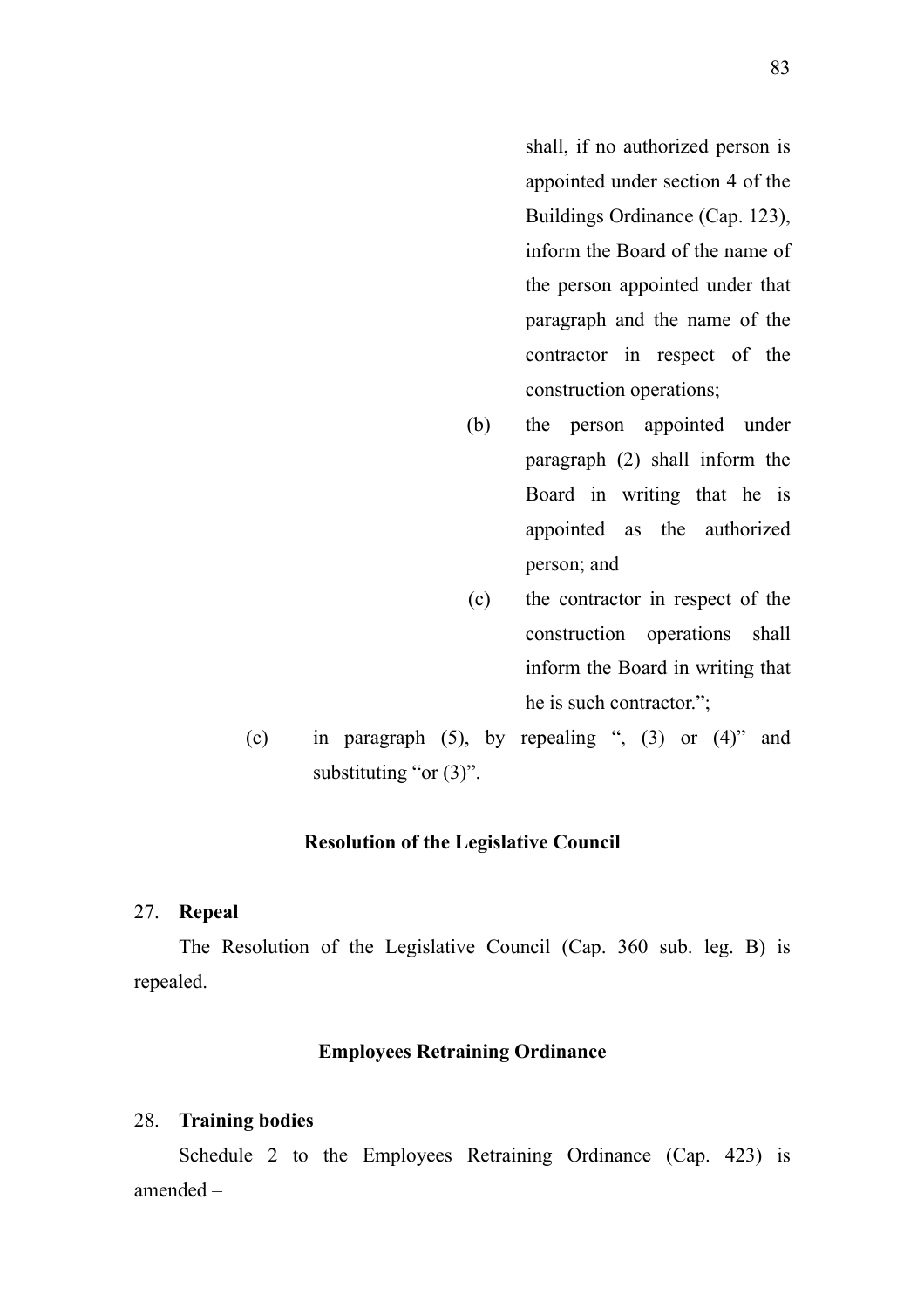shall, if no authorized person is appointed under section 4 of the Buildings Ordinance (Cap. 123), inform the Board of the name of the person appointed under that paragraph and the name of the contractor in respect of the construction operations;

(b) the person appointed under paragraph (2) shall inform the Board in writing that he is appointed as the authorized person; and

(c) the contractor in respect of the construction operations shall inform the Board in writing that he is such contractor.";

(c) in paragraph (5), by repealing ", (3) or (4)" and substituting "or (3)".

**Resolution of the Legislative Council**

27. **Repeal**

The Resolution of the Legislative Council (Cap. 360 sub. leg. B) is repealed.

**Employees Retraining Ordinance**

28. **Training bodies**

Schedule 2 to the Employees Retraining Ordinance (Cap. 423) is amended –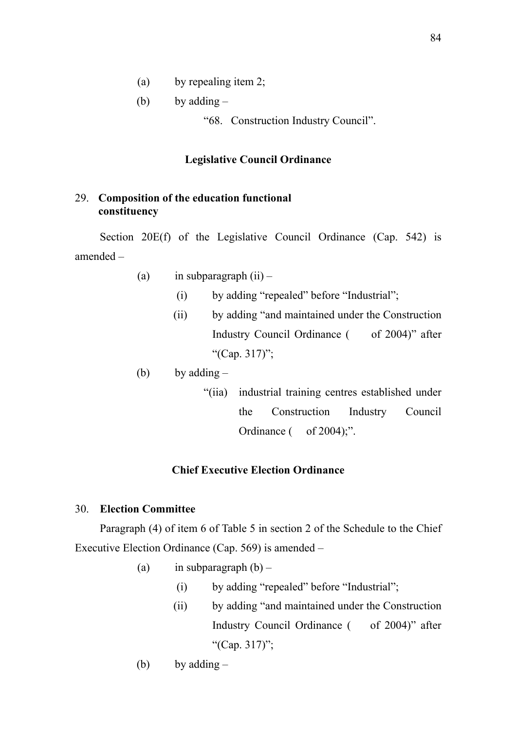(a) by repealing item 2;

(b) by adding –

"68. Construction Industry Council".

## Legislative Council Ordinance

### 29. Composition of the education functional constituency

Section 20E(f) of the Legislative Council Ordinance (Cap. 542) is amended –

(a) in subparagraph (ii) –

(i) by adding "repealed" before "Industrial";

(ii) by adding "and maintained under the Construction Industry Council Ordinance (   of 2004)" after "(Cap. 317)";

(b) by adding –

"(iia) industrial training centres established under the Construction Industry Council Ordinance (   of 2004);".

## Chief Executive Election Ordinance

### 30. Election Committee

Paragraph (4) of item 6 of Table 5 in section 2 of the Schedule to the Chief Executive Election Ordinance (Cap. 569) is amended –

(a) in subparagraph (b) –

(i) by adding "repealed" before "Industrial";

(ii) by adding "and maintained under the Construction Industry Council Ordinance (   of 2004)" after "(Cap. 317)";

(b) by adding –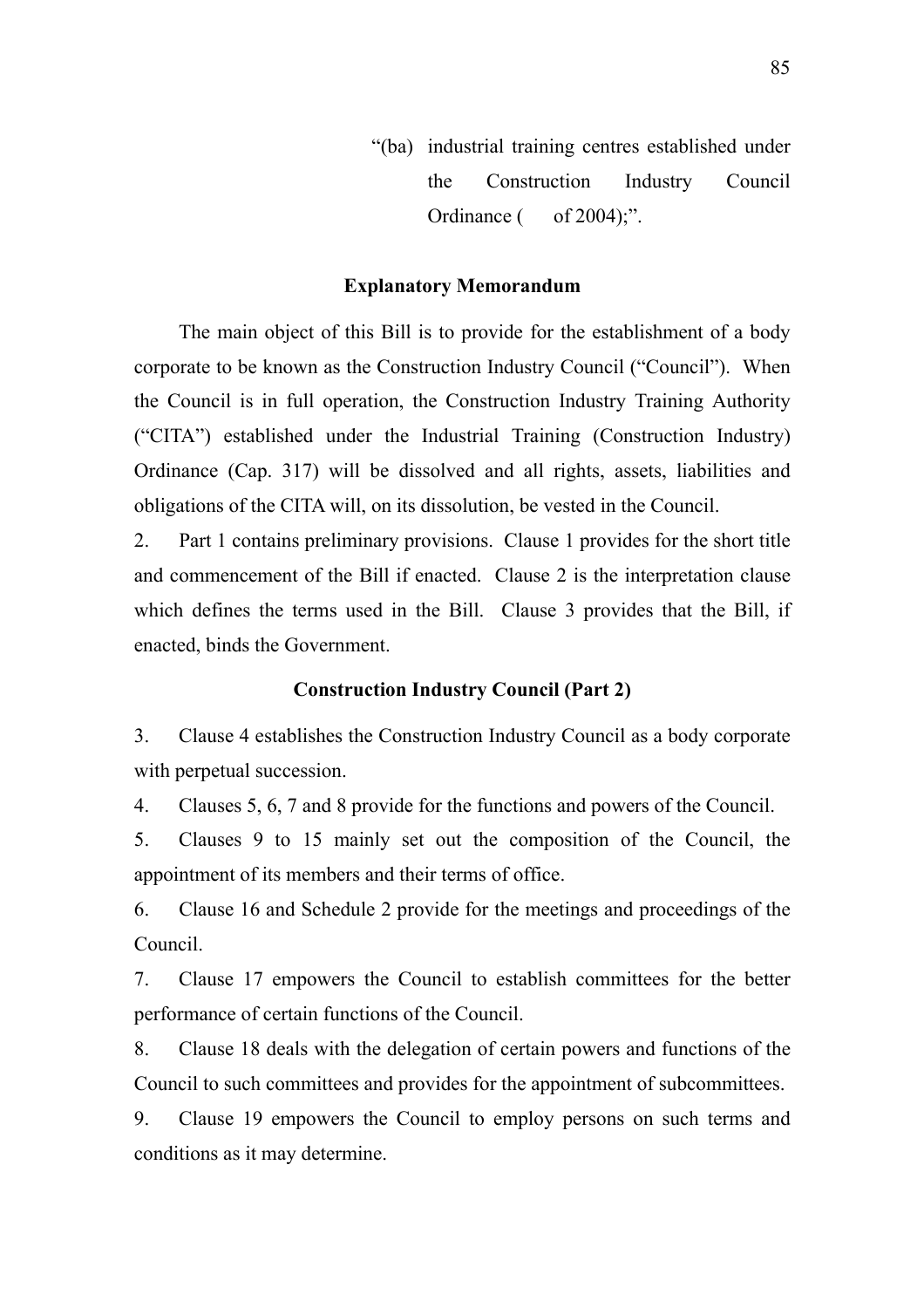“(ba) industrial training centres established under the Construction Industry Council Ordinance (   of 2004);”.

**Explanatory Memorandum**

The main object of this Bill is to provide for the establishment of a body corporate to be known as the Construction Industry Council (“Council”). When the Council is in full operation, the Construction Industry Training Authority (“CITA”) established under the Industrial Training (Construction Industry) Ordinance (Cap. 317) will be dissolved and all rights, assets, liabilities and obligations of the CITA will, on its dissolution, be vested in the Council.

2. Part 1 contains preliminary provisions. Clause 1 provides for the short title and commencement of the Bill if enacted. Clause 2 is the interpretation clause which defines the terms used in the Bill. Clause 3 provides that the Bill, if enacted, binds the Government.

**Construction Industry Council (Part 2)**

3. Clause 4 establishes the Construction Industry Council as a body corporate with perpetual succession.

4. Clauses 5, 6, 7 and 8 provide for the functions and powers of the Council.

5. Clauses 9 to 15 mainly set out the composition of the Council, the appointment of its members and their terms of office.

6. Clause 16 and Schedule 2 provide for the meetings and proceedings of the Council.

7. Clause 17 empowers the Council to establish committees for the better performance of certain functions of the Council.

8. Clause 18 deals with the delegation of certain powers and functions of the Council to such committees and provides for the appointment of subcommittees.

9. Clause 19 empowers the Council to employ persons on such terms and conditions as it may determine.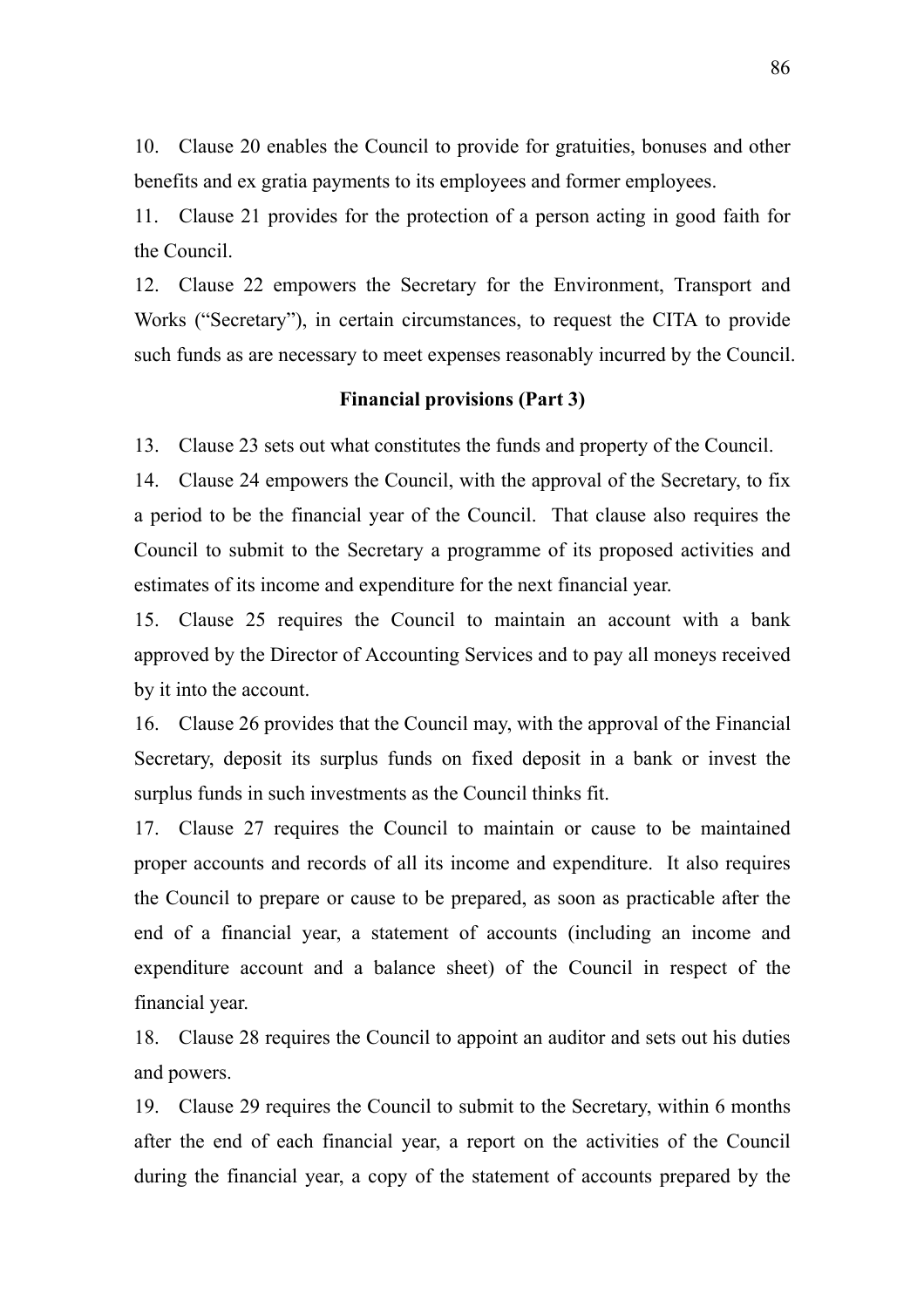10. Clause 20 enables the Council to provide for gratuities, bonuses and other benefits and ex gratia payments to its employees and former employees.

11. Clause 21 provides for the protection of a person acting in good faith for the Council.

12. Clause 22 empowers the Secretary for the Environment, Transport and Works ("Secretary"), in certain circumstances, to request the CITA to provide such funds as are necessary to meet expenses reasonably incurred by the Council.

**Financial provisions (Part 3)**

13. Clause 23 sets out what constitutes the funds and property of the Council.

14. Clause 24 empowers the Council, with the approval of the Secretary, to fix a period to be the financial year of the Council. That clause also requires the Council to submit to the Secretary a programme of its proposed activities and estimates of its income and expenditure for the next financial year.

15. Clause 25 requires the Council to maintain an account with a bank approved by the Director of Accounting Services and to pay all moneys received by it into the account.

16. Clause 26 provides that the Council may, with the approval of the Financial Secretary, deposit its surplus funds on fixed deposit in a bank or invest the surplus funds in such investments as the Council thinks fit.

17. Clause 27 requires the Council to maintain or cause to be maintained proper accounts and records of all its income and expenditure. It also requires the Council to prepare or cause to be prepared, as soon as practicable after the end of a financial year, a statement of accounts (including an income and expenditure account and a balance sheet) of the Council in respect of the financial year.

18. Clause 28 requires the Council to appoint an auditor and sets out his duties and powers.

19. Clause 29 requires the Council to submit to the Secretary, within 6 months after the end of each financial year, a report on the activities of the Council during the financial year, a copy of the statement of accounts prepared by the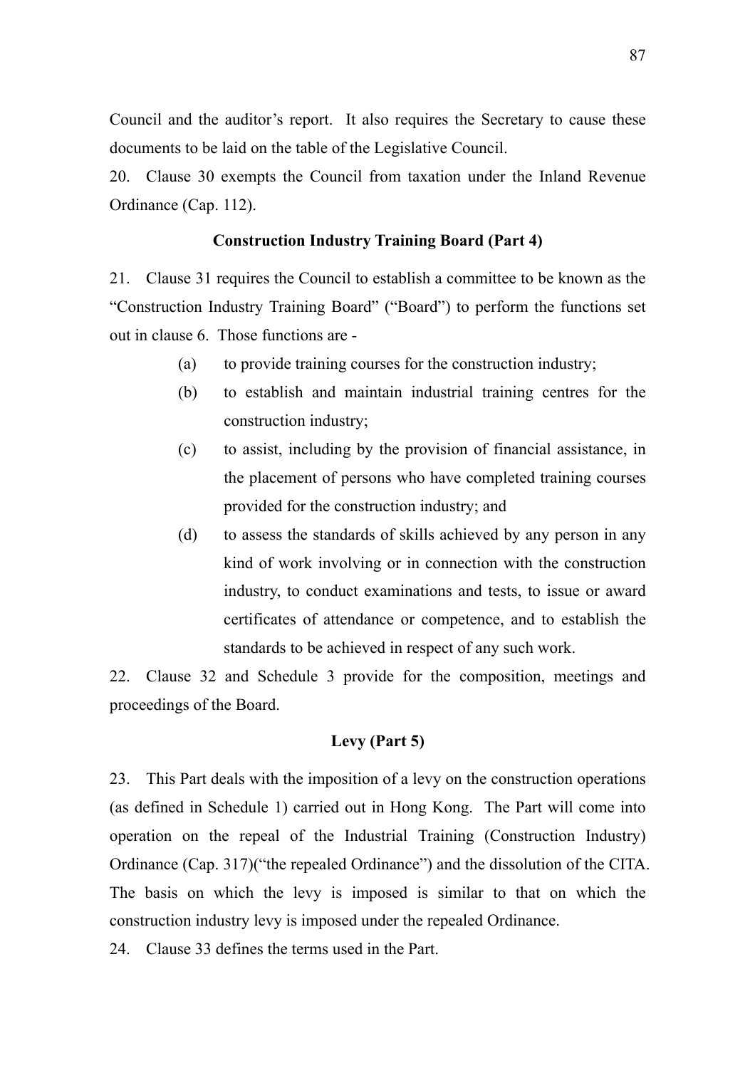Council and the auditor's report. It also requires the Secretary to cause these documents to be laid on the table of the Legislative Council.

20. Clause 30 exempts the Council from taxation under the Inland Revenue Ordinance (Cap. 112).

### Construction Industry Training Board (Part 4)

21. Clause 31 requires the Council to establish a committee to be known as the "Construction Industry Training Board" ("Board") to perform the functions set out in clause 6. Those functions are -

(a) to provide training courses for the construction industry;

(b) to establish and maintain industrial training centres for the construction industry;

(c) to assist, including by the provision of financial assistance, in the placement of persons who have completed training courses provided for the construction industry; and

(d) to assess the standards of skills achieved by any person in any kind of work involving or in connection with the construction industry, to conduct examinations and tests, to issue or award certificates of attendance or competence, and to establish the standards to be achieved in respect of any such work.

22. Clause 32 and Schedule 3 provide for the composition, meetings and proceedings of the Board.

### Levy (Part 5)

23. This Part deals with the imposition of a levy on the construction operations (as defined in Schedule 1) carried out in Hong Kong. The Part will come into operation on the repeal of the Industrial Training (Construction Industry) Ordinance (Cap. 317)("the repealed Ordinance") and the dissolution of the CITA. The basis on which the levy is imposed is similar to that on which the construction industry levy is imposed under the repealed Ordinance.

24. Clause 33 defines the terms used in the Part.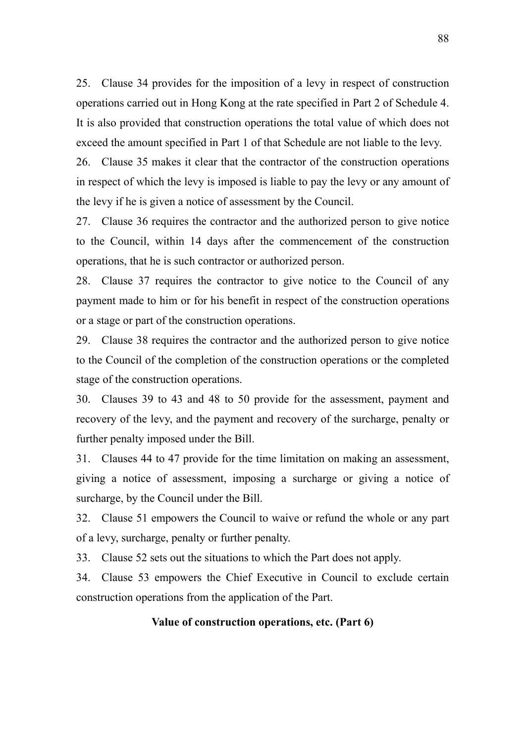25. Clause 34 provides for the imposition of a levy in respect of construction operations carried out in Hong Kong at the rate specified in Part 2 of Schedule 4. It is also provided that construction operations the total value of which does not exceed the amount specified in Part 1 of that Schedule are not liable to the levy.

26. Clause 35 makes it clear that the contractor of the construction operations in respect of which the levy is imposed is liable to pay the levy or any amount of the levy if he is given a notice of assessment by the Council.

27. Clause 36 requires the contractor and the authorized person to give notice to the Council, within 14 days after the commencement of the construction operations, that he is such contractor or authorized person.

28. Clause 37 requires the contractor to give notice to the Council of any payment made to him or for his benefit in respect of the construction operations or a stage or part of the construction operations.

29. Clause 38 requires the contractor and the authorized person to give notice to the Council of the completion of the construction operations or the completed stage of the construction operations.

30. Clauses 39 to 43 and 48 to 50 provide for the assessment, payment and recovery of the levy, and the payment and recovery of the surcharge, penalty or further penalty imposed under the Bill.

31. Clauses 44 to 47 provide for the time limitation on making an assessment, giving a notice of assessment, imposing a surcharge or giving a notice of surcharge, by the Council under the Bill.

32. Clause 51 empowers the Council to waive or refund the whole or any part of a levy, surcharge, penalty or further penalty.

33. Clause 52 sets out the situations to which the Part does not apply.

34. Clause 53 empowers the Chief Executive in Council to exclude certain construction operations from the application of the Part.

**Value of construction operations, etc. (Part 6)**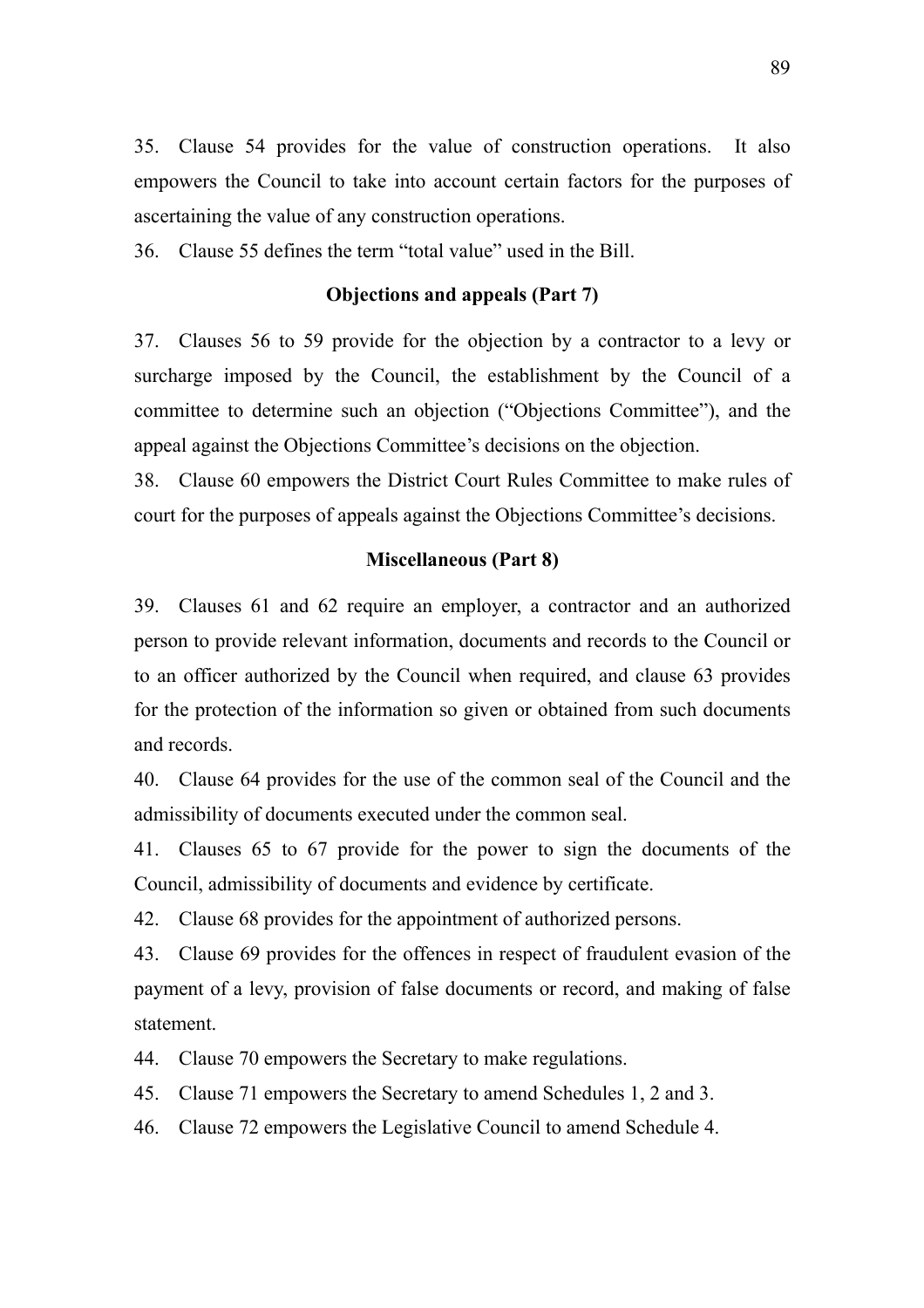35. Clause 54 provides for the value of construction operations. It also empowers the Council to take into account certain factors for the purposes of ascertaining the value of any construction operations.

36. Clause 55 defines the term "total value" used in the Bill.

**Objections and appeals (Part 7)**

37. Clauses 56 to 59 provide for the objection by a contractor to a levy or surcharge imposed by the Council, the establishment by the Council of a committee to determine such an objection ("Objections Committee"), and the appeal against the Objections Committee's decisions on the objection.

38. Clause 60 empowers the District Court Rules Committee to make rules of court for the purposes of appeals against the Objections Committee's decisions.

**Miscellaneous (Part 8)**

39. Clauses 61 and 62 require an employer, a contractor and an authorized person to provide relevant information, documents and records to the Council or to an officer authorized by the Council when required, and clause 63 provides for the protection of the information so given or obtained from such documents and records.

40. Clause 64 provides for the use of the common seal of the Council and the admissibility of documents executed under the common seal.

41. Clauses 65 to 67 provide for the power to sign the documents of the Council, admissibility of documents and evidence by certificate.

42. Clause 68 provides for the appointment of authorized persons.

43. Clause 69 provides for the offences in respect of fraudulent evasion of the payment of a levy, provision of false documents or record, and making of false statement.

44. Clause 70 empowers the Secretary to make regulations.

45. Clause 71 empowers the Secretary to amend Schedules 1, 2 and 3.

46. Clause 72 empowers the Legislative Council to amend Schedule 4.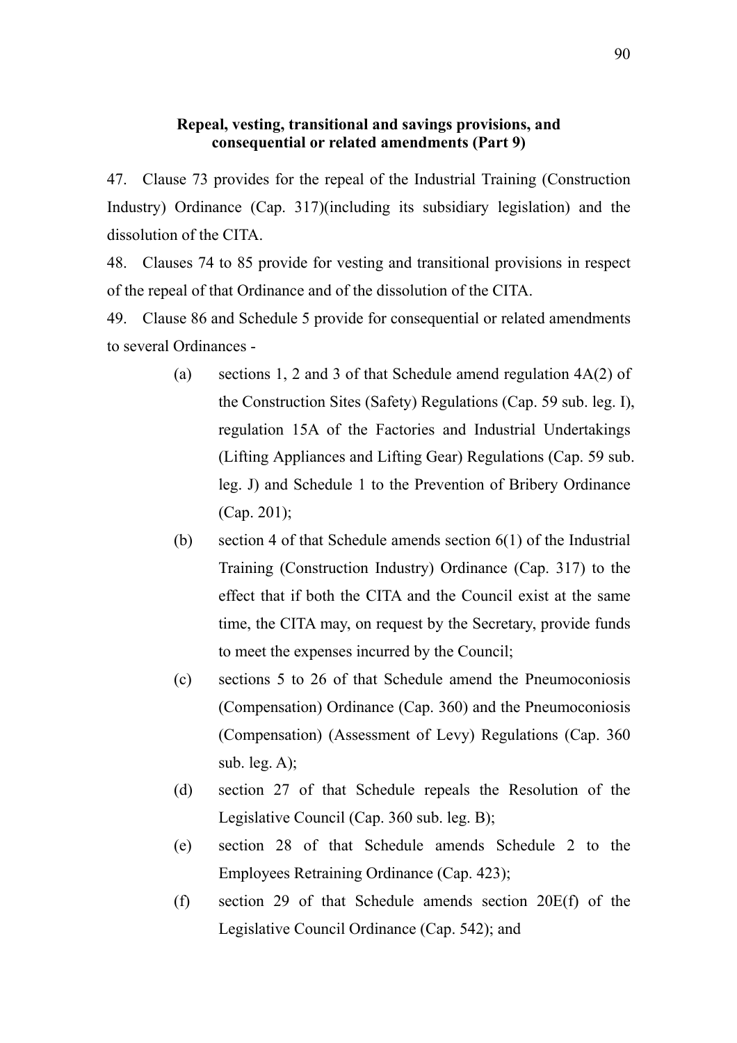**Repeal, vesting, transitional and savings provisions, and consequential or related amendments (Part 9)**

47. Clause 73 provides for the repeal of the Industrial Training (Construction Industry) Ordinance (Cap. 317)(including its subsidiary legislation) and the dissolution of the CITA.

48. Clauses 74 to 85 provide for vesting and transitional provisions in respect of the repeal of that Ordinance and of the dissolution of the CITA.

49. Clause 86 and Schedule 5 provide for consequential or related amendments to several Ordinances -

(a) sections 1, 2 and 3 of that Schedule amend regulation 4A(2) of the Construction Sites (Safety) Regulations (Cap. 59 sub. leg. I), regulation 15A of the Factories and Industrial Undertakings (Lifting Appliances and Lifting Gear) Regulations (Cap. 59 sub. leg. J) and Schedule 1 to the Prevention of Bribery Ordinance (Cap. 201);

(b) section 4 of that Schedule amends section 6(1) of the Industrial Training (Construction Industry) Ordinance (Cap. 317) to the effect that if both the CITA and the Council exist at the same time, the CITA may, on request by the Secretary, provide funds to meet the expenses incurred by the Council;

(c) sections 5 to 26 of that Schedule amend the Pneumoconiosis (Compensation) Ordinance (Cap. 360) and the Pneumoconiosis (Compensation) (Assessment of Levy) Regulations (Cap. 360 sub. leg. A);

(d) section 27 of that Schedule repeals the Resolution of the Legislative Council (Cap. 360 sub. leg. B);

(e) section 28 of that Schedule amends Schedule 2 to the Employees Retraining Ordinance (Cap. 423);

(f) section 29 of that Schedule amends section 20E(f) of the Legislative Council Ordinance (Cap. 542); and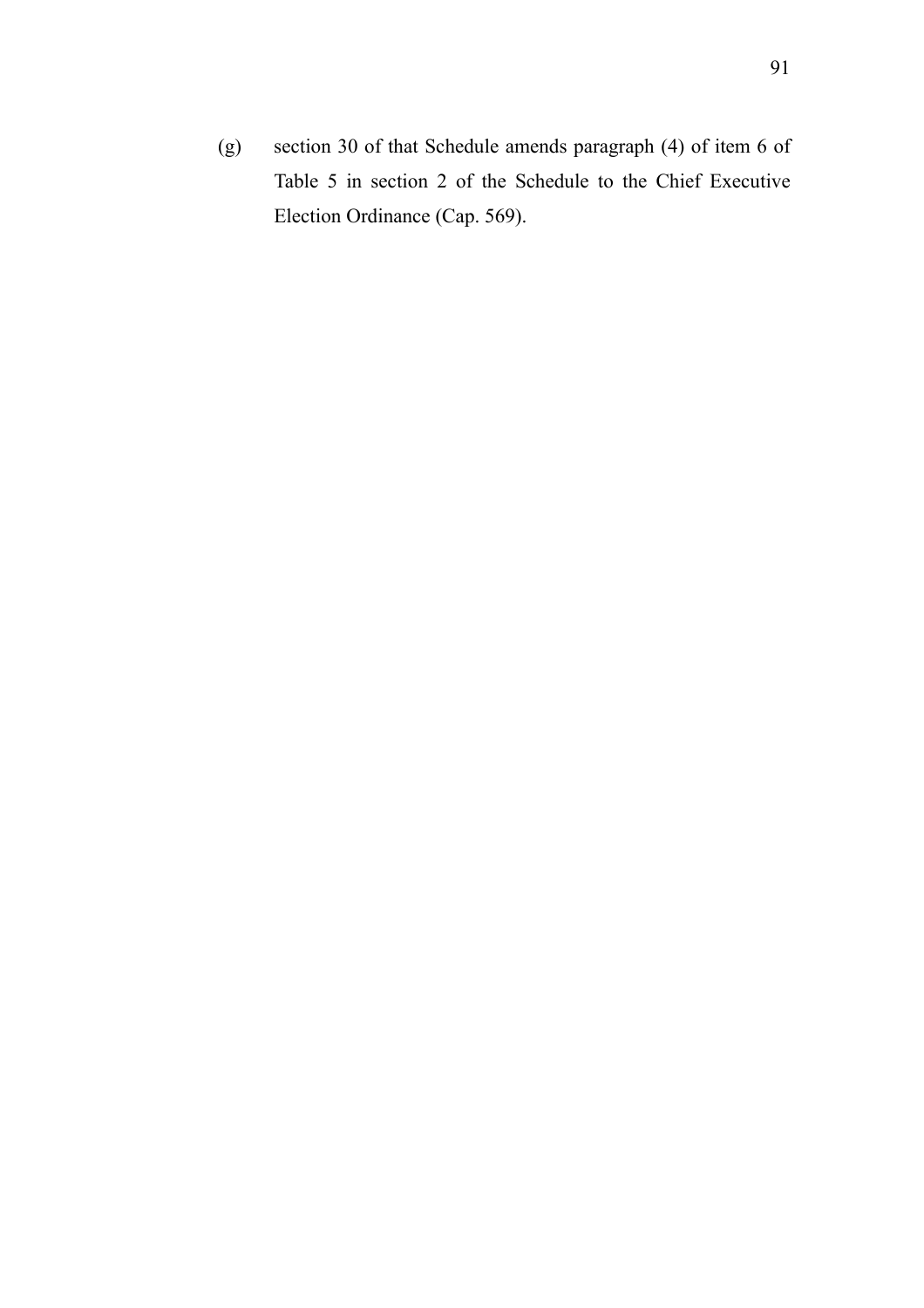(g) section 30 of that Schedule amends paragraph (4) of item 6 of Table 5 in section 2 of the Schedule to the Chief Executive Election Ordinance (Cap. 569).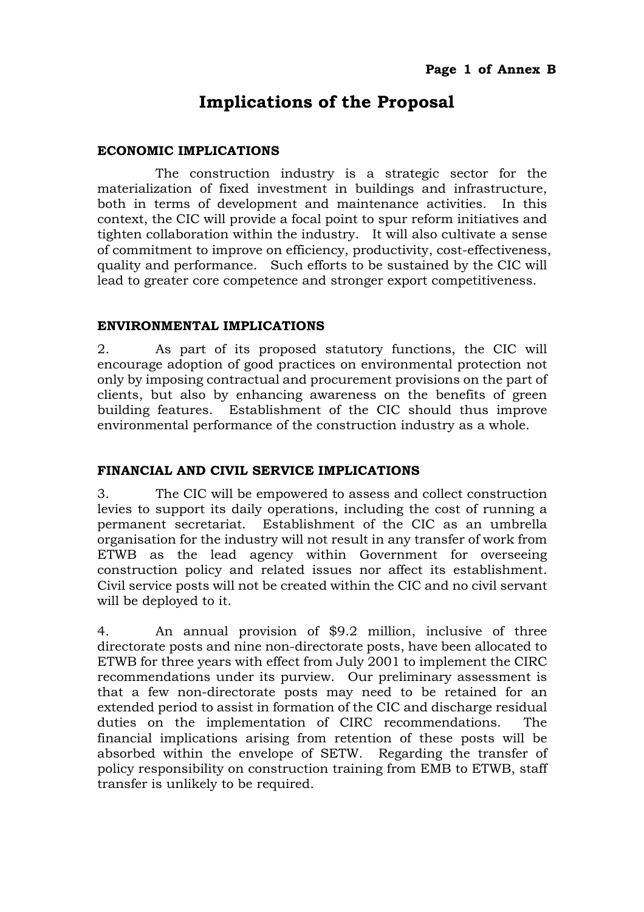# Implications of the Proposal

**ECONOMIC IMPLICATIONS**

The construction industry is a strategic sector for the materialization of fixed investment in buildings and infrastructure, both in terms of development and maintenance activities. In this context, the CIC will provide a focal point to spur reform initiatives and tighten collaboration within the industry. It will also cultivate a sense of commitment to improve on efficiency, productivity, cost-effectiveness, quality and performance. Such efforts to be sustained by the CIC will lead to greater core competence and stronger export competitiveness.

**ENVIRONMENTAL IMPLICATIONS**

2. As part of its proposed statutory functions, the CIC will encourage adoption of good practices on environmental protection not only by imposing contractual and procurement provisions on the part of clients, but also by enhancing awareness on the benefits of green building features. Establishment of the CIC should thus improve environmental performance of the construction industry as a whole.

**FINANCIAL AND CIVIL SERVICE IMPLICATIONS**

3. The CIC will be empowered to assess and collect construction levies to support its daily operations, including the cost of running a permanent secretariat. Establishment of the CIC as an umbrella organisation for the industry will not result in any transfer of work from ETWB as the lead agency within Government for overseeing construction policy and related issues nor affect its establishment. Civil service posts will not be created within the CIC and no civil servant will be deployed to it.

4. An annual provision of $9.2 million, inclusive of three directorate posts and nine non-directorate posts, have been allocated to ETWB for three years with effect from July 2001 to implement the CIRC recommendations under its purview. Our preliminary assessment is that a few non-directorate posts may need to be retained for an extended period to assist in formation of the CIC and discharge residual duties on the implementation of CIRC recommendations. The financial implications arising from retention of these posts will be absorbed within the envelope of SETW. Regarding the transfer of policy responsibility on construction training from EMB to ETWB, staff transfer is unlikely to be required.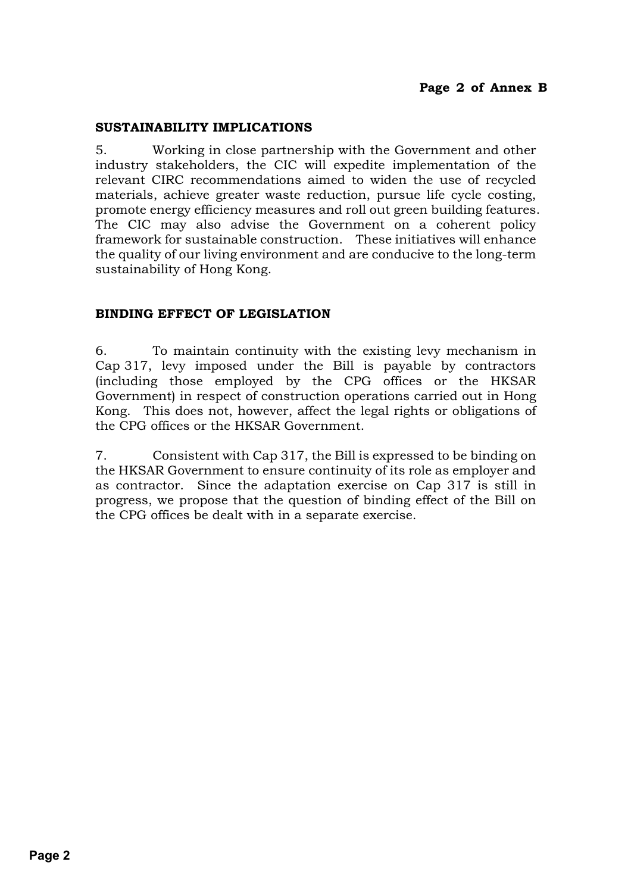## SUSTAINABILITY IMPLICATIONS

5. Working in close partnership with the Government and other industry stakeholders, the CIC will expedite implementation of the relevant CIRC recommendations aimed to widen the use of recycled materials, achieve greater waste reduction, pursue life cycle costing, promote energy efficiency measures and roll out green building features. The CIC may also advise the Government on a coherent policy framework for sustainable construction. These initiatives will enhance the quality of our living environment and are conducive to the long-term sustainability of Hong Kong.

## BINDING EFFECT OF LEGISLATION

6. To maintain continuity with the existing levy mechanism in Cap 317, levy imposed under the Bill is payable by contractors (including those employed by the CPG offices or the HKSAR Government) in respect of construction operations carried out in Hong Kong. This does not, however, affect the legal rights or obligations of the CPG offices or the HKSAR Government.

7. Consistent with Cap 317, the Bill is expressed to be binding on the HKSAR Government to ensure continuity of its role as employer and as contractor. Since the adaptation exercise on Cap 317 is still in progress, we propose that the question of binding effect of the Bill on the CPG offices be dealt with in a separate exercise.